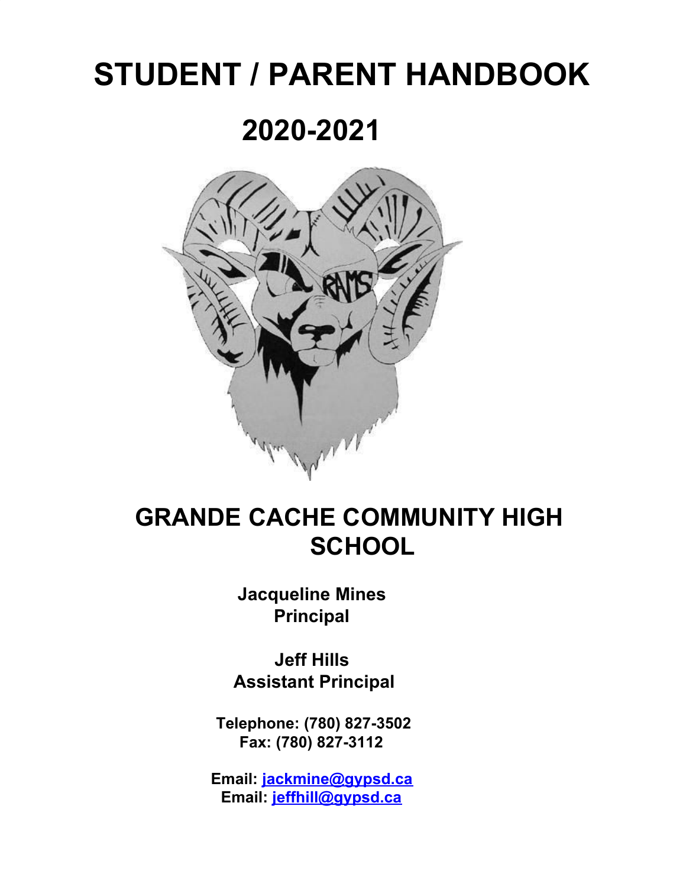# STUDENT / PARENT HANDBOOK

# 2020-2021

## GRANDE CACHE COMMUNITY HIGH SCHOOL

**Jacqueline Mines**
**Principal**

**Jeff Hills**
**Assistant Principal**

**Telephone: (780) 827-3502**
**Fax: (780) 827-3112**

**Email: jackmine@gypsd.ca**
**Email: jeffhill@gypsd.ca**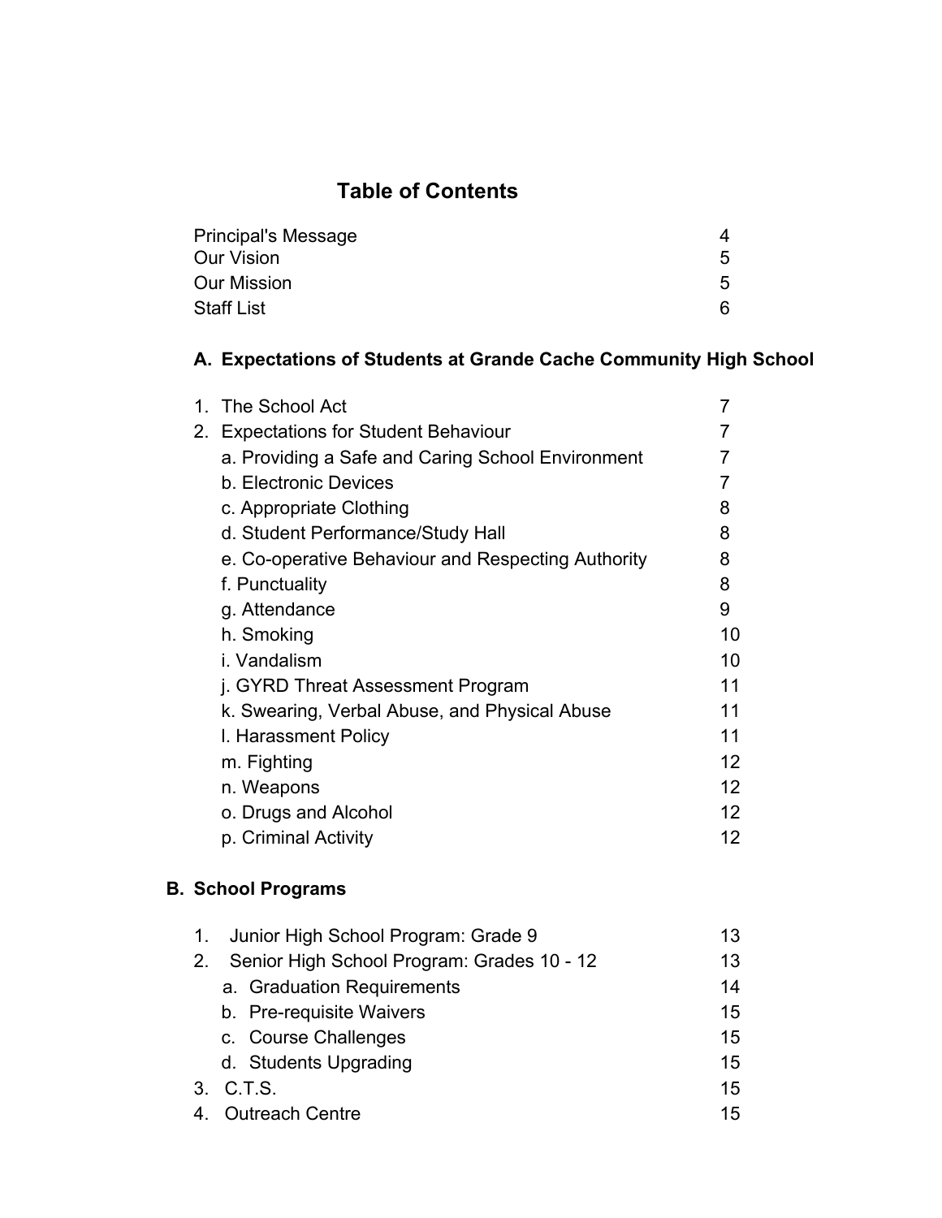## Table of Contents

| | |
|---|---|
| Principal's Message | 4 |
| Our Vision | 5 |
| Our Mission | 5 |
| Staff List | 6 |

### A. Expectations of Students at Grande Cache Community High School

| | |
|---|---|
| 1. The School Act | 7 |
| 2. Expectations for Student Behaviour | 7 |
| a. Providing a Safe and Caring School Environment | 7 |
| b. Electronic Devices | 7 |
| c. Appropriate Clothing | 8 |
| d. Student Performance/Study Hall | 8 |
| e. Co-operative Behaviour and Respecting Authority | 8 |
| f. Punctuality | 8 |
| g. Attendance | 9 |
| h. Smoking | 10 |
| i. Vandalism | 10 |
| j. GYRD Threat Assessment Program | 11 |
| k. Swearing, Verbal Abuse, and Physical Abuse | 11 |
| l. Harassment Policy | 11 |
| m. Fighting | 12 |
| n. Weapons | 12 |
| o. Drugs and Alcohol | 12 |
| p. Criminal Activity | 12 |

### B. School Programs

| | |
|---|---|
| 1. Junior High School Program: Grade 9 | 13 |
| 2. Senior High School Program: Grades 10 - 12 | 13 |
| a. Graduation Requirements | 14 |
| b. Pre-requisite Waivers | 15 |
| c. Course Challenges | 15 |
| d. Students Upgrading | 15 |
| 3. C.T.S. | 15 |
| 4. Outreach Centre | 15 |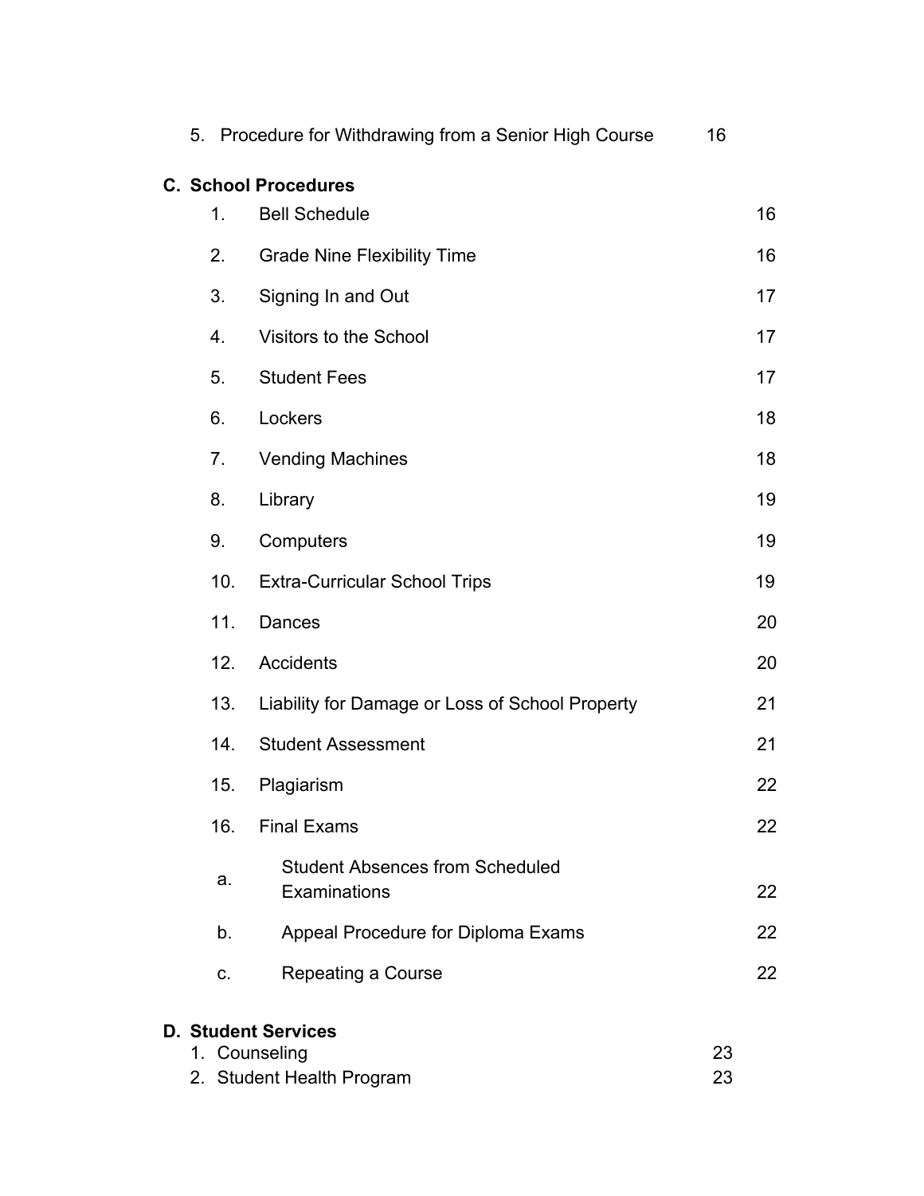5. Procedure for Withdrawing from a Senior High Course 16

**C. School Procedures**

| | | |
|---|---|---|
| 1. | Bell Schedule | 16 |
| 2. | Grade Nine Flexibility Time | 16 |
| 3. | Signing In and Out | 17 |
| 4. | Visitors to the School | 17 |
| 5. | Student Fees | 17 |
| 6. | Lockers | 18 |
| 7. | Vending Machines | 18 |
| 8. | Library | 19 |
| 9. | Computers | 19 |
| 10. | Extra-Curricular School Trips | 19 |
| 11. | Dances | 20 |
| 12. | Accidents | 20 |
| 13. | Liability for Damage or Loss of School Property | 21 |
| 14. | Student Assessment | 21 |
| 15. | Plagiarism | 22 |
| 16. | Final Exams | 22 |
| a. | Student Absences from Scheduled Examinations | 22 |
| b. | Appeal Procedure for Diploma Exams | 22 |
| c. | Repeating a Course | 22 |

**D. Student Services**

1. Counseling 23
2. Student Health Program 23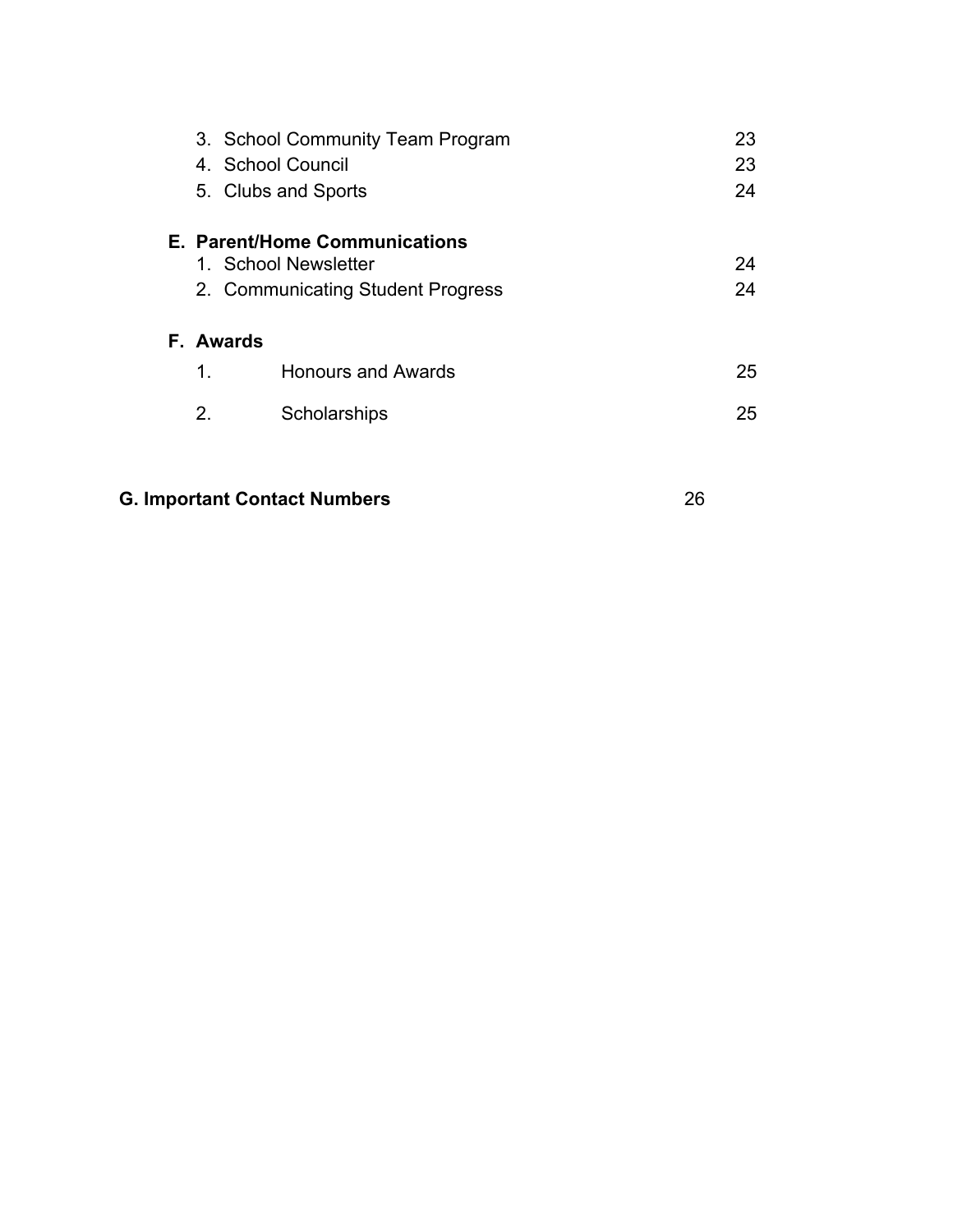3. School Community Team Program 23
4. School Council 23
5. Club and Sports 24

**E. Parent/Home Communications**

1. School Newsletter 24
2. Communicating Student Progress 24

**F. Awards**

1. Honours and Awards 25
2. Scholarships 25

**G. Important Contact Numbers** 26

3. School Community Team Program 23
4. School Council 23
5. Clubs and Sports 24

**E. Parent/Home Communications**

1. School Newsletter 24
2. Communicating Student Progress 24

**F. Awards**

1. Honours and Awards 25
2. Scholarships 25

**G. Important Contact Numbers** 26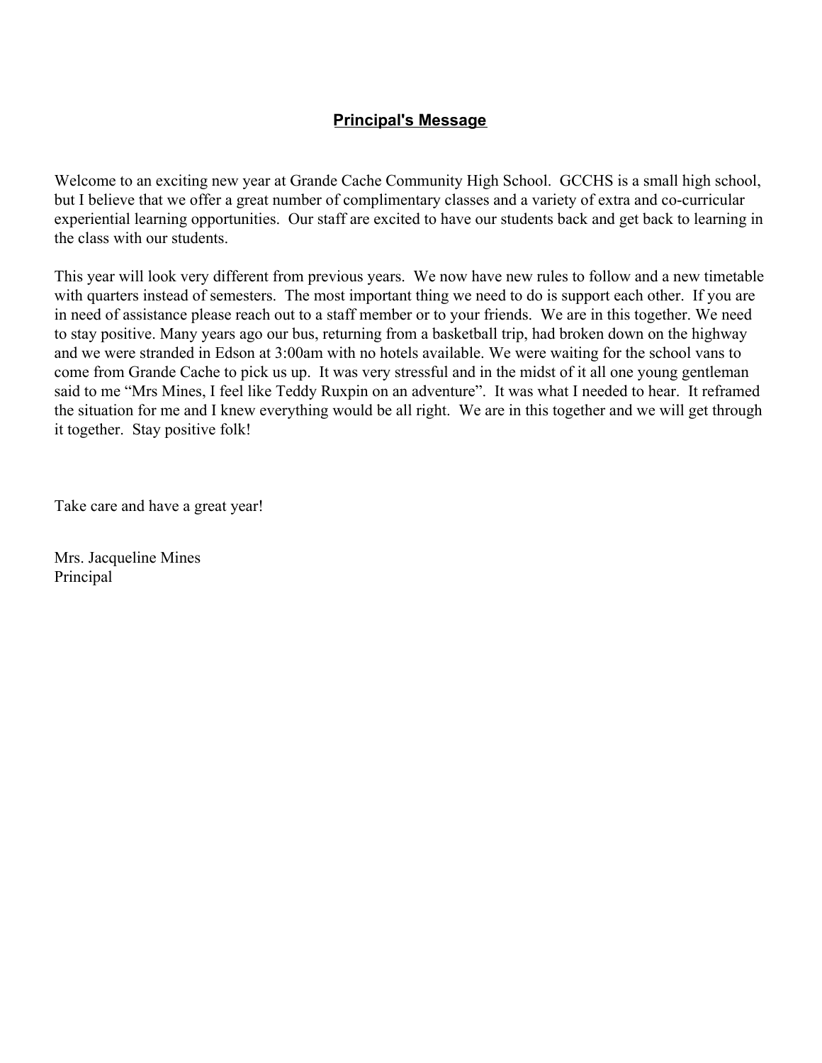# Principal's Message

Welcome to an exciting new year at Grande Cache Community High School. GCCHS is a small high school, but I believe that we offer a great number of complimentary classes and a variety of extra and co-curricular experiential learning opportunities. Our staff are excited to have our students back and get back to learning in the class with our students.

This year will look very different from previous years. We now have new rules to follow and a new timetable with quarters instead of semesters. The most important thing we need to do is support each other. If you are in need of assistance please reach out to a staff member or to your friends. We are in this together. We need to stay positive. Many years ago our bus, returning from a basketball trip, had broken down on the highway and we were stranded in Edson at 3:00am with no hotels available. We were waiting for the school vans to come from Grande Cache to pick us up. It was very stressful and in the midst of it all one young gentleman said to me "Mrs Mines, I feel like Teddy Ruxpin on an adventure". It was what I needed to hear. It reframed the situation for me and I knew everything would be all right. We are in this together and we will get through it together. Stay positive folk!

Take care and have a great year!

Mrs. Jacqueline Mines
Principal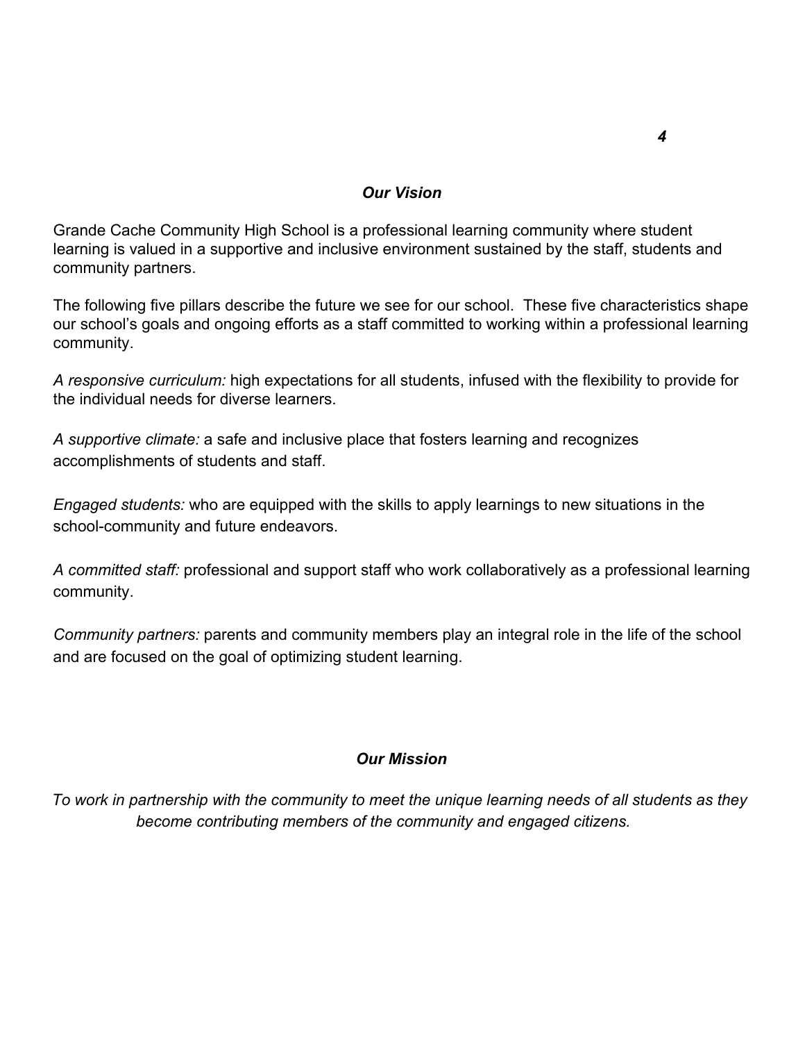## *Our Vision*

Grande Cache Community High School is a professional learning community where student learning is valued in a supportive and inclusive environment sustained by the staff, students and community partners.

The following five pillars describe the future we see for our school. These five characteristics shape our school's goals and ongoing efforts as a staff committed to working within a professional learning community.

*A responsive curriculum:* high expectations for all students, infused with the flexibility to provide for the individual needs for diverse learners.

*A supportive climate:* a safe and inclusive place that fosters learning and recognizes accomplishments of students and staff.

*Engaged students:* who are equipped with the skills to apply learnings to new situations in the school-community and future endeavors.

*A committed staff:* professional and support staff who work collaboratively as a professional learning community.

*Community partners:* parents and community members play an integral role in the life of the school and are focused on the goal of optimizing student learning.

## *Our Mission*

*To work in partnership with the community to meet the unique learning needs of all students as they become contributing members of the community and engaged citizens.*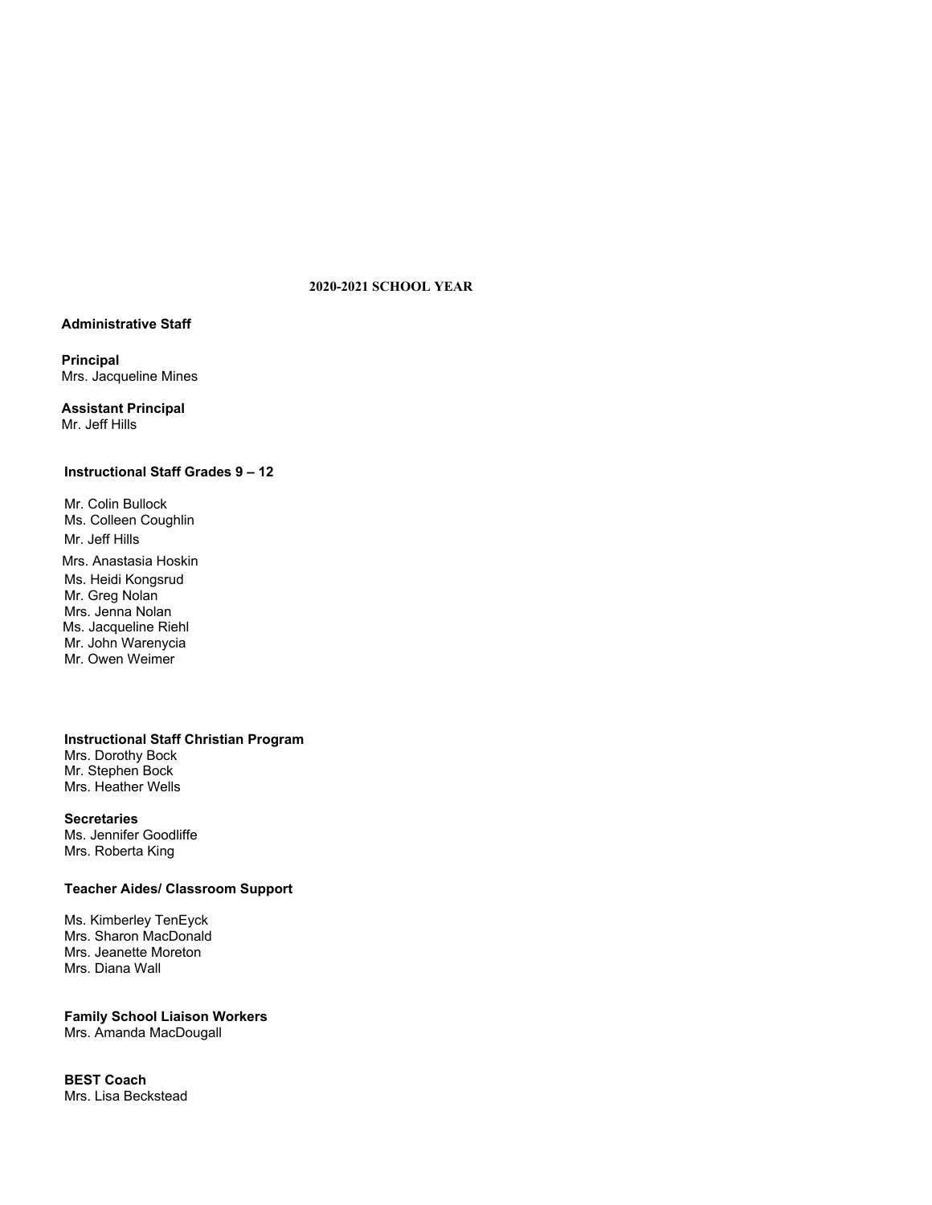# 2020-2021 SCHOOL YEAR

## Administrative Staff

**Principal**
Mrs. Jacqueline Mines

**Assistant Principal**
Mr. Jeff Hills

## Instructional Staff Grades 9 – 12

Mr. Colin Bullock
Ms. Colleen Coughlin
Mr. Jeff Hills
Mrs. Anastasia Hoskin
Ms. Heidi Kongsrud
Mr. Greg Nolan
Mrs. Jenna Nolan
Ms. Jacqueline Riehl
Mr. John Warenycia
Mr. Owen Weimer

## Instructional Staff Christian Program

Mrs. Dorothy Bock
Mr. Stephen Bock
Mrs. Heather Wells

## Secretaries

Ms. Jennifer Goodliffe
Mrs. Roberta King

## Teacher Aides/ Classroom Support

Ms. Kimberley TenEyck
Mrs. Sharon MacDonald
Mrs. Jeanette Moreton
Mrs. Diana Wall

## Family School Liaison Workers

Mrs. Amanda MacDougall

## BEST Coach

Mrs. Lisa Beckstead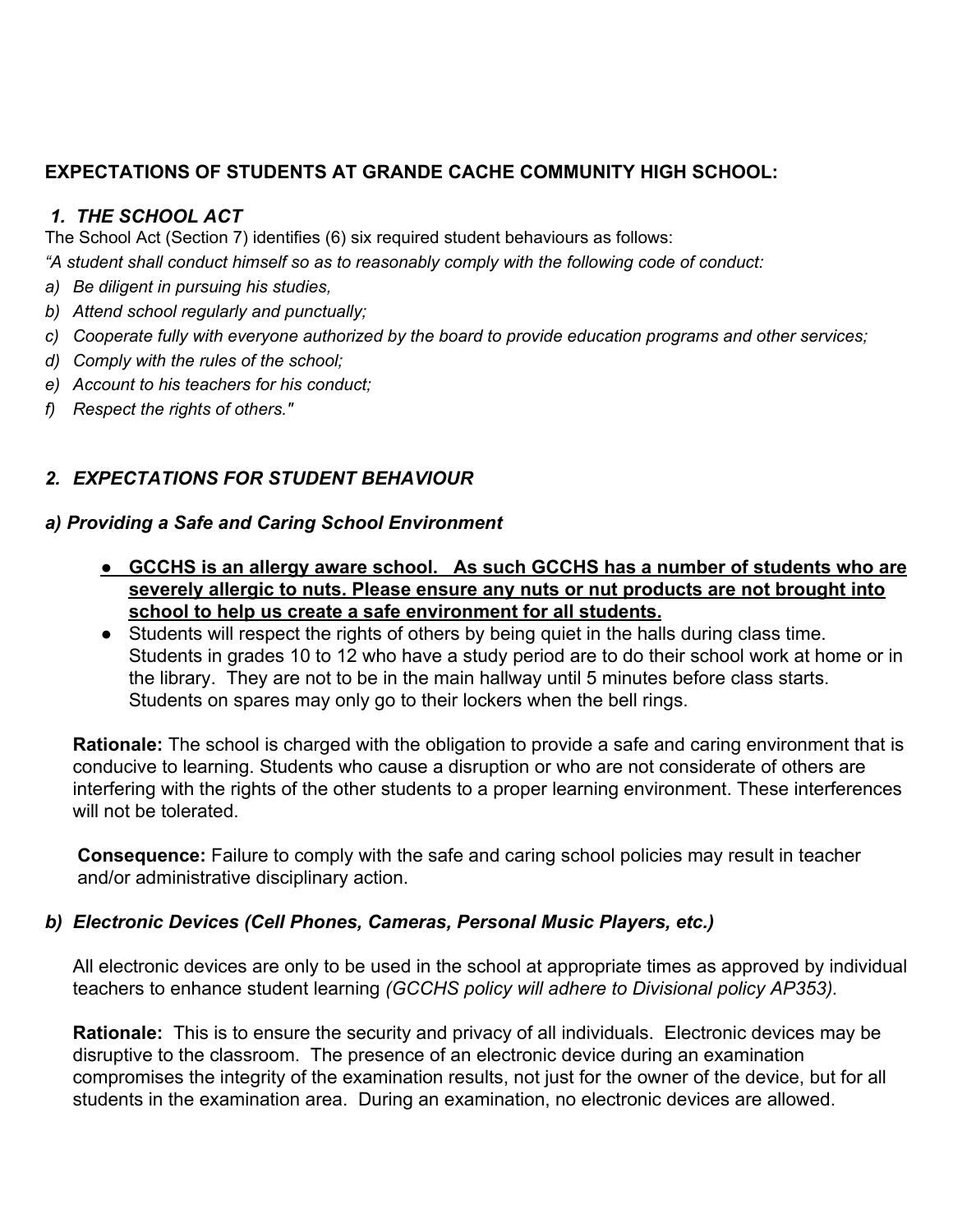**EXPECTATIONS OF STUDENTS AT GRANDE CACHE COMMUNITY HIGH SCHOOL:**

## *1. THE SCHOOL ACT*

The School Act (Section 7) identifies (6) six required student behaviours as follows:

*"A student shall conduct himself so as to reasonably comply with the following code of conduct:*

*a) Be diligent in pursuing his studies,*
*b) Attend school regularly and punctually;*
*c) Cooperate fully with everyone authorized by the board to provide education programs and other services;*
*d) Comply with the rules of the school;*
*e) Account to his teachers for his conduct;*
*f) Respect the rights of others."*

## *2. EXPECTATIONS FOR STUDENT BEHAVIOUR*

### *a) Providing a Safe and Caring School Environment*

- <u>**GCCHS is an allergy aware school. As such GCCHS has a number of students who are severely allergic to nuts. Please ensure any nuts or nut products are not brought into school to help us create a safe environment for all students.**</u>
- Students will respect the rights of others by being quiet in the halls during class time. Students in grades 10 to 12 who have a study period are to do their school work at home or in the library. They are not to be in the main hallway until 5 minutes before class starts. Students on spares may only go to their lockers when the bell rings.

**Rationale:** The school is charged with the obligation to provide a safe and caring environment that is conducive to learning. Students who cause a disruption or who are not considerate of others are interfering with the rights of the other students to a proper learning environment. These interferences will not be tolerated.

**Consequence:** Failure to comply with the safe and caring school policies may result in teacher and/or administrative disciplinary action.

### *b) Electronic Devices (Cell Phones, Cameras, Personal Music Players, etc.)*

All electronic devices are only to be used in the school at appropriate times as approved by individual teachers to enhance student learning *(GCCHS policy will adhere to Divisional policy AP353).*

**Rationale:** This is to ensure the security and privacy of all individuals. Electronic devices may be disruptive to the classroom. The presence of an electronic device during an examination compromises the integrity of the examination results, not just for the owner of the device, but for all students in the examination area. During an examination, no electronic devices are allowed.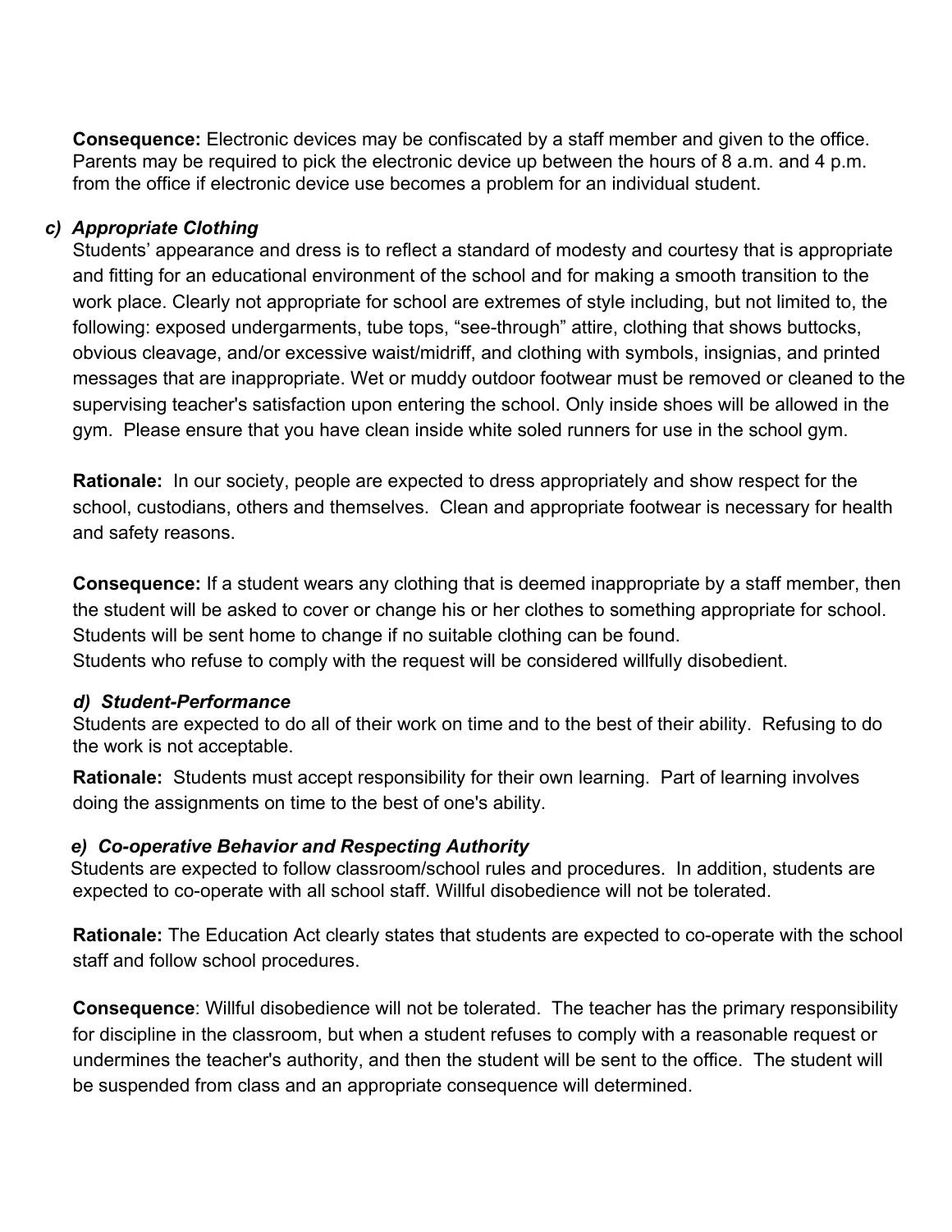**Consequence:** Electronic devices may be confiscated by a staff member and given to the office. Parents may be required to pick the electronic device up between the hours of 8 a.m. and 4 p.m. from the office if electronic device use becomes a problem for an individual student.

### *c) Appropriate Clothing*

Students' appearance and dress is to reflect a standard of modesty and courtesy that is appropriate and fitting for an educational environment of the school and for making a smooth transition to the work place. Clearly not appropriate for school are extremes of style including, but not limited to, the following: exposed undergarments, tube tops, "see-through" attire, clothing that shows buttocks, obvious cleavage, and/or excessive waist/midriff, and clothing with symbols, insignias, and printed messages that are inappropriate. Wet or muddy outdoor footwear must be removed or cleaned to the supervising teacher's satisfaction upon entering the school. Only inside shoes will be allowed in the gym. Please ensure that you have clean inside white soled runners for use in the school gym.

**Rationale:** In our society, people are expected to dress appropriately and show respect for the school, custodians, others and themselves. Clean and appropriate footwear is necessary for health and safety reasons.

**Consequence:** If a student wears any clothing that is deemed inappropriate by a staff member, then the student will be asked to cover or change his or her clothes to something appropriate for school. Students will be sent home to change if no suitable clothing can be found.
Students who refuse to comply with the request will be considered willfully disobedient.

### *d) Student-Performance*

Students are expected to do all of their work on time and to the best of their ability. Refusing to do the work is not acceptable.

**Rationale:** Students must accept responsibility for their own learning. Part of learning involves doing the assignments on time to the best of one's ability.

### *e) Co-operative Behavior and Respecting Authority*

Students are expected to follow classroom/school rules and procedures. In addition, students are expected to co-operate with all school staff. Willful disobedience will not be tolerated.

**Rationale:** The Education Act clearly states that students are expected to co-operate with the school staff and follow school procedures.

**Consequence**: Willful disobedience will not be tolerated. The teacher has the primary responsibility for discipline in the classroom, but when a student refuses to comply with a reasonable request or undermines the teacher's authority, and then the student will be sent to the office. The student will be suspended from class and an appropriate consequence will determined.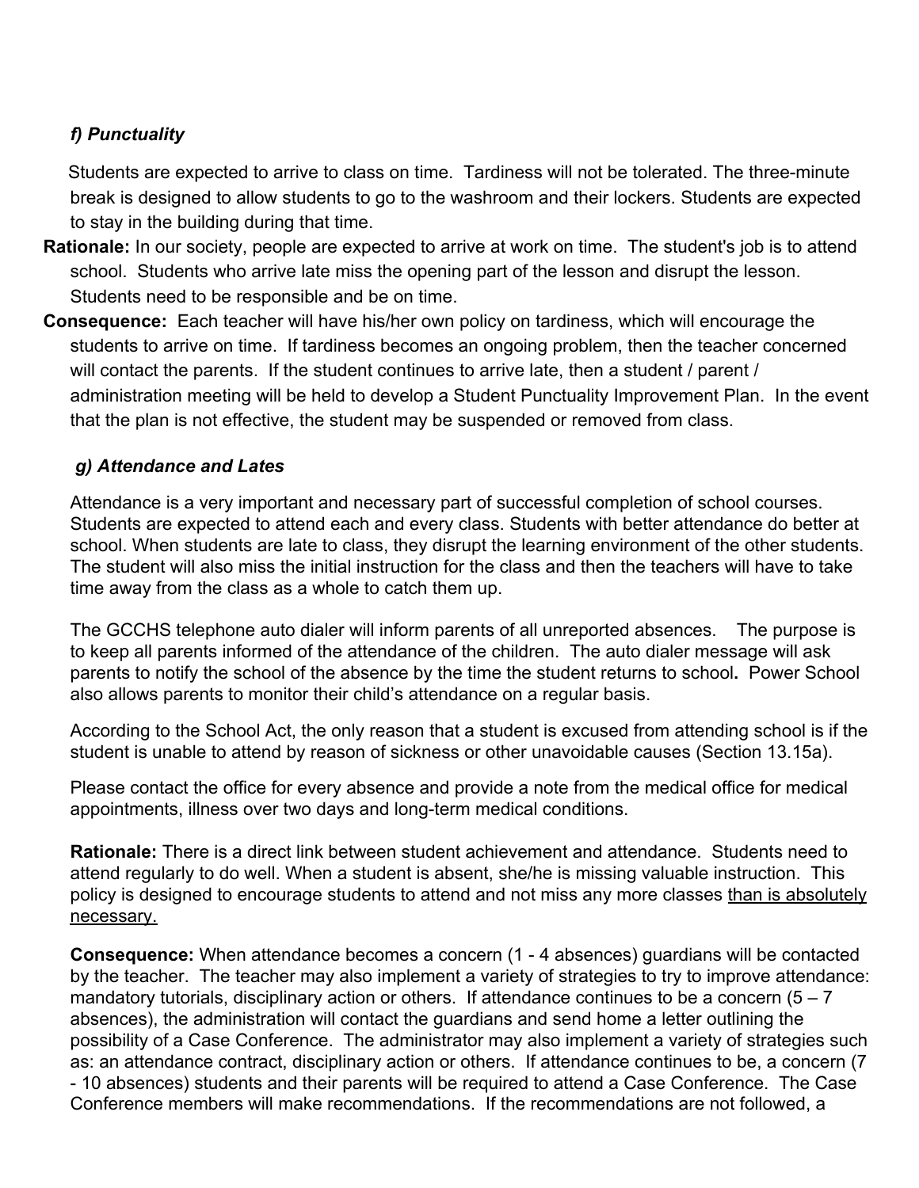### *f) Punctuality*

Students are expected to arrive to class on time. Tardiness will not be tolerated. The three-minute break is designed to allow students to go to the washroom and their lockers. Students are expected to stay in the building during that time.

**Rationale:** In our society, people are expected to arrive at work on time. The student's job is to attend school. Students who arrive late miss the opening part of the lesson and disrupt the lesson. Students need to be responsible and be on time.

**Consequence:** Each teacher will have his/her own policy on tardiness, which will encourage the students to arrive on time. If tardiness becomes an ongoing problem, then the teacher concerned will contact the parents. If the student continues to arrive late, then a student / parent / administration meeting will be held to develop a Student Punctuality Improvement Plan. In the event that the plan is not effective, the student may be suspended or removed from class.

### *g) Attendance and Lates*

Attendance is a very important and necessary part of successful completion of school courses. Students are expected to attend each and every class. Students with better attendance do better at school. When students are late to class, they disrupt the learning environment of the other students. The student will also miss the initial instruction for the class and then the teachers will have to take time away from the class as a whole to catch them up.

The GCCHS telephone auto dialer will inform parents of all unreported absences. The purpose is to keep all parents informed of the attendance of the children. The auto dialer message will ask parents to notify the school of the absence by the time the student returns to school**.** Power School also allows parents to monitor their child's attendance on a regular basis.

According to the School Act, the only reason that a student is excused from attending school is if the student is unable to attend by reason of sickness or other unavoidable causes (Section 13.15a).

Please contact the office for every absence and provide a note from the medical office for medical appointments, illness over two days and long-term medical conditions.

**Rationale:** There is a direct link between student achievement and attendance. Students need to attend regularly to do well. When a student is absent, she/he is missing valuable instruction. This policy is designed to encourage students to attend and not miss any more classes <u>than is absolutely necessary.</u>

**Consequence:** When attendance becomes a concern (1 - 4 absences) guardians will be contacted by the teacher. The teacher may also implement a variety of strategies to try to improve attendance: mandatory tutorials, disciplinary action or others. If attendance continues to be a concern (5 – 7 absences), the administration will contact the guardians and send home a letter outlining the possibility of a Case Conference. The administrator may also implement a variety of strategies such as: an attendance contract, disciplinary action or others. If attendance continues to be, a concern (7 - 10 absences) students and their parents will be required to attend a Case Conference. The Case Conference members will make recommendations. If the recommendations are not followed, a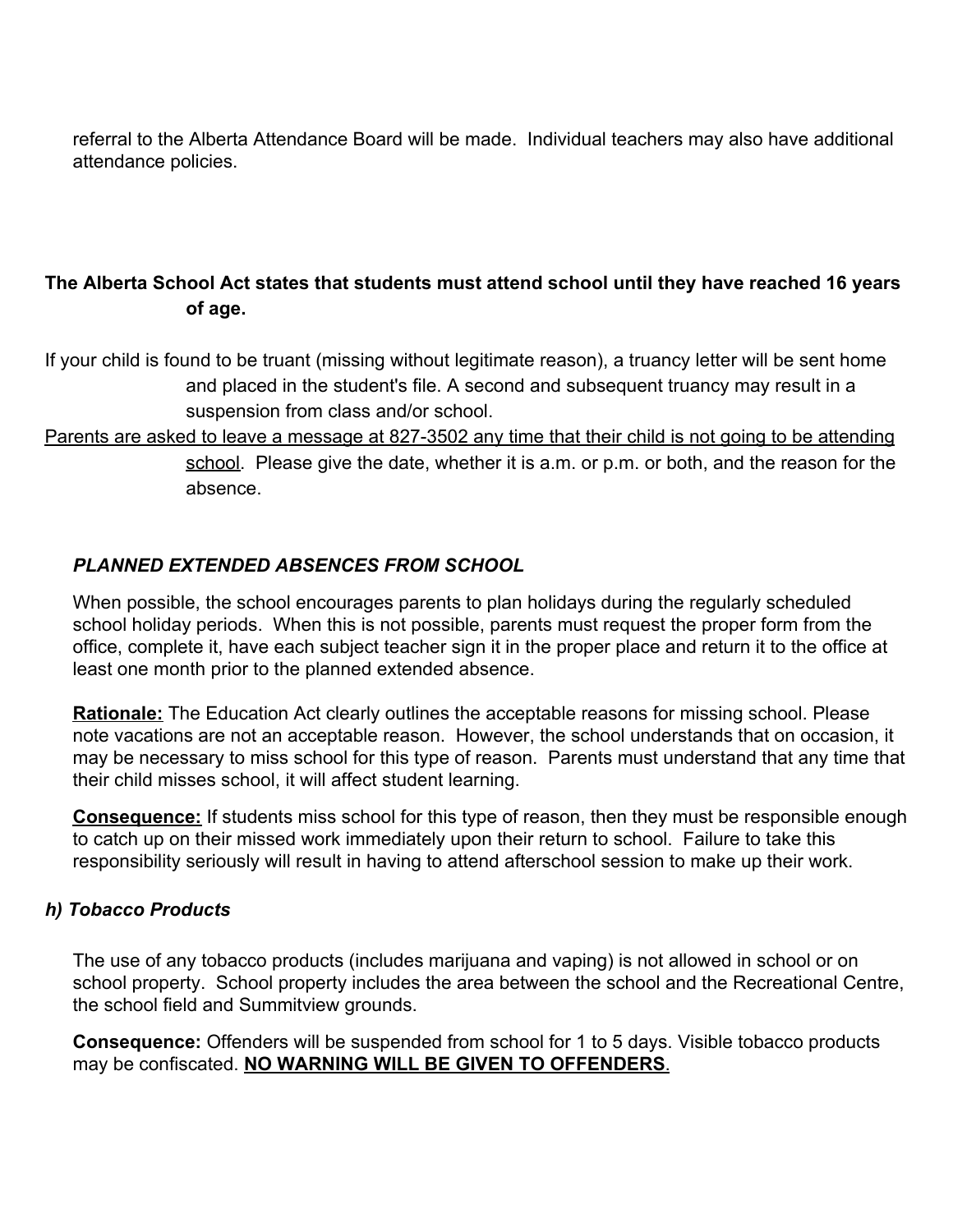referral to the Alberta Attendance Board will be made. Individual teachers may also have additional attendance policies.

**The Alberta School Act states that students must attend school until they have reached 16 years of age.**

If your child is found to be truant (missing without legitimate reason), a truancy letter will be sent home and placed in the student's file. A second and subsequent truancy may result in a suspension from class and/or school.

<u>Parents are asked to leave a message at 827-3502 any time that their child is not going to be attending school</u>. Please give the date, whether it is a.m. or p.m. or both, and the reason for the absence.

### *PLANNED EXTENDED ABSENCES FROM SCHOOL*

When possible, the school encourages parents to plan holidays during the regularly scheduled school holiday periods. When this is not possible, parents must request the proper form from the office, complete it, have each subject teacher sign it in the proper place and return it to the office at least one month prior to the planned extended absence.

**<u>Rationale:</u>** The Education Act clearly outlines the acceptable reasons for missing school. Please note vacations are not an acceptable reason. However, the school understands that on occasion, it may be necessary to miss school for this type of reason. Parents must understand that any time that their child misses school, it will affect student learning.

**<u>Consequence:</u>** If students miss school for this type of reason, then they must be responsible enough to catch up on their missed work immediately upon their return to school. Failure to take this responsibility seriously will result in having to attend afterschool session to make up their work.

### *h) Tobacco Products*

The use of any tobacco products (includes marijuana and vaping) is not allowed in school or on school property. School property includes the area between the school and the Recreational Centre, the school field and Summitview grounds.

**Consequence:** Offenders will be suspended from school for 1 to 5 days. Visible tobacco products may be confiscated. **<u>NO WARNING WILL BE GIVEN TO OFFENDERS</u>**.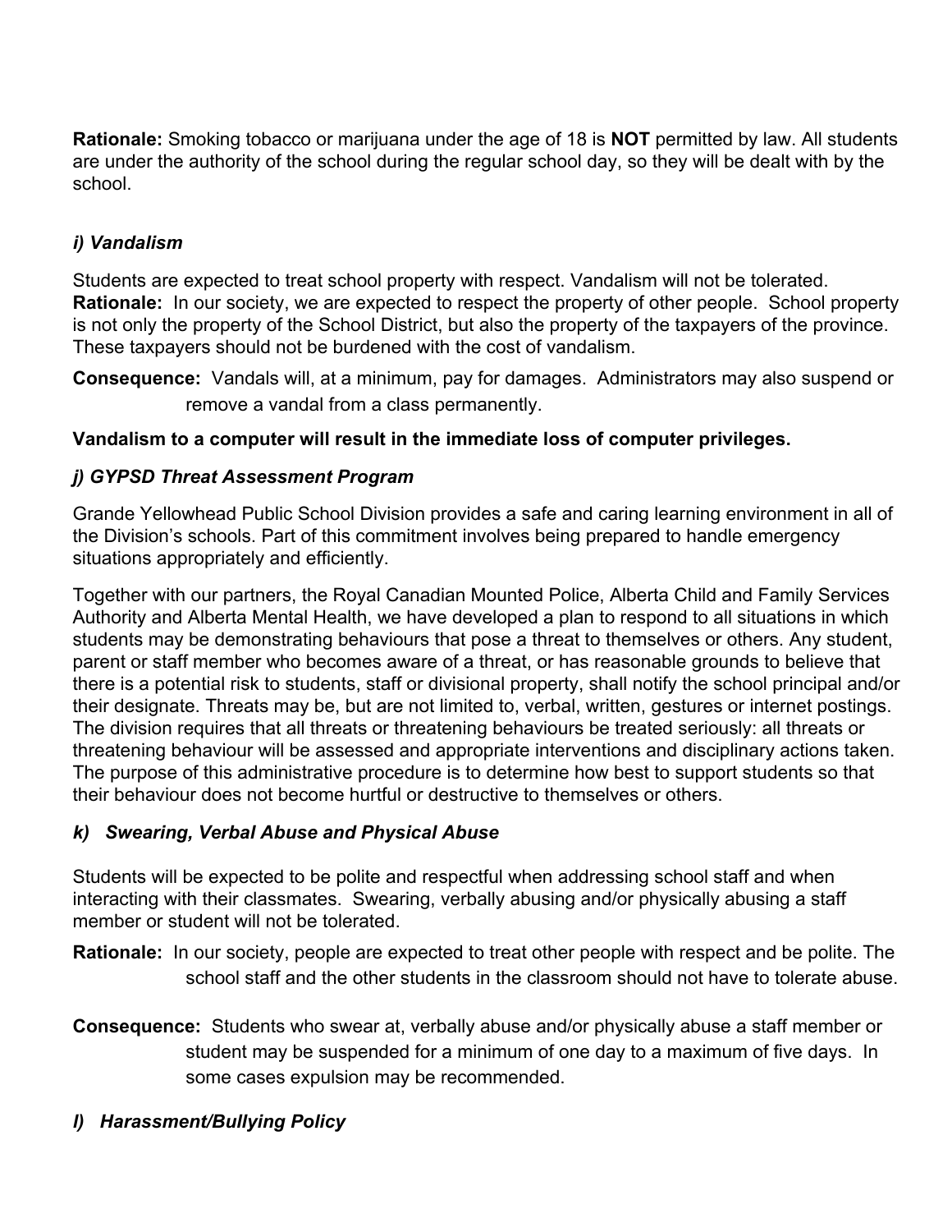**Rationale:** Smoking tobacco or marijuana under the age of 18 is **NOT** permitted by law. All students are under the authority of the school during the regular school day, so they will be dealt with by the school.

### *i) Vandalism*

Students are expected to treat school property with respect. Vandalism will not be tolerated.
**Rationale:** In our society, we are expected to respect the property of other people. School property is not only the property of the School District, but also the property of the taxpayers of the province. These taxpayers should not be burdened with the cost of vandalism.

**Consequence:** Vandals will, at a minimum, pay for damages. Administrators may also suspend or remove a vandal from a class permanently.

**Vandalism to a computer will result in the immediate loss of computer privileges.**

### *j) GYPSD Threat Assessment Program*

Grande Yellowhead Public School Division provides a safe and caring learning environment in all of the Division's schools. Part of this commitment involves being prepared to handle emergency situations appropriately and efficiently.

Together with our partners, the Royal Canadian Mounted Police, Alberta Child and Family Services Authority and Alberta Mental Health, we have developed a plan to respond to all situations in which students may be demonstrating behaviours that pose a threat to themselves or others. Any student, parent or staff member who becomes aware of a threat, or has reasonable grounds to believe that there is a potential risk to students, staff or divisional property, shall notify the school principal and/or their designate. Threats may be, but are not limited to, verbal, written, gestures or internet postings. The division requires that all threats or threatening behaviours be treated seriously: all threats or threatening behaviour will be assessed and appropriate interventions and disciplinary actions taken. The purpose of this administrative procedure is to determine how best to support students so that their behaviour does not become hurtful or destructive to themselves or others.

### *k) Swearing, Verbal Abuse and Physical Abuse*

Students will be expected to be polite and respectful when addressing school staff and when interacting with their classmates. Swearing, verbally abusing and/or physically abusing a staff member or student will not be tolerated.

**Rationale:** In our society, people are expected to treat other people with respect and be polite. The school staff and the other students in the classroom should not have to tolerate abuse.

**Consequence:** Students who swear at, verbally abuse and/or physically abuse a staff member or student may be suspended for a minimum of one day to a maximum of five days. In some cases expulsion may be recommended.

### *l) Harassment/Bullying Policy*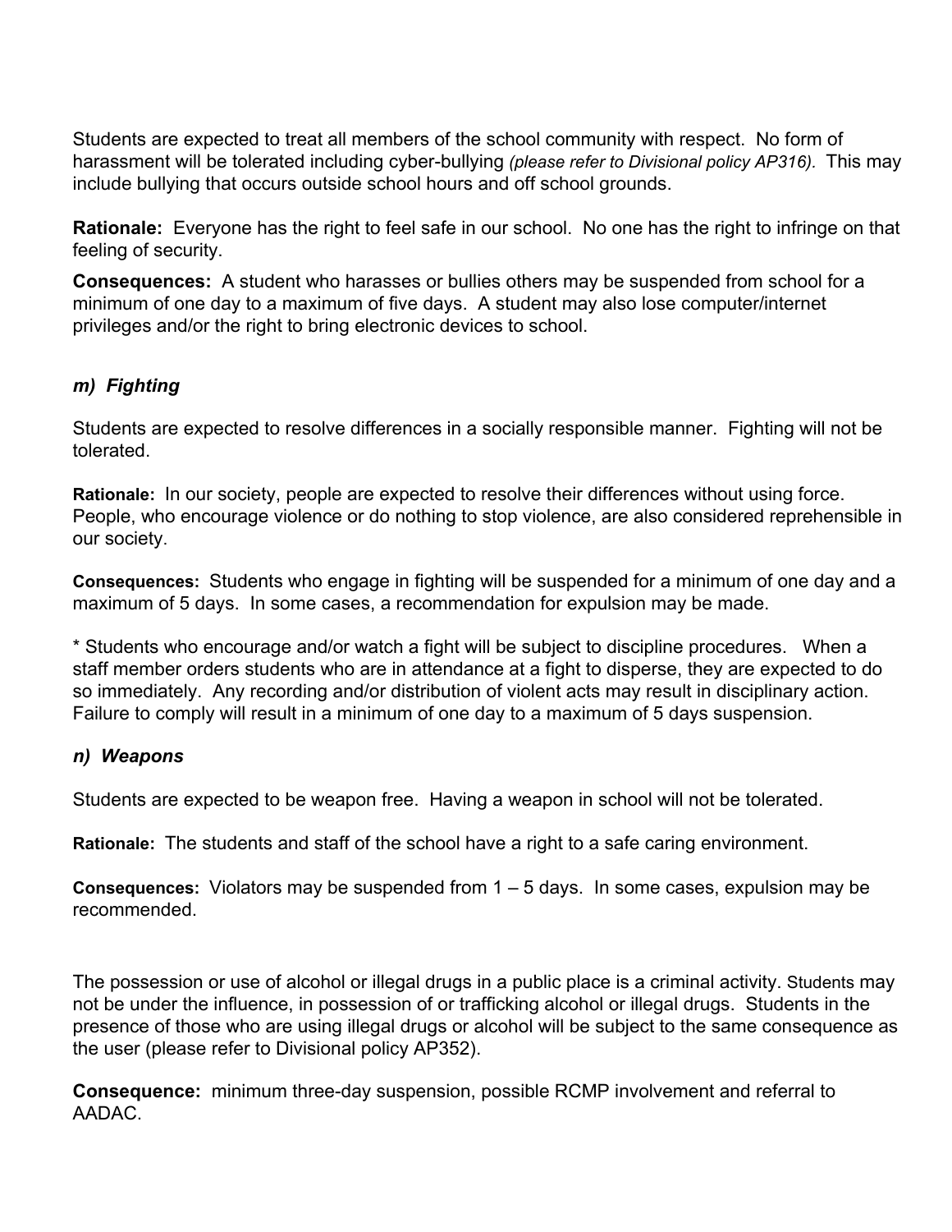Students are expected to treat all members of the school community with respect. No form of harassment will be tolerated including cyber-bullying *(please refer to Divisional policy AP316).* This may include bullying that occurs outside school hours and off school grounds.

**Rationale:** Everyone has the right to feel safe in our school. No one has the right to infringe on that feeling of security.

**Consequences:** A student who harasses or bullies others may be suspended from school for a minimum of one day to a maximum of five days. A student may also lose computer/internet privileges and/or the right to bring electronic devices to school.

### *m) Fighting*

Students are expected to resolve differences in a socially responsible manner. Fighting will not be tolerated.

**Rationale:** In our society, people are expected to resolve their differences without using force. People, who encourage violence or do nothing to stop violence, are also considered reprehensible in our society.

**Consequences:** Students who engage in fighting will be suspended for a minimum of one day and a maximum of 5 days. In some cases, a recommendation for expulsion may be made.

* Students who encourage and/or watch a fight will be subject to discipline procedures. When a staff member orders students who are in attendance at a fight to disperse, they are expected to do so immediately. Any recording and/or distribution of violent acts may result in disciplinary action. Failure to comply will result in a minimum of one day to a maximum of 5 days suspension.

### *n) Weapons*

Students are expected to be weapon free. Having a weapon in school will not be tolerated.

**Rationale:** The students and staff of the school have a right to a safe caring environment.

**Consequences:** Violators may be suspended from 1 – 5 days. In some cases, expulsion may be recommended.

The possession or use of alcohol or illegal drugs in a public place is a criminal activity. Students may not be under the influence, in possession of or trafficking alcohol or illegal drugs. Students in the presence of those who are using illegal drugs or alcohol will be subject to the same consequence as the user (please refer to Divisional policy AP352).

**Consequence:** minimum three-day suspension, possible RCMP involvement and referral to AADAC.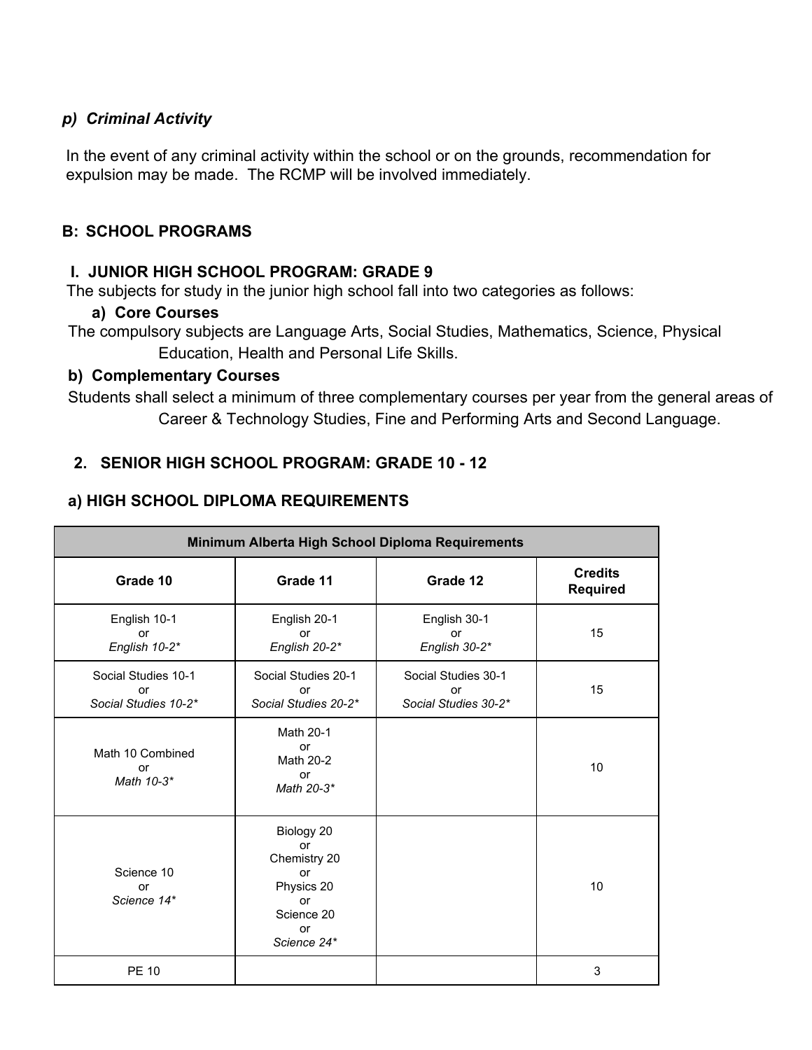### p) Criminal Activity

In the event of any criminal activity within the school or on the grounds, recommendation for expulsion may be made. The RCMP will be involved immediately.

## B: SCHOOL PROGRAMS

### I. JUNIOR HIGH SCHOOL PROGRAM: GRADE 9

The subjects for study in the junior high school fall into two categories as follows:

#### a) Core Courses

The compulsory subjects are Language Arts, Social Studies, Mathematics, Science, Physical Education, Health and Personal Life Skills.

#### b) Complementary Courses

Students shall select a minimum of three complementary courses per year from the general areas of Career & Technology Studies, Fine and Performing Arts and Second Language.

### 2. SENIOR HIGH SCHOOL PROGRAM: GRADE 10 - 12

#### a) HIGH SCHOOL DIPLOMA REQUIREMENTS

| Minimum Alberta High School Diploma Requirements | | | |
|---|---|---|---|
| **Grade 10** | **Grade 11** | **Grade 12** | **Credits Required** |
| English 10-1 or *English 10-2** | English 20-1 or *English 20-2** | English 30-1 or *English 30-2** | 15 |
| Social Studies 10-1 or *Social Studies 10-2** | Social Studies 20-1 or *Social Studies 20-2** | Social Studies 30-1 or *Social Studies 30-2** | 15 |
| Math 10 Combined or *Math 10-3** | Math 20-1 or Math 20-2 or *Math 20-3** | | 10 |
| Science 10 or *Science 14** | Biology 20 or Chemistry 20 or Physics 20 or Science 20 or *Science 24** | | 10 |
| PE 10 | | | 3 |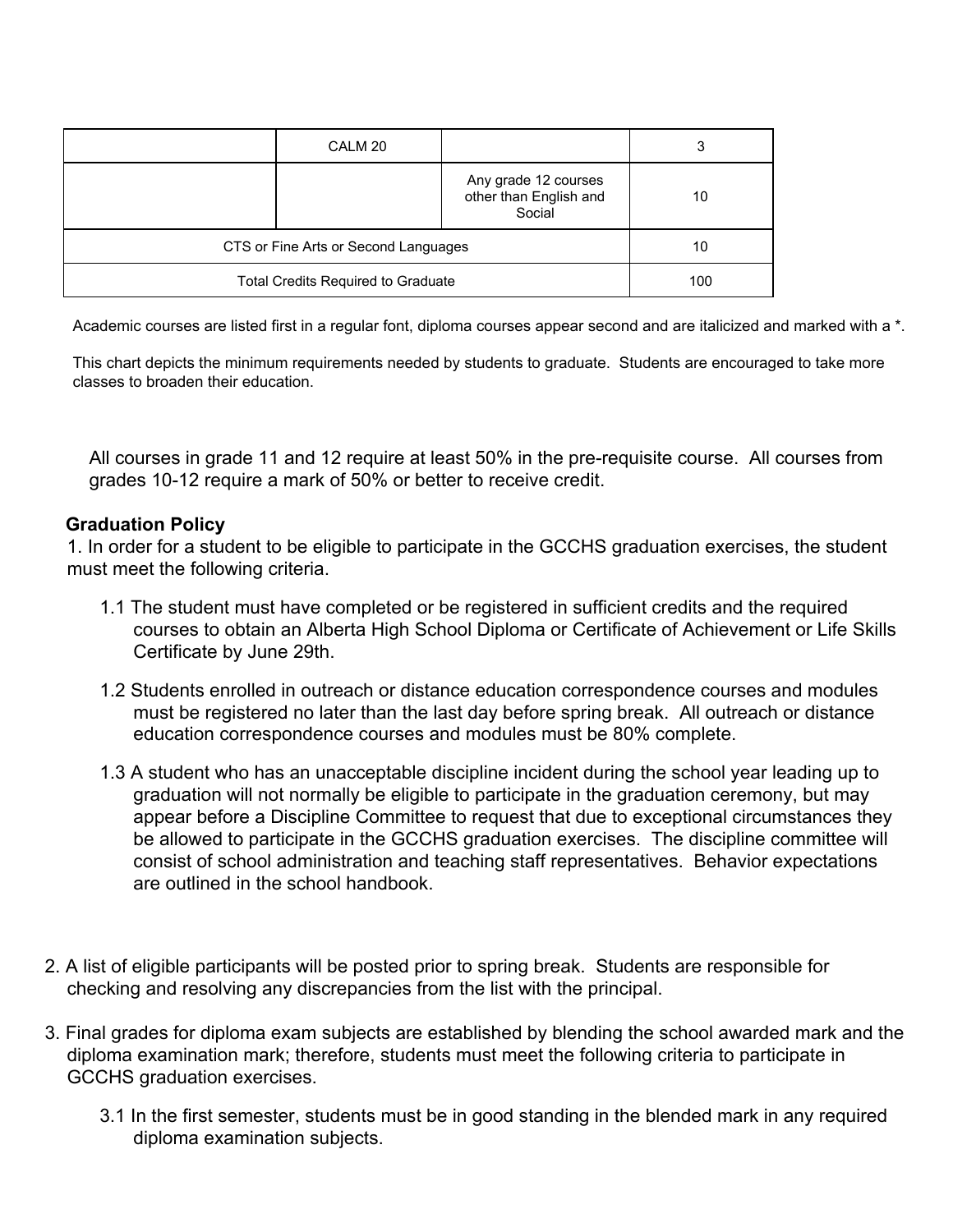| | | | |
|---|---|---|---|
| | CALM 20 | | 3 |
| | | Any grade 12 courses other than English and Social | 10 |
| CTS or Fine Arts or Second Languages | | | 10 |
| Total Credits Required to Graduate | | | 100 |

Academic courses are listed first in a regular font, diploma courses appear second and are italicized and marked with a *.

This chart depicts the minimum requirements needed by students to graduate. Students are encouraged to take more classes to broaden their education.

All courses in grade 11 and 12 require at least 50% in the pre-requisite course. All courses from grades 10-12 require a mark of 50% or better to receive credit.

**Graduation Policy**

1. In order for a student to be eligible to participate in the GCCHS graduation exercises, the student must meet the following criteria.

   1.1 The student must have completed or be registered in sufficient credits and the required courses to obtain an Alberta High School Diploma or Certificate of Achievement or Life Skills Certificate by June 29th.

   1.2 Students enrolled in outreach or distance education correspondence courses and modules must be registered no later than the last day before spring break. All outreach or distance education correspondence courses and modules must be 80% complete.

   1.3 A student who has an unacceptable discipline incident during the school year leading up to graduation will not normally be eligible to participate in the graduation ceremony, but may appear before a Discipline Committee to request that due to exceptional circumstances they be allowed to participate in the GCCHS graduation exercises. The discipline committee will consist of school administration and teaching staff representatives. Behavior expectations are outlined in the school handbook.

2. A list of eligible participants will be posted prior to spring break. Students are responsible for checking and resolving any discrepancies from the list with the principal.

3. Final grades for diploma exam subjects are established by blending the school awarded mark and the diploma examination mark; therefore, students must meet the following criteria to participate in GCCHS graduation exercises.

   3.1 In the first semester, students must be in good standing in the blended mark in any required diploma examination subjects.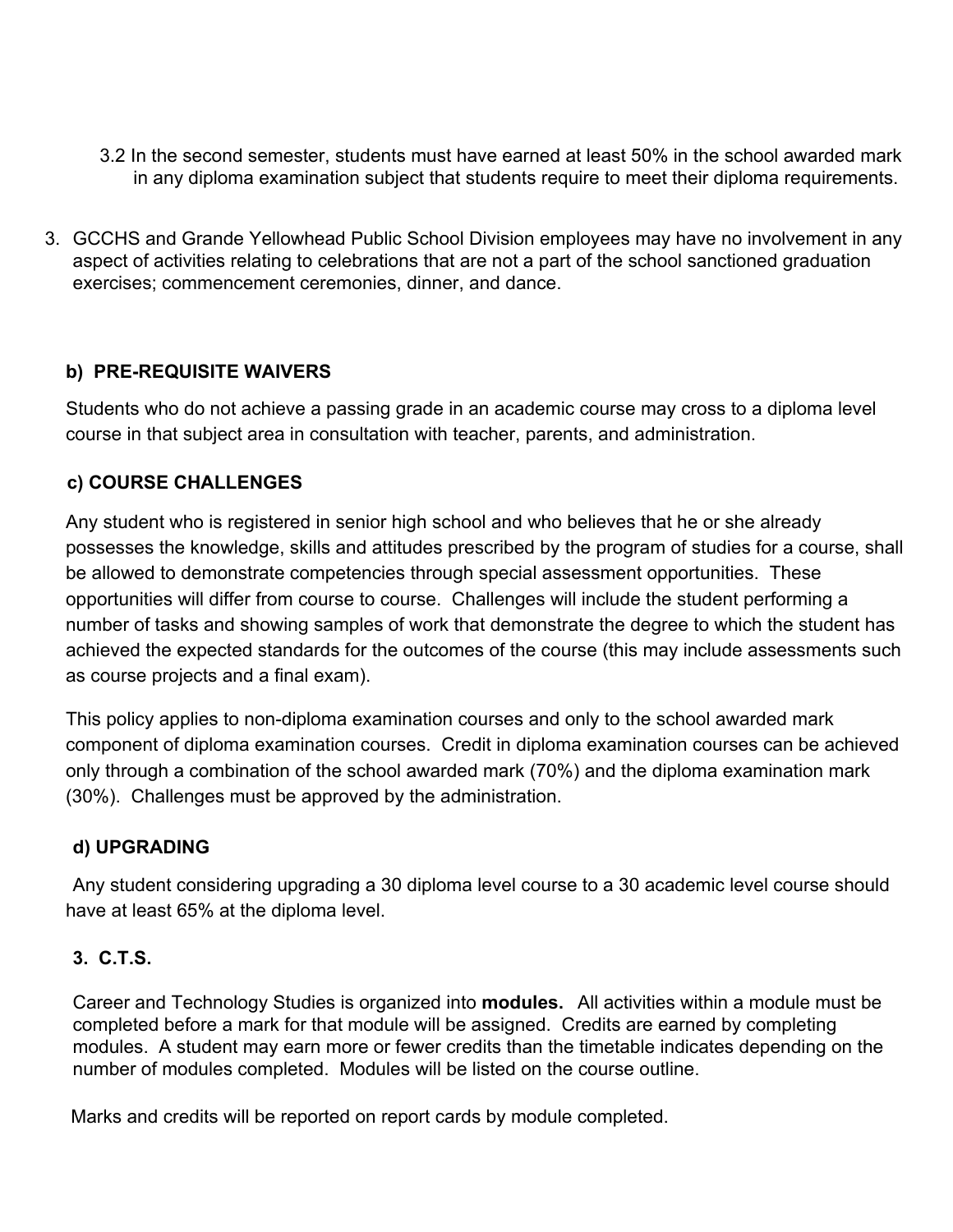3.2 In the second semester, students must have earned at least 50% in the school awarded mark in any diploma examination subject that students require to meet their diploma requirements.

3. GCCHS and Grande Yellowhead Public School Division employees may have no involvement in any aspect of activities relating to celebrations that are not a part of the school sanctioned graduation exercises; commencement ceremonies, dinner, and dance.

**b) PRE-REQUISITE WAIVERS**

Students who do not achieve a passing grade in an academic course may cross to a diploma level course in that subject area in consultation with teacher, parents, and administration.

**c) COURSE CHALLENGES**

Any student who is registered in senior high school and who believes that he or she already possesses the knowledge, skills and attitudes prescribed by the program of studies for a course, shall be allowed to demonstrate competencies through special assessment opportunities. These opportunities will differ from course to course. Challenges will include the student performing a number of tasks and showing samples of work that demonstrate the degree to which the student has achieved the expected standards for the outcomes of the course (this may include assessments such as course projects and a final exam).

This policy applies to non-diploma examination courses and only to the school awarded mark component of diploma examination courses. Credit in diploma examination courses can be achieved only through a combination of the school awarded mark (70%) and the diploma examination mark (30%). Challenges must be approved by the administration.

**d) UPGRADING**

Any student considering upgrading a 30 diploma level course to a 30 academic level course should have at least 65% at the diploma level.

**3. C.T.S.**

Career and Technology Studies is organized into **modules.** All activities within a module must be completed before a mark for that module will be assigned. Credits are earned by completing modules. A student may earn more or fewer credits than the timetable indicates depending on the number of modules completed. Modules will be listed on the course outline.

Marks and credits will be reported on report cards by module completed.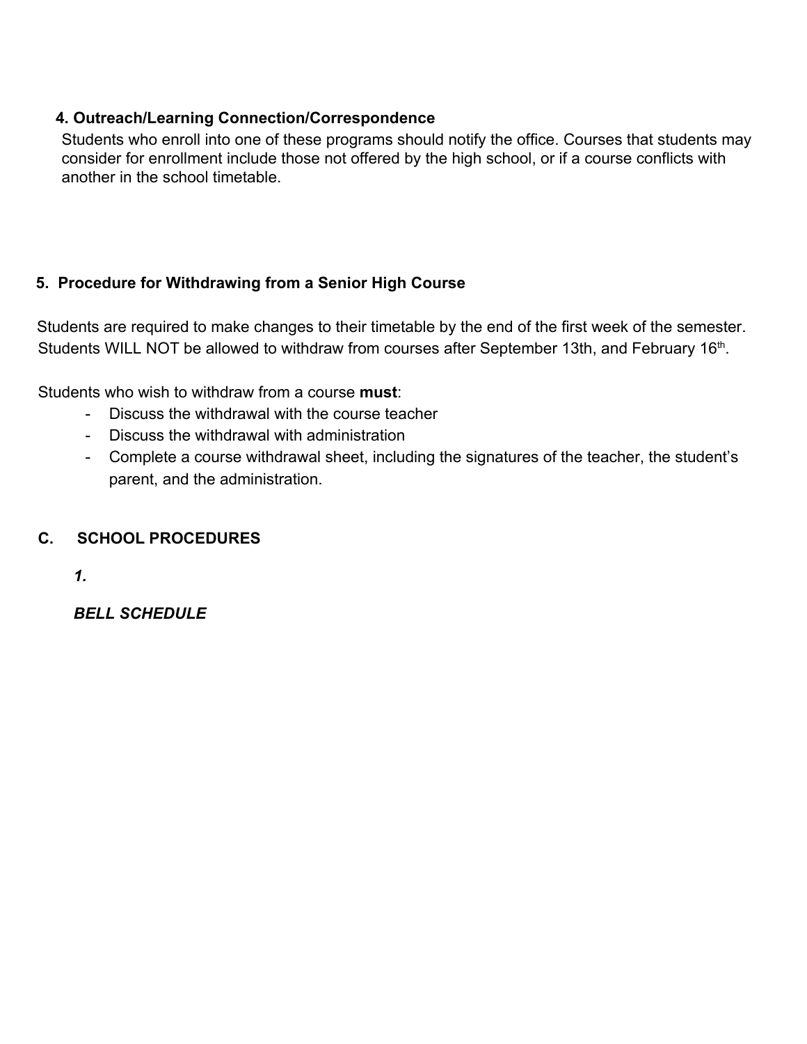### 4. Outreach/Learning Connection/Correspondence

Students who enroll into one of these programs should notify the office. Courses that students may consider for enrollment include those not offered by the high school, or if a course conflicts with another in the school timetable.

### 5. Procedure for Withdrawing from a Senior High Course

Students are required to make changes to their timetable by the end of the first week of the semester. Students WILL NOT be allowed to withdraw from courses after September 13th, and February 16th.

Students who wish to withdraw from a course **must**:

- Discuss the withdrawal with the course teacher
- Discuss the withdrawal with administration
- Complete a course withdrawal sheet, including the signatures of the teacher, the student's parent, and the administration.

## C. SCHOOL PROCEDURES

***1.***

***BELL SCHEDULE***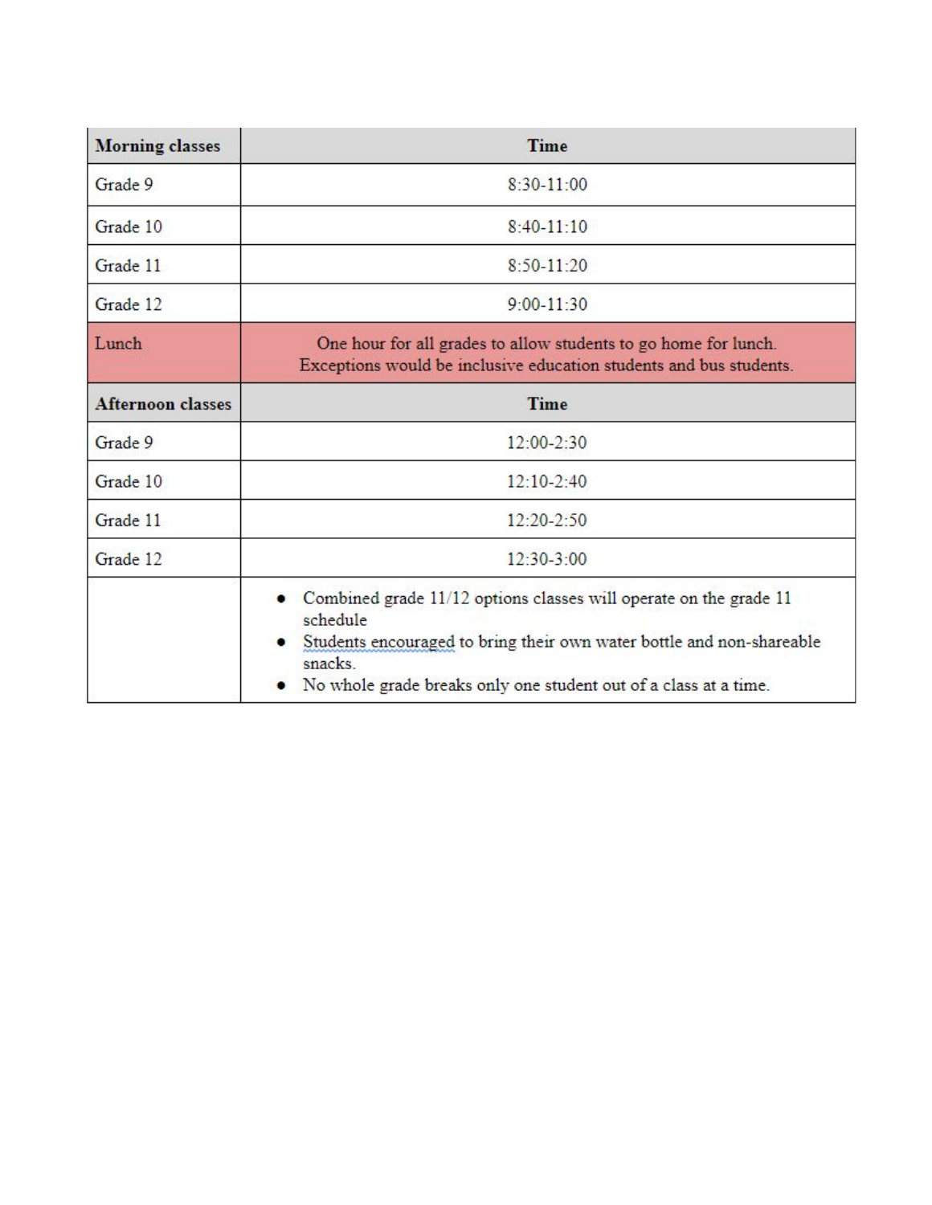| Morning classes | Time |
| --- | --- |
| Grade 9 | 8:30-11:00 |
| Grade 10 | 8:40-11:10 |
| Grade 11 | 8:50-11:20 |
| Grade 12 | 9:00-11:30 |
| Lunch | One hour for all grades to allow students to go home for lunch. Exceptions would be inclusive education students and bus students. |
| **Afternoon classes** | **Time** |
| Grade 9 | 12:00-2:30 |
| Grade 10 | 12:10-2:40 |
| Grade 11 | 12:20-2:50 |
| Grade 12 | 12:30-3:00 |
| | • Combined grade 11/12 options classes will operate on the grade 11 schedule<br>• Students encouraged to bring their own water bottle and non-shareable snacks.<br>• No whole grade breaks only one student out of a class at a time. |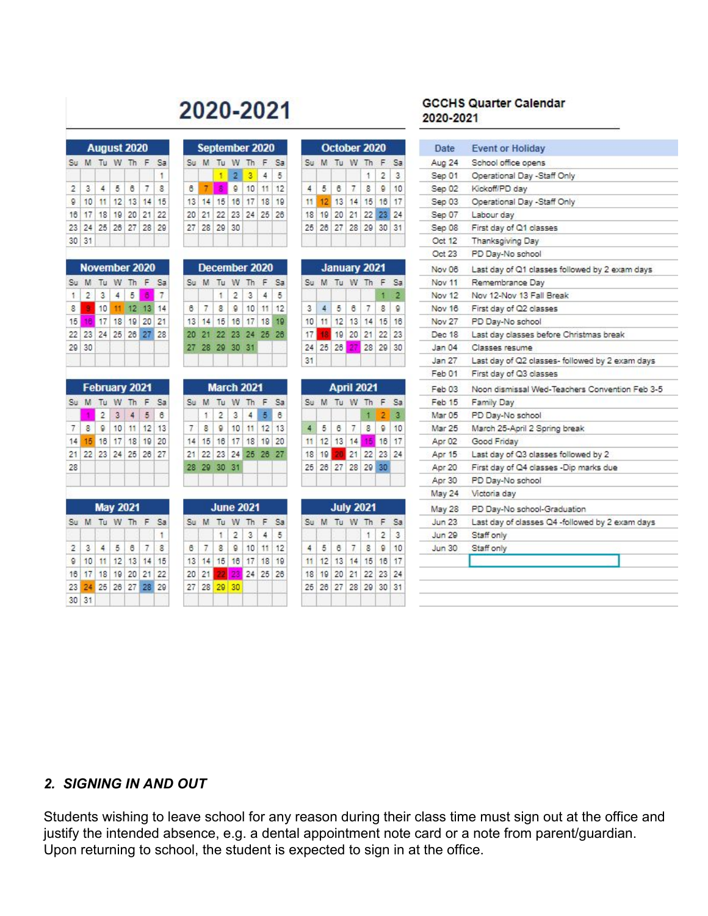# 2020-2021

## GCCHS Quarter Calendar 2020-2021

**August 2020**

| Su | M | Tu | W | Th | F | Sa |
|---|---|---|---|---|---|---|
| | | | | | | 1 |
| 2 | 3 | 4 | 5 | 6 | 7 | 8 |
| 9 | 10 | 11 | 12 | 13 | 14 | 15 |
| 16 | 17 | 18 | 19 | 20 | 21 | 22 |
| 23 | 24 | 25 | 26 | 27 | 28 | 29 |
| 30 | 31 | | | | | |

**September 2020**

| Su | M | Tu | W | Th | F | Sa |
|---|---|---|---|---|---|---|
| | | 1 | 2 | 3 | 4 | 5 |
| 6 | 7 | 8 | 9 | 10 | 11 | 12 |
| 13 | 14 | 15 | 16 | 17 | 18 | 19 |
| 20 | 21 | 22 | 23 | 24 | 25 | 26 |
| 27 | 28 | 29 | 30 | | | |

**October 2020**

| Su | M | Tu | W | Th | F | Sa |
|---|---|---|---|---|---|---|
| | | | | 1 | 2 | 3 |
| 4 | 5 | 6 | 7 | 8 | 9 | 10 |
| 11 | 12 | 13 | 14 | 15 | 16 | 17 |
| 18 | 19 | 20 | 21 | 22 | 23 | 24 |
| 25 | 26 | 27 | 28 | 29 | 30 | 31 |

**November 2020**

| Su | M | Tu | W | Th | F | Sa |
|---|---|---|---|---|---|---|
| 1 | 2 | 3 | 4 | 5 | 6 | 7 |
| 8 | 9 | 10 | 11 | 12 | 13 | 14 |
| 15 | 16 | 17 | 18 | 19 | 20 | 21 |
| 22 | 23 | 24 | 25 | 26 | 27 | 28 |
| 29 | 30 | | | | | |

**December 2020**

| Su | M | Tu | W | Th | F | Sa |
|---|---|---|---|---|---|---|
| | | 1 | 2 | 3 | 4 | 5 |
| 6 | 7 | 8 | 9 | 10 | 11 | 12 |
| 13 | 14 | 15 | 16 | 17 | 18 | 19 |
| 20 | 21 | 22 | 23 | 24 | 25 | 26 |
| 27 | 28 | 29 | 30 | 31 | | |

**January 2021**

| Su | M | Tu | W | Th | F | Sa |
|---|---|---|---|---|---|---|
| | | | | | 1 | 2 |
| 3 | 4 | 5 | 6 | 7 | 8 | 9 |
| 10 | 11 | 12 | 13 | 14 | 15 | 16 |
| 17 | 18 | 19 | 20 | 21 | 22 | 23 |
| 24 | 25 | 26 | 27 | 28 | 29 | 30 |
| 31 | | | | | | |

**February 2021**

| Su | M | Tu | W | Th | F | Sa |
|---|---|---|---|---|---|---|
| | 1 | 2 | 3 | 4 | 5 | 6 |
| 7 | 8 | 9 | 10 | 11 | 12 | 13 |
| 14 | 15 | 16 | 17 | 18 | 19 | 20 |
| 21 | 22 | 23 | 24 | 25 | 26 | 27 |
| 28 | | | | | | |

**March 2021**

| Su | M | Tu | W | Th | F | Sa |
|---|---|---|---|---|---|---|
| | 1 | 2 | 3 | 4 | 5 | 6 |
| 7 | 8 | 9 | 10 | 11 | 12 | 13 |
| 14 | 15 | 16 | 17 | 18 | 19 | 20 |
| 21 | 22 | 23 | 24 | 25 | 26 | 27 |
| 28 | 29 | 30 | 31 | | | |

**April 2021**

| Su | M | Tu | W | Th | F | Sa |
|---|---|---|---|---|---|---|
| | | | | 1 | 2 | 3 |
| 4 | 5 | 6 | 7 | 8 | 9 | 10 |
| 11 | 12 | 13 | 14 | 15 | 16 | 17 |
| 18 | 19 | 20 | 21 | 22 | 23 | 24 |
| 25 | 26 | 27 | 28 | 29 | 30 | |

**May 2021**

| Su | M | Tu | W | Th | F | Sa |
|---|---|---|---|---|---|---|
| | | | | | | 1 |
| 2 | 3 | 4 | 5 | 6 | 7 | 8 |
| 9 | 10 | 11 | 12 | 13 | 14 | 15 |
| 16 | 17 | 18 | 19 | 20 | 21 | 22 |
| 23 | 24 | 25 | 26 | 27 | 28 | 29 |
| 30 | 31 | | | | | |

**June 2021**

| Su | M | Tu | W | Th | F | Sa |
|---|---|---|---|---|---|---|
| | | 1 | 2 | 3 | 4 | 5 |
| 6 | 7 | 8 | 9 | 10 | 11 | 12 |
| 13 | 14 | 15 | 16 | 17 | 18 | 19 |
| 20 | 21 | 22 | 23 | 24 | 25 | 26 |
| 27 | 28 | 29 | 30 | | | |

**July 2021**

| Su | M | Tu | W | Th | F | Sa |
|---|---|---|---|---|---|---|
| | | | | 1 | 2 | 3 |
| 4 | 5 | 6 | 7 | 8 | 9 | 10 |
| 11 | 12 | 13 | 14 | 15 | 16 | 17 |
| 18 | 19 | 20 | 21 | 22 | 23 | 24 |
| 25 | 26 | 27 | 28 | 29 | 30 | 31 |

| Date | Event or Holiday |
|---|---|
| Aug 24 | School office opens |
| Sep 01 | Operational Day -Staff Only |
| Sep 02 | Kickoff/PD day |
| Sep 03 | Operational Day -Staff Only |
| Sep 07 | Labour day |
| Sep 08 | First day of Q1 classes |
| Oct 12 | Thanksgiving Day |
| Oct 23 | PD Day-No school |
| Nov 06 | Last day of Q1 classes followed by 2 exam days |
| Nov 11 | Remembrance Day |
| Nov 12 | Nov 12-Nov 13 Fall Break |
| Nov 16 | First day of Q2 classes |
| Nov 27 | PD Day-No school |
| Dec 18 | Last day classes before Christmas break |
| Jan 04 | Classes resume |
| Jan 27 | Last day of Q2 classes- followed by 2 exam days |
| Feb 01 | First day of Q3 classes |
| Feb 03 | Noon dismissal Wed-Teachers Convention Feb 3-5 |
| Feb 15 | Family Day |
| Mar 05 | PD Day-No school |
| Mar 25 | March 25-April 2 Spring break |
| Apr 02 | Good Friday |
| Apr 15 | Last day of Q3 classes followed by 2 |
| Apr 20 | First day of Q4 classes -Dip marks due |
| Apr 30 | PD Day-No school |
| May 24 | Victoria day |
| May 28 | PD Day-No school-Graduation |
| Jun 23 | Last day of classes Q4 -followed by 2 exam days |
| Jun 29 | Staff only |
| Jun 30 | Staff only |

## *2. SIGNING IN AND OUT*

Students wishing to leave school for any reason during their class time must sign out at the office and justify the intended absence, e.g. a dental appointment note card or a note from parent/guardian. Upon returning to school, the student is expected to sign in at the office.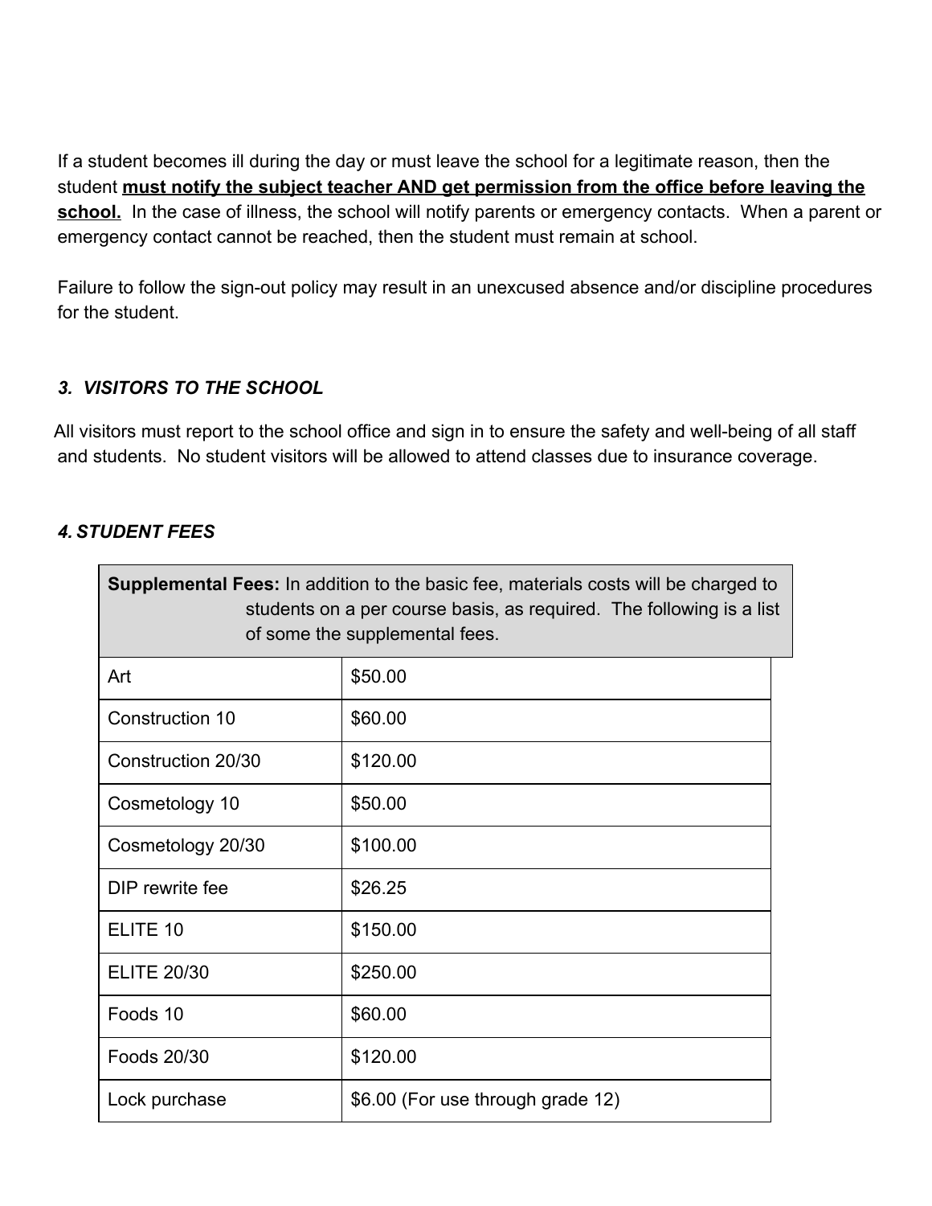If a student becomes ill during the day or must leave the school for a legitimate reason, then the student **must notify the subject teacher AND get permission from the office before leaving the school.** In the case of illness, the school will notify parents or emergency contacts. When a parent or emergency contact cannot be reached, then the student must remain at school.

Failure to follow the sign-out policy may result in an unexcused absence and/or discipline procedures for the student.

### *3. VISITORS TO THE SCHOOL*

All visitors must report to the school office and sign in to ensure the safety and well-being of all staff and students. No student visitors will be allowed to attend classes due to insurance coverage.

### *4. STUDENT FEES*

| **Supplemental Fees:** In addition to the basic fee, materials costs will be charged to students on a per course basis, as required. The following is a list of some the supplemental fees. | |
|---|---|
| Art | $50.00 |
| Construction 10 | $60.00 |
| Construction 20/30 | $120.00 |
| Cosmetology 10 | $50.00 |
| Cosmetology 20/30 | $100.00 |
| DIP rewrite fee | $26.25 |
| ELITE 10 | $150.00 |
| ELITE 20/30 | $250.00 |
| Foods 10 | $60.00 |
| Foods 20/30 | $120.00 |
| Lock purchase | $6.00 (For use through grade 12) |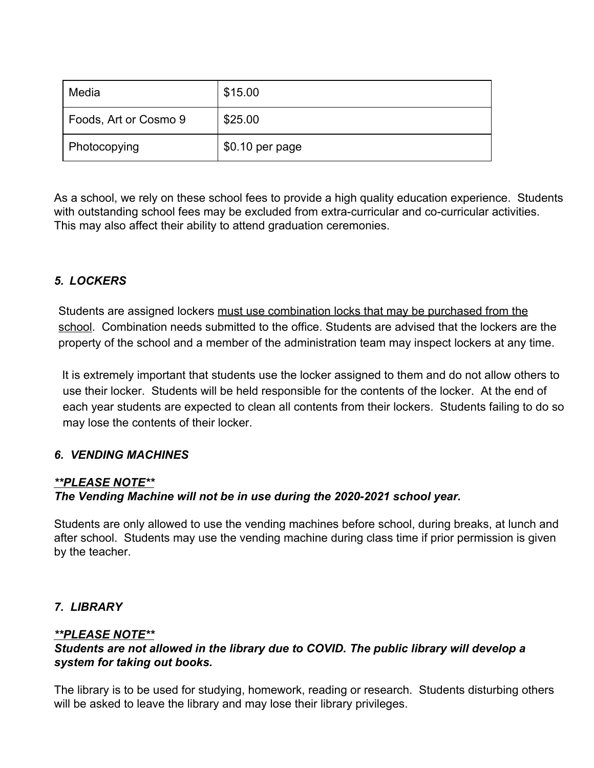| Media | $15.00 |
|---|---|
| Foods, Art or Cosmo 9 | $25.00 |
| Photocopying | $0.10 per page |

As a school, we rely on these school fees to provide a high quality education experience. Students with outstanding school fees may be excluded from extra-curricular and co-curricular activities. This may also affect their ability to attend graduation ceremonies.

### *5. LOCKERS*

Students are assigned lockers <u>must use combination locks that may be purchased from the school</u>. Combination needs submitted to the office. Students are advised that the lockers are the property of the school and a member of the administration team may inspect lockers at any time.

It is extremely important that students use the locker assigned to them and do not allow others to use their locker. Students will be held responsible for the contents of the locker. At the end of each year students are expected to clean all contents from their lockers. Students failing to do so may lose the contents of their locker.

### *6. VENDING MACHINES*

***<u>**PLEASE NOTE**</u>***
***The Vending Machine will not be in use during the 2020-2021 school year.***

Students are only allowed to use the vending machines before school, during breaks, at lunch and after school. Students may use the vending machine during class time if prior permission is given by the teacher.

### *7. LIBRARY*

***<u>**PLEASE NOTE**</u>***
***Students are not allowed in the library due to COVID. The public library will develop a system for taking out books.***

The library is to be used for studying, homework, reading or research. Students disturbing others will be asked to leave the library and may lose their library privileges.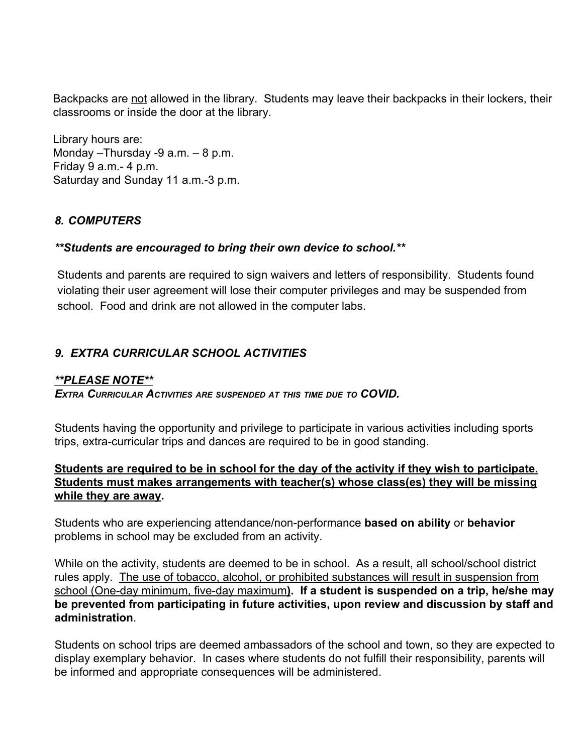Backpacks are not allowed in the library. Students may leave their backpacks in their lockers, their classrooms or inside the door at the library.

Library hours are:
Monday –Thursday -9 a.m. – 8 p.m.
Friday 9 a.m.- 4 p.m.
Saturday and Sunday 11 a.m.-3 p.m.

### *8. COMPUTERS*

***Students are encouraged to bring their own device to school.***

Students and parents are required to sign waivers and letters of responsibility. Students found violating their user agreement will lose their computer privileges and may be suspended from school. Food and drink are not allowed in the computer labs.

### *9. EXTRA CURRICULAR SCHOOL ACTIVITIES*

***PLEASE NOTE***

***EXTRA CURRICULAR ACTIVITIES ARE SUSPENDED AT THIS TIME DUE TO COVID.***

Students having the opportunity and privilege to participate in various activities including sports trips, extra-curricular trips and dances are required to be in good standing.

**Students are required to be in school for the day of the activity if they wish to participate. Students must makes arrangements with teacher(s) whose class(es) they will be missing while they are away.**

Students who are experiencing attendance/non-performance **based on ability** or **behavior** problems in school may be excluded from an activity.

While on the activity, students are deemed to be in school. As a result, all school/school district rules apply. The use of tobacco, alcohol, or prohibited substances will result in suspension from school (One-day minimum, five-day maximum**). If a student is suspended on a trip, he/she may be prevented from participating in future activities, upon review and discussion by staff and administration**.

Students on school trips are deemed ambassadors of the school and town, so they are expected to display exemplary behavior. In cases where students do not fulfill their responsibility, parents will be informed and appropriate consequences will be administered.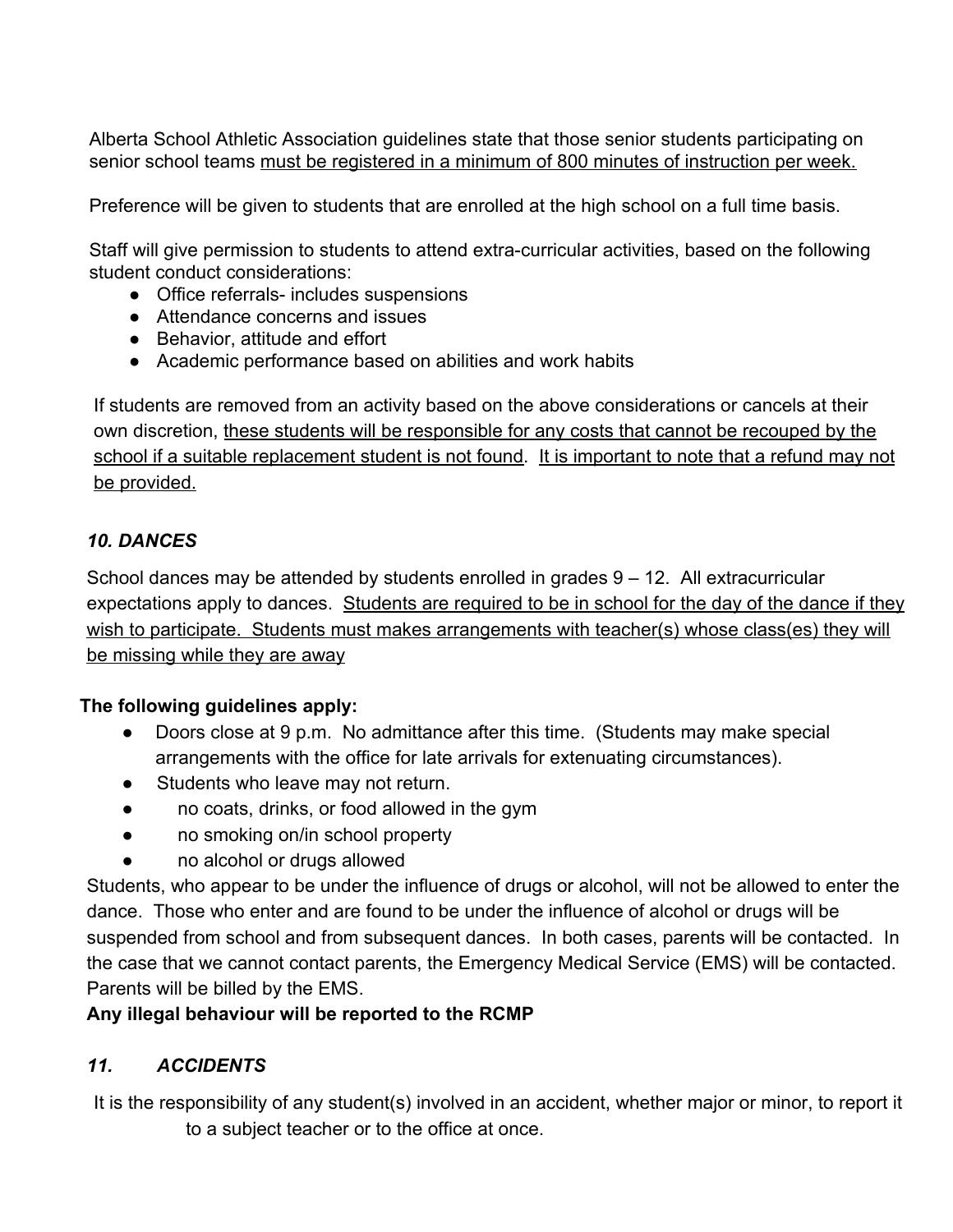Alberta School Athletic Association guidelines state that those senior students participating on senior school teams <u>must be registered in a minimum of 800 minutes of instruction per week.</u>

Preference will be given to students that are enrolled at the high school on a full time basis.

Staff will give permission to students to attend extra-curricular activities, based on the following student conduct considerations:

- Office referrals- includes suspensions
- Attendance concerns and issues
- Behavior, attitude and effort
- Academic performance based on abilities and work habits

If students are removed from an activity based on the above considerations or cancels at their own discretion, <u>these students will be responsible for any costs that cannot be recouped by the school if a suitable replacement student is not found</u>. <u>It is important to note that a refund may not be provided.</u>

### *10. DANCES*

School dances may be attended by students enrolled in grades 9 – 12. All extracurricular expectations apply to dances. <u>Students are required to be in school for the day of the dance if they wish to participate. Students must makes arrangements with teacher(s) whose class(es) they will be missing while they are away</u>

**The following guidelines apply:**

- Doors close at 9 p.m. No admittance after this time. (Students may make special arrangements with the office for late arrivals for extenuating circumstances).
- Students who leave may not return.
- no coats, drinks, or food allowed in the gym
- no smoking on/in school property
- no alcohol or drugs allowed

Students, who appear to be under the influence of drugs or alcohol, will not be allowed to enter the dance. Those who enter and are found to be under the influence of alcohol or drugs will be suspended from school and from subsequent dances. In both cases, parents will be contacted. In the case that we cannot contact parents, the Emergency Medical Service (EMS) will be contacted. Parents will be billed by the EMS.

**Any illegal behaviour will be reported to the RCMP**

### *11. ACCIDENTS*

It is the responsibility of any student(s) involved in an accident, whether major or minor, to report it to a subject teacher or to the office at once.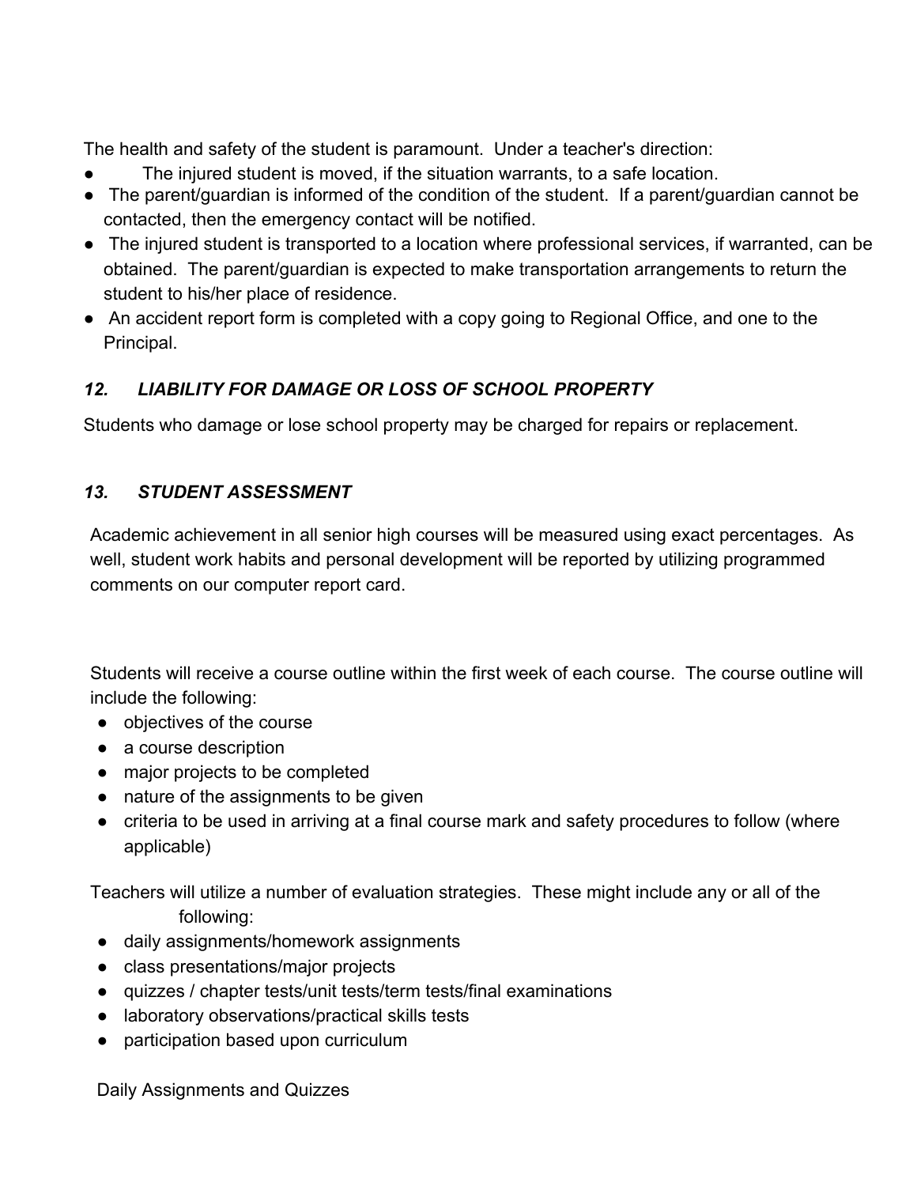The health and safety of the student is paramount.  Under a teacher's direction:

- The injured student is moved, if the situation warrants, to a safe location.
- The parent/guardian is informed of the condition of the student.  If a parent/guardian cannot be contacted, then the emergency contact will be notified.
- The injured student is transported to a location where professional services, if warranted, can be obtained.  The parent/guardian is expected to make transportation arrangements to return the student to his/her place of residence.
- An accident report form is completed with a copy going to Regional Office, and one to the Principal.

### *12. LIABILITY FOR DAMAGE OR LOSS OF SCHOOL PROPERTY*

Students who damage or lose school property may be charged for repairs or replacement.

### *13. STUDENT ASSESSMENT*

Academic achievement in all senior high courses will be measured using exact percentages.  As well, student work habits and personal development will be reported by utilizing programmed comments on our computer report card.

Students will receive a course outline within the first week of each course.  The course outline will include the following:

- objectives of the course
- a course description
- major projects to be completed
- nature of the assignments to be given
- criteria to be used in arriving at a final course mark and safety procedures to follow (where applicable)

Teachers will utilize a number of evaluation strategies.  These might include any or all of the following:

- daily assignments/homework assignments
- class presentations/major projects
- quizzes / chapter tests/unit tests/term tests/final examinations
- laboratory observations/practical skills tests
- participation based upon curriculum

Daily Assignments and Quizzes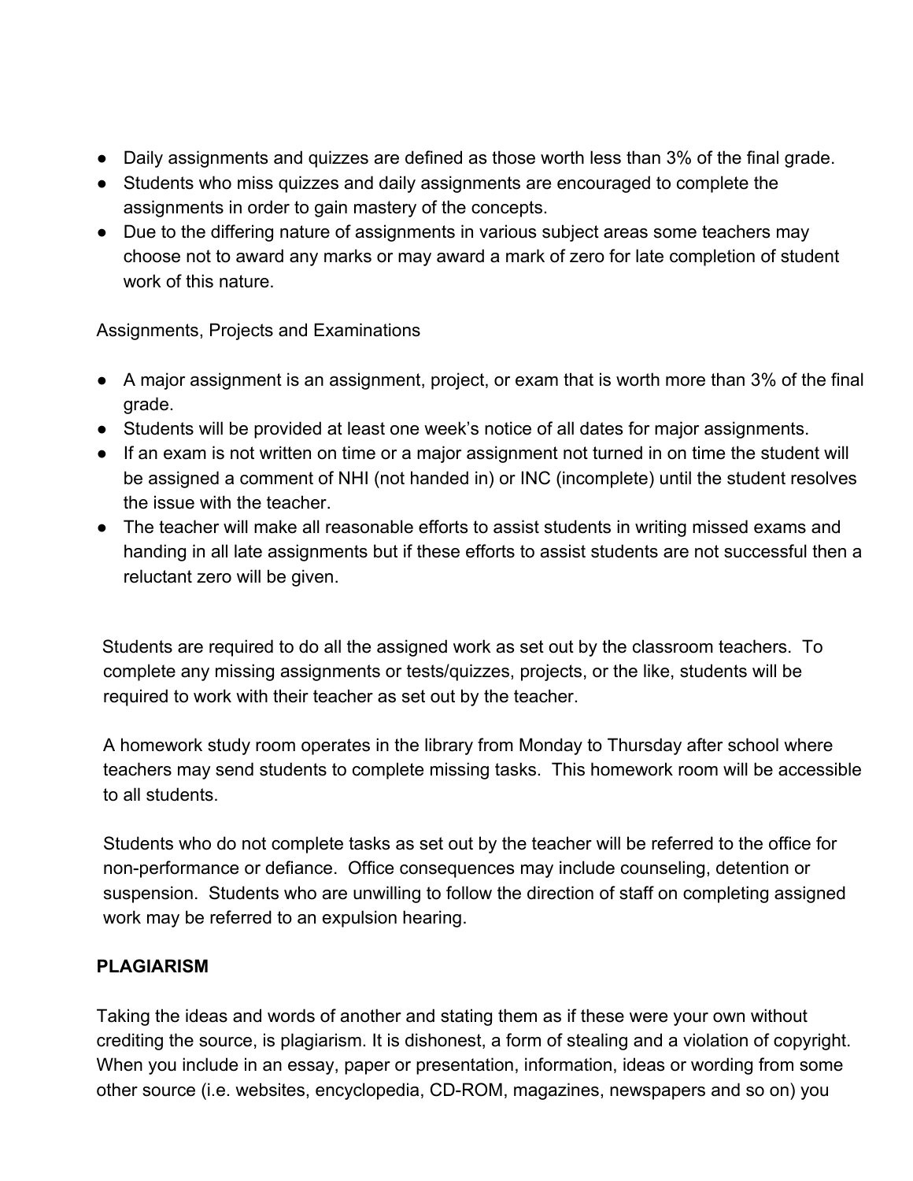- Daily assignments and quizzes are defined as those worth less than 3% of the final grade.
- Students who miss quizzes and daily assignments are encouraged to complete the assignments in order to gain mastery of the concepts.
- Due to the differing nature of assignments in various subject areas some teachers may choose not to award any marks or may award a mark of zero for late completion of student work of this nature.

Assignments, Projects and Examinations

- A major assignment is an assignment, project, or exam that is worth more than 3% of the final grade.
- Students will be provided at least one week's notice of all dates for major assignments.
- If an exam is not written on time or a major assignment not turned in on time the student will be assigned a comment of NHI (not handed in) or INC (incomplete) until the student resolves the issue with the teacher.
- The teacher will make all reasonable efforts to assist students in writing missed exams and handing in all late assignments but if these efforts to assist students are not successful then a reluctant zero will be given.

Students are required to do all the assigned work as set out by the classroom teachers. To complete any missing assignments or tests/quizzes, projects, or the like, students will be required to work with their teacher as set out by the teacher.

A homework study room operates in the library from Monday to Thursday after school where teachers may send students to complete missing tasks. This homework room will be accessible to all students.

Students who do not complete tasks as set out by the teacher will be referred to the office for non-performance or defiance. Office consequences may include counseling, detention or suspension. Students who are unwilling to follow the direction of staff on completing assigned work may be referred to an expulsion hearing.

**PLAGIARISM**

Taking the ideas and words of another and stating them as if these were your own without crediting the source, is plagiarism. It is dishonest, a form of stealing and a violation of copyright. When you include in an essay, paper or presentation, information, ideas or wording from some other source (i.e. websites, encyclopedia, CD-ROM, magazines, newspapers and so on) you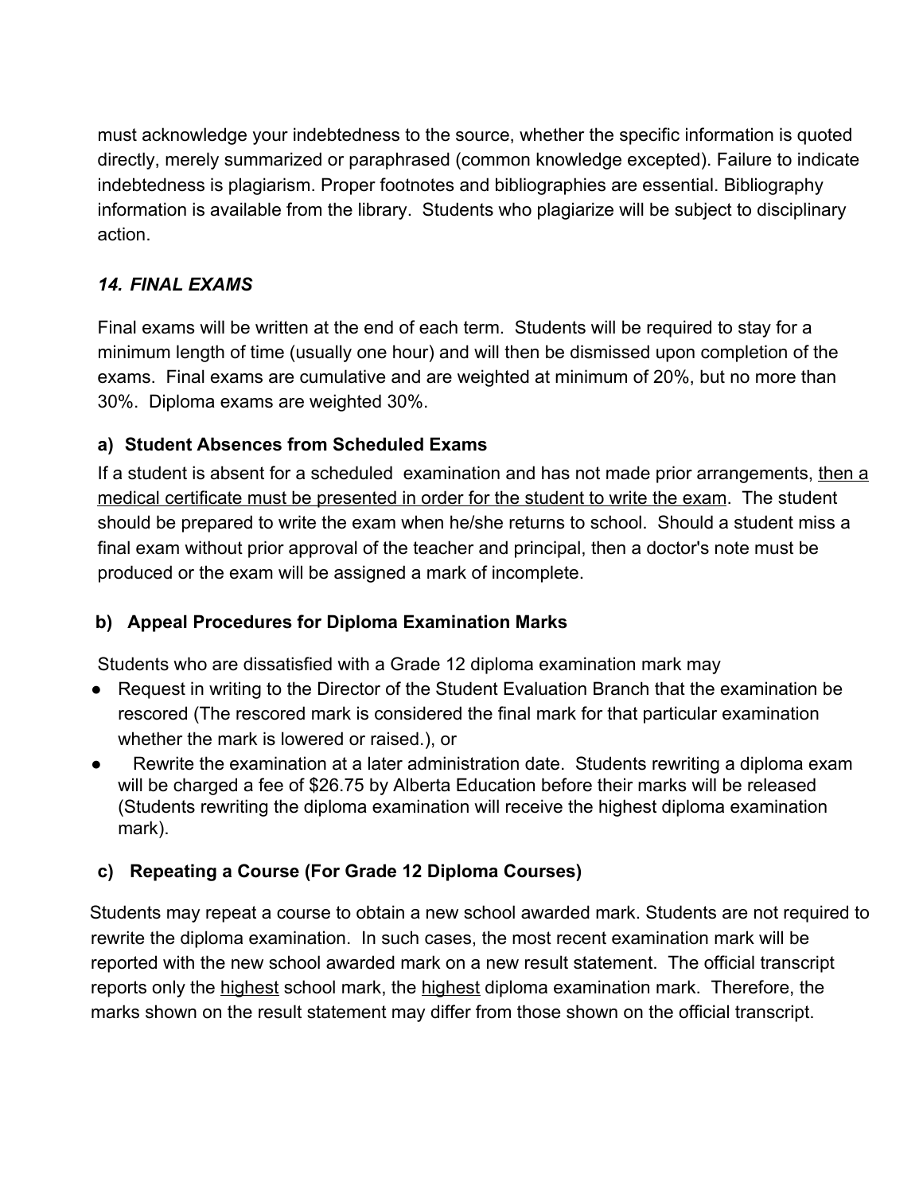must acknowledge your indebtedness to the source, whether the specific information is quoted directly, merely summarized or paraphrased (common knowledge excepted). Failure to indicate indebtedness is plagiarism. Proper footnotes and bibliographies are essential. Bibliography information is available from the library. Students who plagiarize will be subject to disciplinary action.

### *14. FINAL EXAMS*

Final exams will be written at the end of each term. Students will be required to stay for a minimum length of time (usually one hour) and will then be dismissed upon completion of the exams. Final exams are cumulative and are weighted at minimum of 20%, but no more than 30%. Diploma exams are weighted 30%.

#### a) Student Absences from Scheduled Exams

If a student is absent for a scheduled examination and has not made prior arrangements, <u>then a medical certificate must be presented in order for the student to write the exam</u>. The student should be prepared to write the exam when he/she returns to school. Should a student miss a final exam without prior approval of the teacher and principal, then a doctor's note must be produced or the exam will be assigned a mark of incomplete.

#### b) Appeal Procedures for Diploma Examination Marks

Students who are dissatisfied with a Grade 12 diploma examination mark may

- Request in writing to the Director of the Student Evaluation Branch that the examination be rescored (The rescored mark is considered the final mark for that particular examination whether the mark is lowered or raised.), or
- Rewrite the examination at a later administration date. Students rewriting a diploma exam will be charged a fee of $26.75 by Alberta Education before their marks will be released (Students rewriting the diploma examination will receive the highest diploma examination mark).

#### c) Repeating a Course (For Grade 12 Diploma Courses)

Students may repeat a course to obtain a new school awarded mark. Students are not required to rewrite the diploma examination. In such cases, the most recent examination mark will be reported with the new school awarded mark on a new result statement. The official transcript reports only the <u>highest</u> school mark, the <u>highest</u> diploma examination mark. Therefore, the marks shown on the result statement may differ from those shown on the official transcript.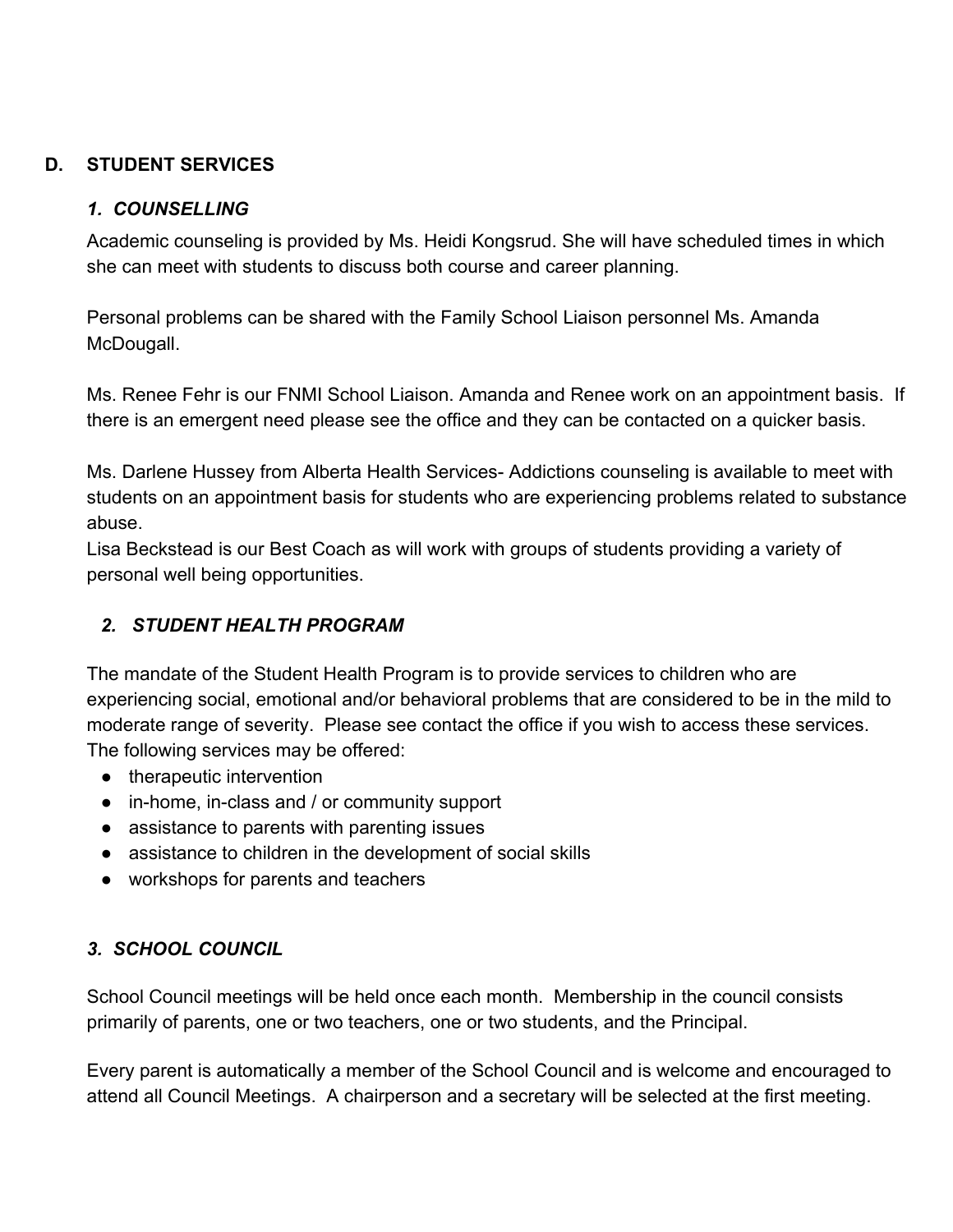## D. STUDENT SERVICES

### *1. COUNSELLING*

Academic counseling is provided by Ms. Heidi Kongsrud. She will have scheduled times in which she can meet with students to discuss both course and career planning.

Personal problems can be shared with the Family School Liaison personnel Ms. Amanda McDougall.

Ms. Renee Fehr is our FNMI School Liaison. Amanda and Renee work on an appointment basis. If there is an emergent need please see the office and they can be contacted on a quicker basis.

Ms. Darlene Hussey from Alberta Health Services- Addictions counseling is available to meet with students on an appointment basis for students who are experiencing problems related to substance abuse.
Lisa Beckstead is our Best Coach as will work with groups of students providing a variety of personal well being opportunities.

### *2. STUDENT HEALTH PROGRAM*

The mandate of the Student Health Program is to provide services to children who are experiencing social, emotional and/or behavioral problems that are considered to be in the mild to moderate range of severity. Please see contact the office if you wish to access these services. The following services may be offered:

- therapeutic intervention
- in-home, in-class and / or community support
- assistance to parents with parenting issues
- assistance to children in the development of social skills
- workshops for parents and teachers

### *3. SCHOOL COUNCIL*

School Council meetings will be held once each month. Membership in the council consists primarily of parents, one or two teachers, one or two students, and the Principal.

Every parent is automatically a member of the School Council and is welcome and encouraged to attend all Council Meetings. A chairperson and a secretary will be selected at the first meeting.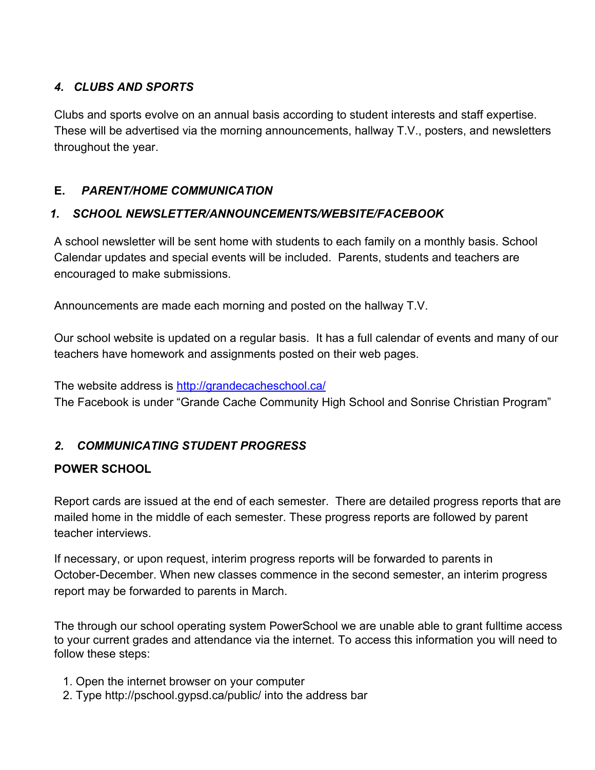### *4. CLUBS AND SPORTS*

Clubs and sports evolve on an annual basis according to student interests and staff expertise. These will be advertised via the morning announcements, hallway T.V., posters, and newsletters throughout the year.

## E. *PARENT/HOME COMMUNICATION*

### *1. SCHOOL NEWSLETTER/ANNOUNCEMENTS/WEBSITE/FACEBOOK*

A school newsletter will be sent home with students to each family on a monthly basis. School Calendar updates and special events will be included. Parents, students and teachers are encouraged to make submissions.

Announcements are made each morning and posted on the hallway T.V.

Our school website is updated on a regular basis. It has a full calendar of events and many of our teachers have homework and assignments posted on their web pages.

The website address is [http://grandecacheschool.ca/](http://grandecacheschool.ca/)
The Facebook is under "Grande Cache Community High School and Sonrise Christian Program"

### *2. COMMUNICATING STUDENT PROGRESS*

**POWER SCHOOL**

Report cards are issued at the end of each semester. There are detailed progress reports that are mailed home in the middle of each semester. These progress reports are followed by parent teacher interviews.

If necessary, or upon request, interim progress reports will be forwarded to parents in October-December. When new classes commence in the second semester, an interim progress report may be forwarded to parents in March.

The through our school operating system PowerSchool we are unable able to grant fulltime access to your current grades and attendance via the internet. To access this information you will need to follow these steps:

1. Open the internet browser on your computer
2. Type http://pschool.gypsd.ca/public/ into the address bar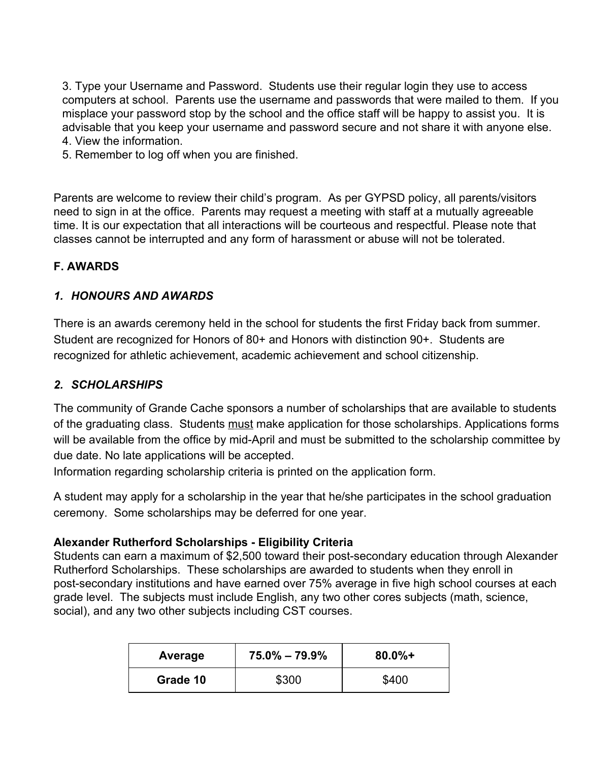3. Type your Username and Password. Students use their regular login they use to access computers at school. Parents use the username and passwords that were mailed to them. If you misplace your password stop by the school and the office staff will be happy to assist you. It is advisable that you keep your username and password secure and not share it with anyone else.
4. View the information.
5. Remember to log off when you are finished.

Parents are welcome to review their child's program. As per GYPSD policy, all parents/visitors need to sign in at the office. Parents may request a meeting with staff at a mutually agreeable time. It is our expectation that all interactions will be courteous and respectful. Please note that classes cannot be interrupted and any form of harassment or abuse will not be tolerated.

## F. AWARDS

### *1. HONOURS AND AWARDS*

There is an awards ceremony held in the school for students the first Friday back from summer. Student are recognized for Honors of 80+ and Honors with distinction 90+. Students are recognized for athletic achievement, academic achievement and school citizenship.

### *2. SCHOLARSHIPS*

The community of Grande Cache sponsors a number of scholarships that are available to students of the graduating class. Students <u>must</u> make application for those scholarships. Applications forms will be available from the office by mid-April and must be submitted to the scholarship committee by due date. No late applications will be accepted.
Information regarding scholarship criteria is printed on the application form.

A student may apply for a scholarship in the year that he/she participates in the school graduation ceremony. Some scholarships may be deferred for one year.

**Alexander Rutherford Scholarships - Eligibility Criteria**
Students can earn a maximum of $2,500 toward their post-secondary education through Alexander Rutherford Scholarships. These scholarships are awarded to students when they enroll in post-secondary institutions and have earned over 75% average in five high school courses at each grade level. The subjects must include English, any two other cores subjects (math, science, social), and any two other subjects including CST courses.

| Average | 75.0% – 79.9% | 80.0%+ |
|---|---|---|
| **Grade 10** | $300 | $400 |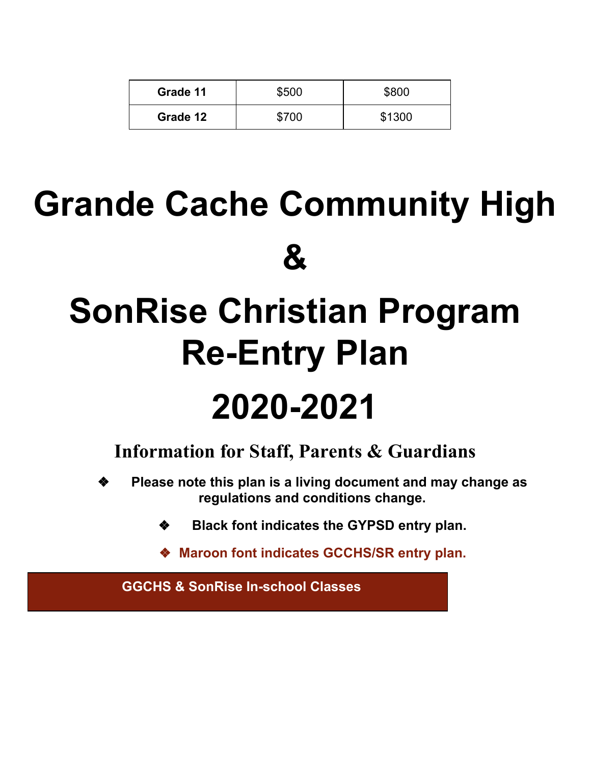| Grade 11 | $500 | $800 |
|---|---|---|
| Grade 12 | $700 | $1300 |

# Grande Cache Community High & SonRise Christian Program Re-Entry Plan 2020-2021

## Information for Staff, Parents & Guardians

- **Please note this plan is a living document and may change as regulations and conditions change.**
- **Black font indicates the GYPSD entry plan.**
- **Maroon font indicates GCCHS/SR entry plan.**

**GGCHS & SonRise In-school Classes**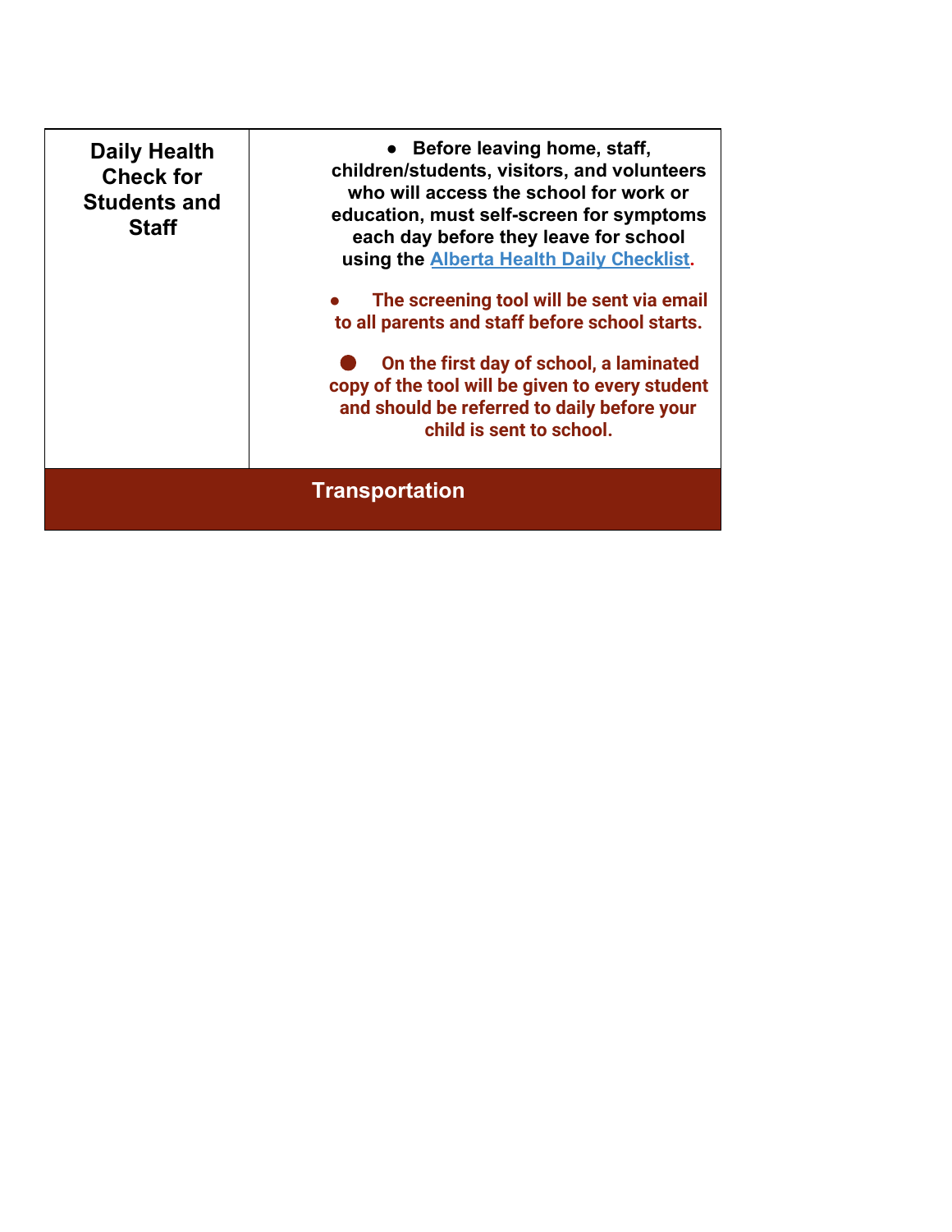| **Daily Health Check for Students and Staff** | <ul><li>**Before leaving home, staff, children/students, visitors, and volunteers who will access the school for work or education, must self-screen for symptoms each day before they leave for school using the [Alberta Health Daily Checklist](#).**</li><li>**The screening tool will be sent via email to all parents and staff before school starts.**</li><li>**On the first day of school, a laminated copy of the tool will be given to every student and should be referred to daily before your child is sent to school.**</li></ul> |
|---|---|
| **Transportation** | |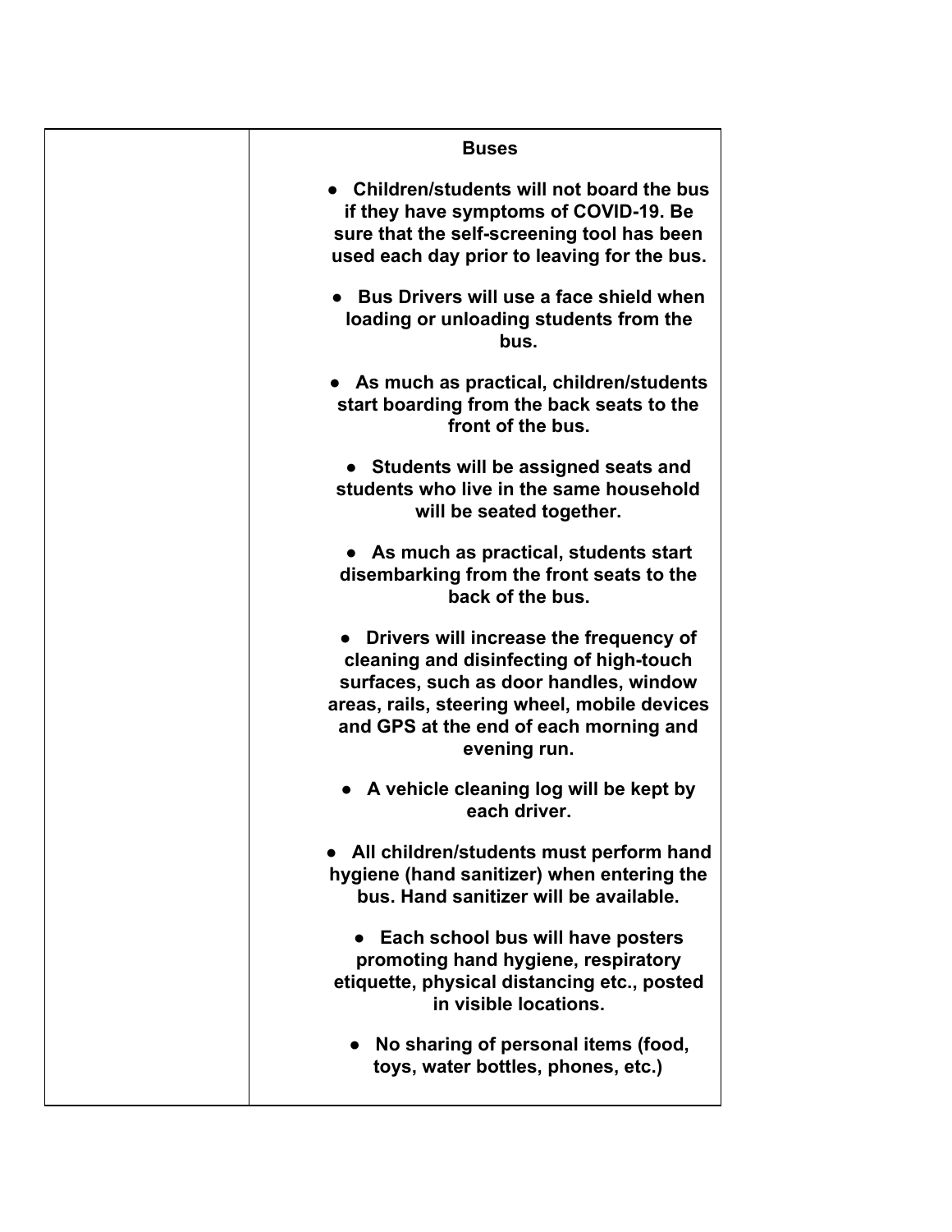|  | **Buses**<br><br>• **Children/students will not board the bus if they have symptoms of COVID-19. Be sure that the self-screening tool has been used each day prior to leaving for the bus.**<br><br>• **Bus Drivers will use a face shield when loading or unloading students from the bus.**<br><br>• **As much as practical, children/students start boarding from the back seats to the front of the bus.**<br><br>• **Students will be assigned seats and students who live in the same household will be seated together.**<br><br>• **As much as practical, students start disembarking from the front seats to the back of the bus.**<br><br>• **Drivers will increase the frequency of cleaning and disinfecting of high-touch surfaces, such as door handles, window areas, rails, steering wheel, mobile devices and GPS at the end of each morning and evening run.**<br><br>• **A vehicle cleaning log will be kept by each driver.**<br><br>• **All children/students must perform hand hygiene (hand sanitizer) when entering the bus. Hand sanitizer will be available.**<br><br>• **Each school bus will have posters promoting hand hygiene, respiratory etiquette, physical distancing etc., posted in visible locations.**<br><br>• **No sharing of personal items (food, toys, water bottles, phones, etc.)** |
|---|---|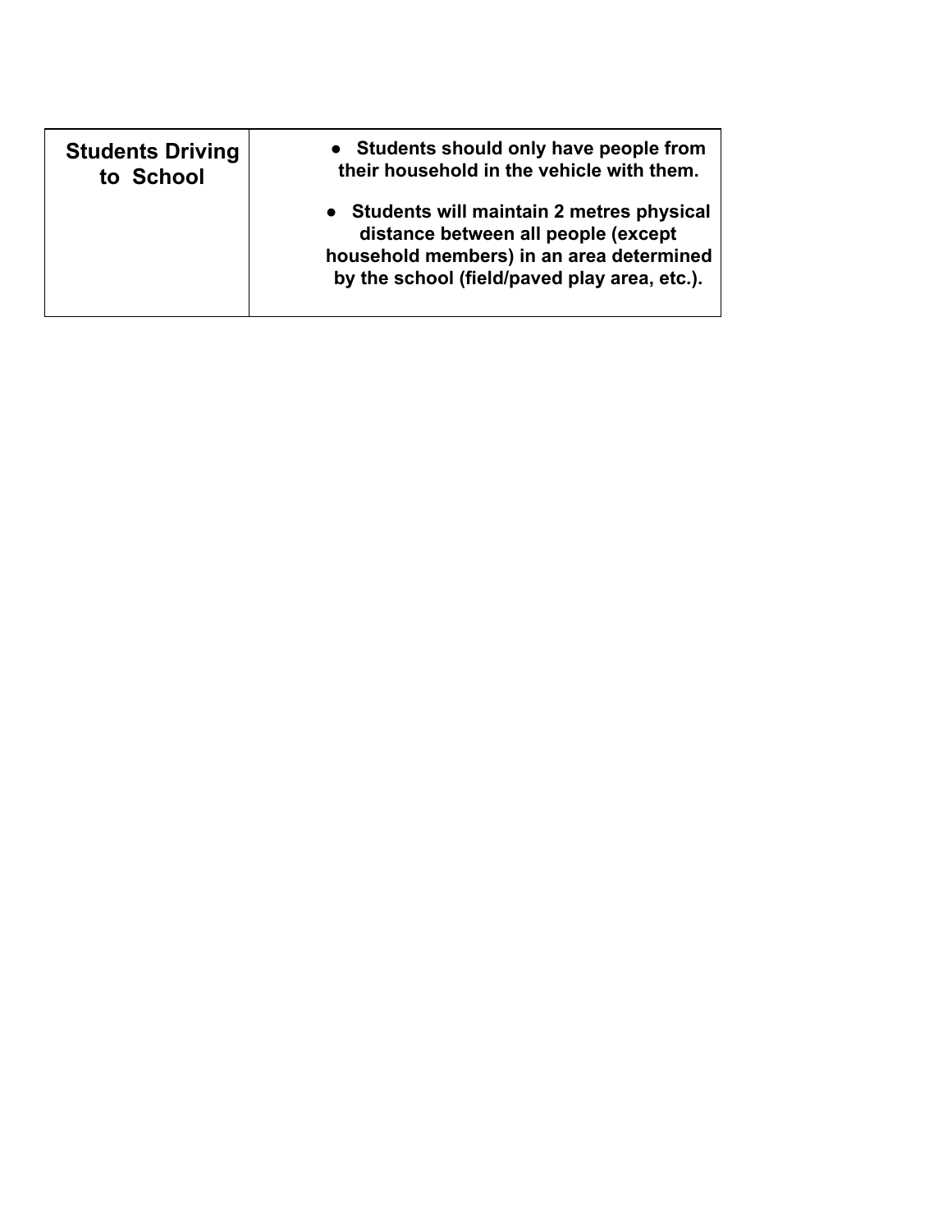| **Students Driving to School** | • **Students should only have people from their household in the vehicle with them.**<br>• **Students will maintain 2 metres physical distance between all people (except household members) in an area determined by the school (field/paved play area, etc.).** |
|---|---|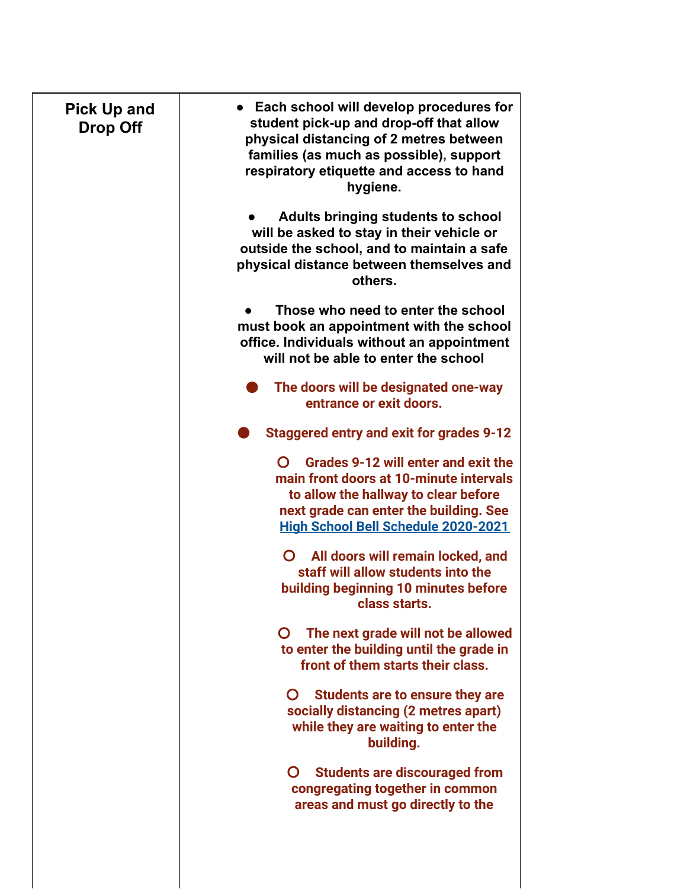| Pick Up and Drop Off | • **Each school will develop procedures for student pick-up and drop-off that allow physical distancing of 2 metres between families (as much as possible), support respiratory etiquette and access to hand hygiene.**<br><br>• **Adults bringing students to school will be asked to stay in their vehicle or outside the school, and to maintain a safe physical distance between themselves and others.**<br><br>• **Those who need to enter the school must book an appointment with the school office. Individuals without an appointment will not be able to enter the school**<br><br>• **The doors will be designated one-way entrance or exit doors.**<br><br>• **Staggered entry and exit for grades 9-12**<br>  ○ **Grades 9-12 will enter and exit the main front doors at 10-minute intervals to allow the hallway to clear before next grade can enter the building. See High School Bell Schedule 2020-2021**<br>  ○ **All doors will remain locked, and staff will allow students into the building beginning 10 minutes before class starts.**<br>  ○ **The next grade will not be allowed to enter the building until the grade in front of them starts their class.**<br>  ○ **Students are to ensure they are socially distancing (2 metres apart) while they are waiting to enter the building.**<br>  ○ **Students are discouraged from congregating together in common areas and must go directly to the** |
|---|---|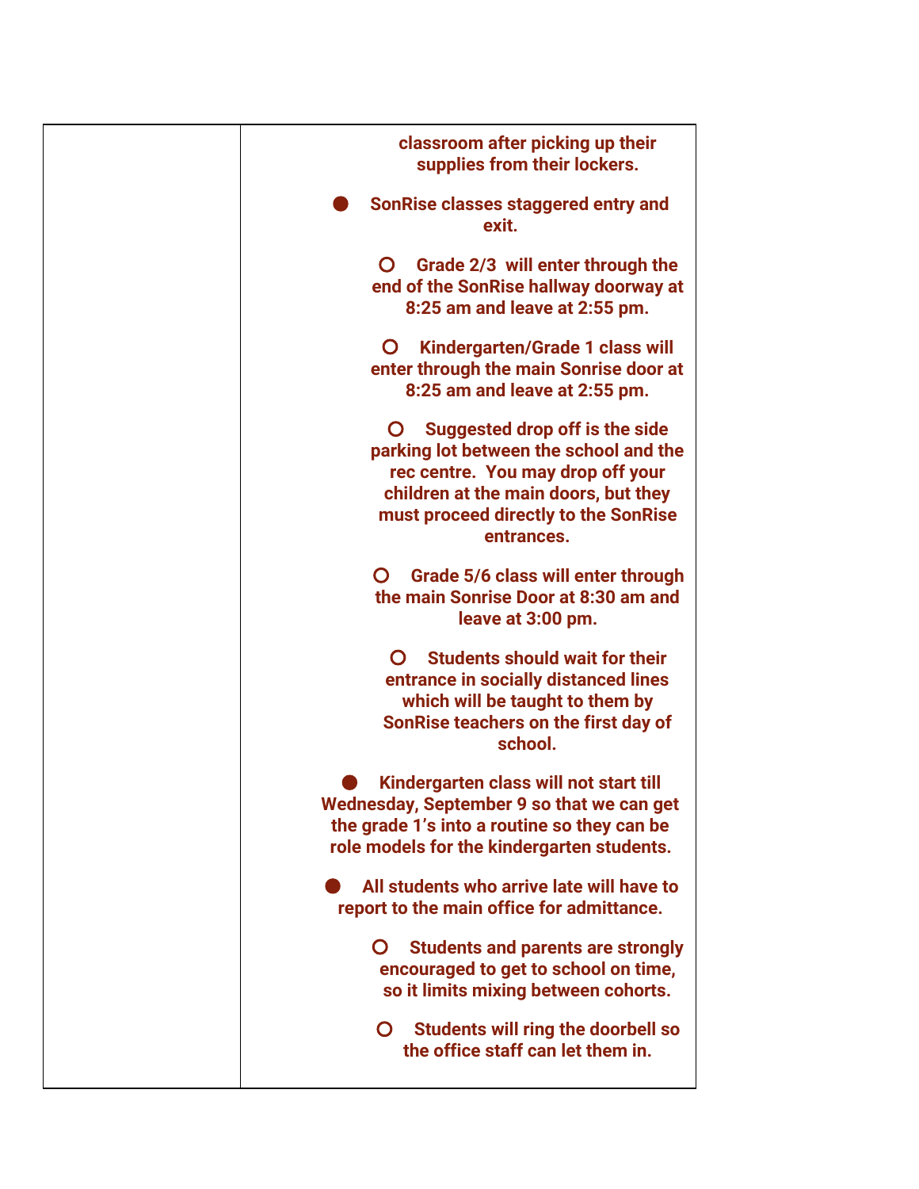| | |
|---|---|
| | **classroom after picking up their supplies from their lockers.**<br><br>- **SonRise classes staggered entry and exit.**<br>  - **Grade 2/3 will enter through the end of the SonRise hallway doorway at 8:25 am and leave at 2:55 pm.**<br>  - **Kindergarten/Grade 1 class will enter through the main Sonrise door at 8:25 am and leave at 2:55 pm.**<br>  - **Suggested drop off is the side parking lot between the school and the rec centre. You may drop off your children at the main doors, but they must proceed directly to the SonRise entrances.**<br>  - **Grade 5/6 class will enter through the main Sonrise Door at 8:30 am and leave at 3:00 pm.**<br>  - **Students should wait for their entrance in socially distanced lines which will be taught to them by SonRise teachers on the first day of school.**<br>- **Kindergarten class will not start till Wednesday, September 9 so that we can get the grade 1's into a routine so they can be role models for the kindergarten students.**<br>- **All students who arrive late will have to report to the main office for admittance.**<br>  - **Students and parents are strongly encouraged to get to school on time, so it limits mixing between cohorts.**<br>  - **Students will ring the doorbell so the office staff can let them in.** |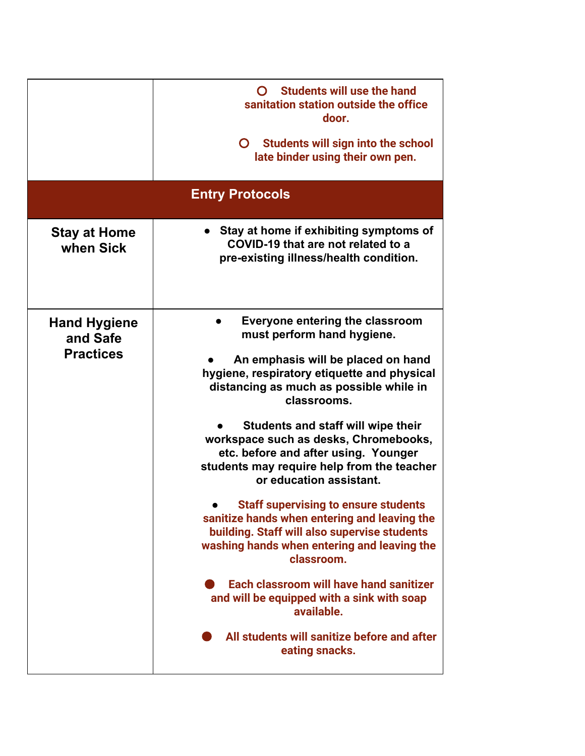| | |
|---|---|
| | ○ **Students will use the hand sanitation station outside the office door.**<br><br>○ **Students will sign into the school late binder using their own pen.** |
| **Entry Protocols** | |
| **Stay at Home when Sick** | • **Stay at home if exhibiting symptoms of COVID-19 that are not related to a pre-existing illness/health condition.** |
| **Hand Hygiene and Safe Practices** | • **Everyone entering the classroom must perform hand hygiene.**<br><br>• **An emphasis will be placed on hand hygiene, respiratory etiquette and physical distancing as much as possible while in classrooms.**<br><br>• **Students and staff will wipe their workspace such as desks, Chromebooks, etc. before and after using. Younger students may require help from the teacher or education assistant.**<br><br>• **Staff supervising to ensure students sanitize hands when entering and leaving the building. Staff will also supervise students washing hands when entering and leaving the classroom.**<br><br>• **Each classroom will have hand sanitizer and will be equipped with a sink with soap available.**<br><br>• **All students will sanitize before and after eating snacks.** |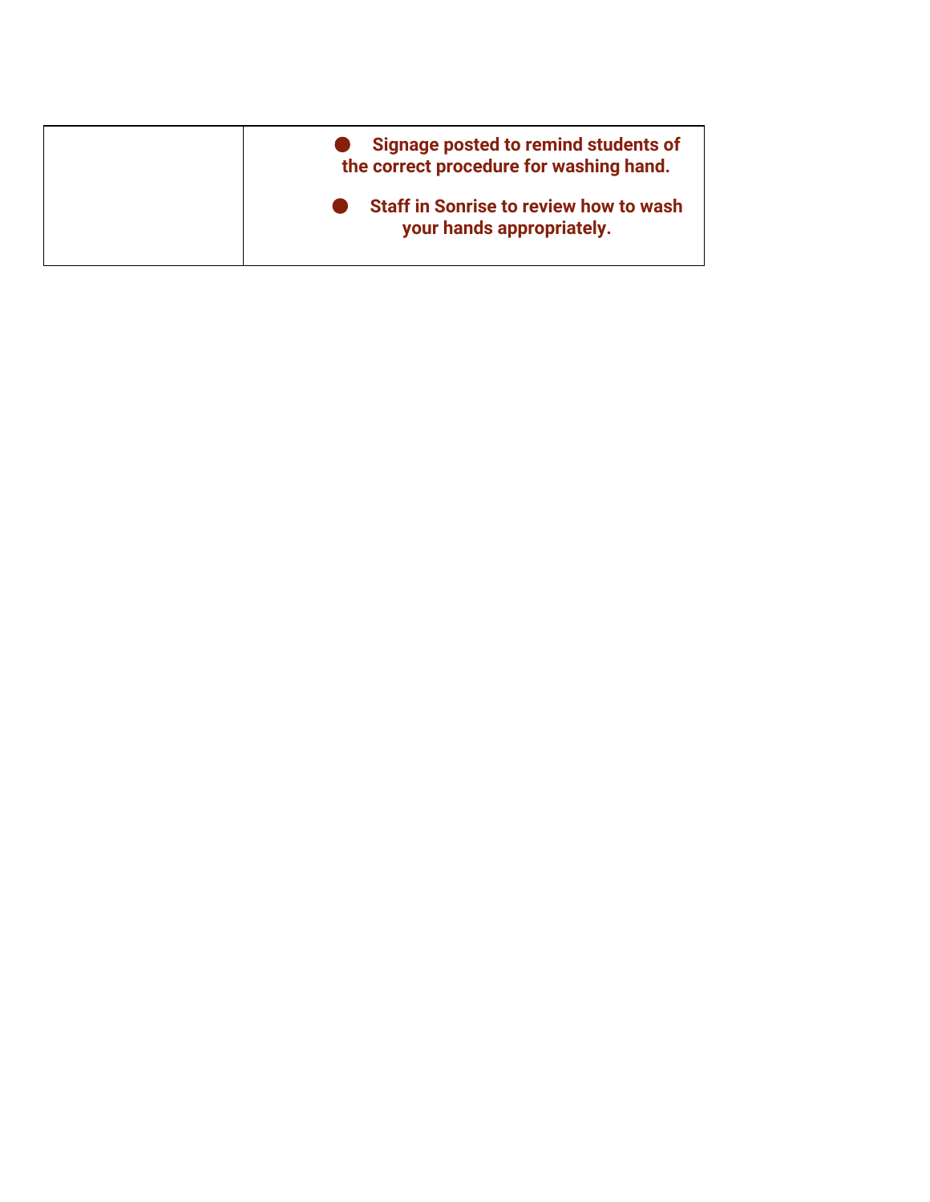| | |
|---|---|
| | - **Signage posted to remind students of the correct procedure for washing hand.**<br>- **Staff in Sonrise to review how to wash your hands appropriately.** |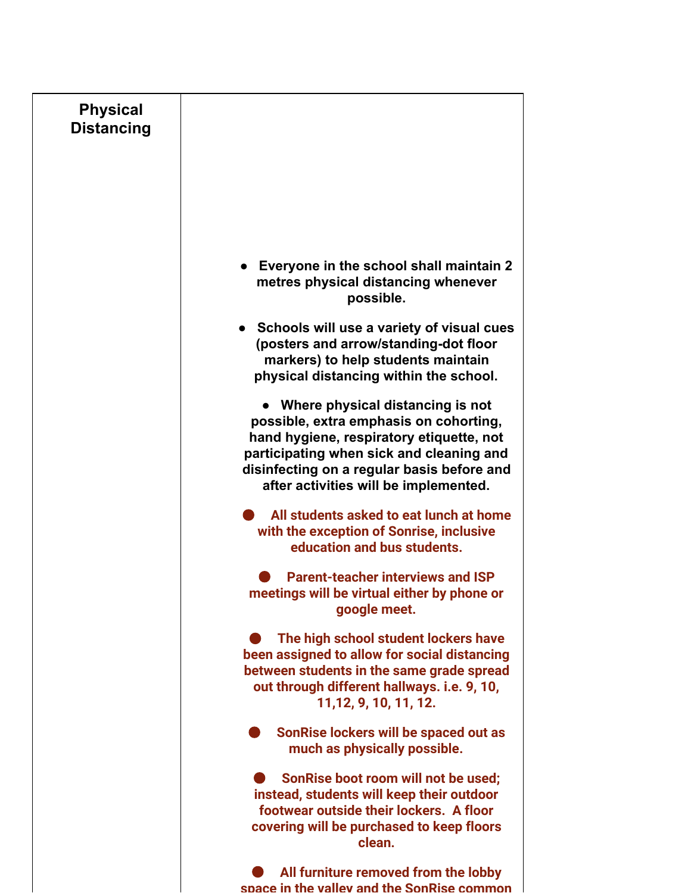| Physical Distancing | - Everyone in the school shall maintain 2 metres physical distancing whenever possible.<br>- Schools will use a variety of visual cues (posters and arrow/standing-dot floor markers) to help students maintain physical distancing within the school.<br>- Where physical distancing is not possible, extra emphasis on cohorting, hand hygiene, respiratory etiquette, not participating when sick and cleaning and disinfecting on a regular basis before and after activities will be implemented.<br>- All students asked to eat lunch at home with the exception of Sonrise, inclusive education and bus students.<br>- Parent-teacher interviews and ISP meetings will be virtual either by phone or google meet.<br>- The high school student lockers have been assigned to allow for social distancing between students in the same grade spread out through different hallways. i.e. 9, 10, 11,12, 9, 10, 11, 12.<br>- SonRise lockers will be spaced out as much as physically possible.<br>- SonRise boot room will not be used; instead, students will keep their outdoor footwear outside their lockers. A floor covering will be purchased to keep floors clean.<br>- All furniture removed from the lobby space in the valley and the SonRise common |
|---|---|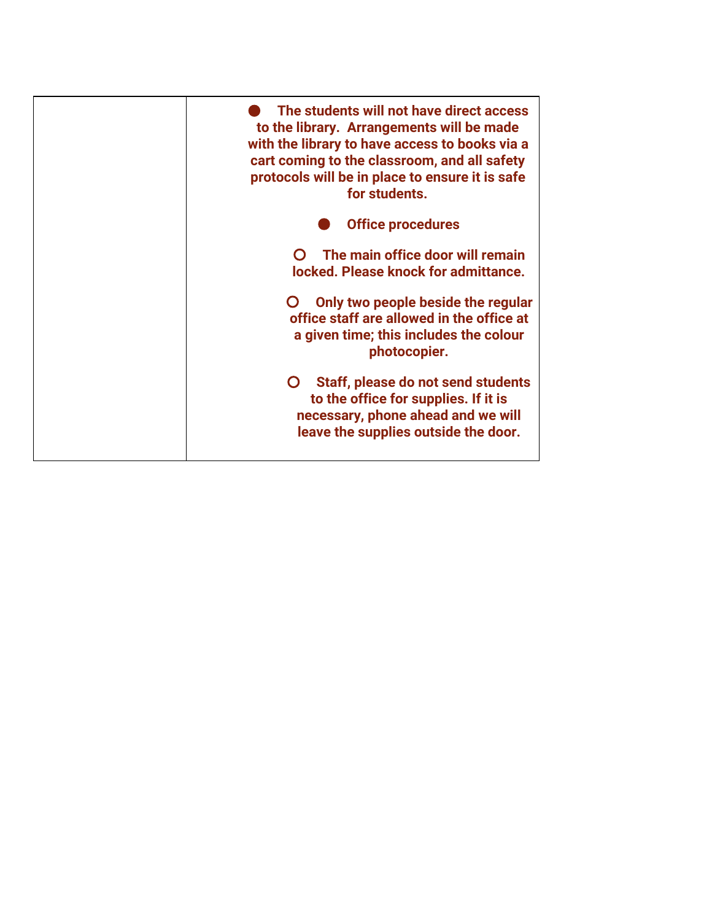|  |  |
|---|---|
|  | ● **The students will not have direct access to the library. Arrangements will be made with the library to have access to books via a cart coming to the classroom, and all safety protocols will be in place to ensure it is safe for students.**<br><br>● **Office procedures**<br><br>○ **The main office door will remain locked. Please knock for admittance.**<br><br>○ **Only two people beside the regular office staff are allowed in the office at a given time; this includes the colour photocopier.**<br><br>○ **Staff, please do not send students to the office for supplies. If it is necessary, phone ahead and we will leave the supplies outside the door.** |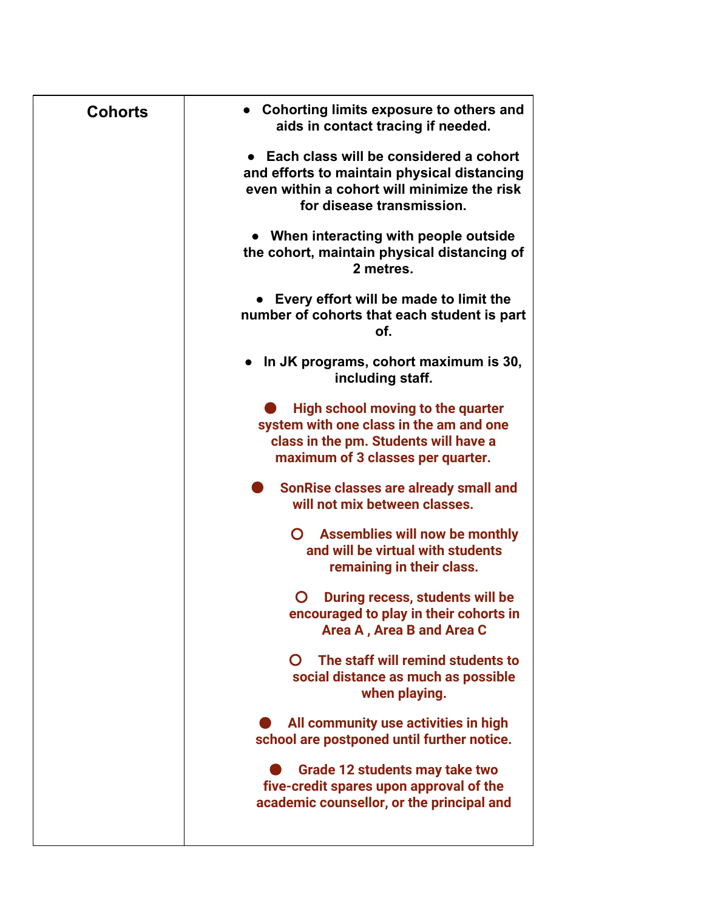| | |
|---|---|
| **Cohorts** | • **Cohorting limits exposure to others and aids in contact tracing if needed.**<br><br>• **Each class will be considered a cohort and efforts to maintain physical distancing even within a cohort will minimize the risk for disease transmission.**<br><br>• **When interacting with people outside the cohort, maintain physical distancing of 2 metres.**<br><br>• **Every effort will be made to limit the number of cohorts that each student is part of.**<br><br>• **In JK programs, cohort maximum is 30, including staff.**<br><br>• **High school moving to the quarter system with one class in the am and one class in the pm. Students will have a maximum of 3 classes per quarter.**<br><br>• **SonRise classes are already small and will not mix between classes.**<br>&nbsp;&nbsp;&nbsp;&nbsp;○ **Assemblies will now be monthly and will be virtual with students remaining in their class.**<br>&nbsp;&nbsp;&nbsp;&nbsp;○ **During recess, students will be encouraged to play in their cohorts in Area A , Area B and Area C**<br>&nbsp;&nbsp;&nbsp;&nbsp;○ **The staff will remind students to social distance as much as possible when playing.**<br><br>• **All community use activities in high school are postponed until further notice.**<br><br>• **Grade 12 students may take two five-credit spares upon approval of the academic counsellor, or the principal and** |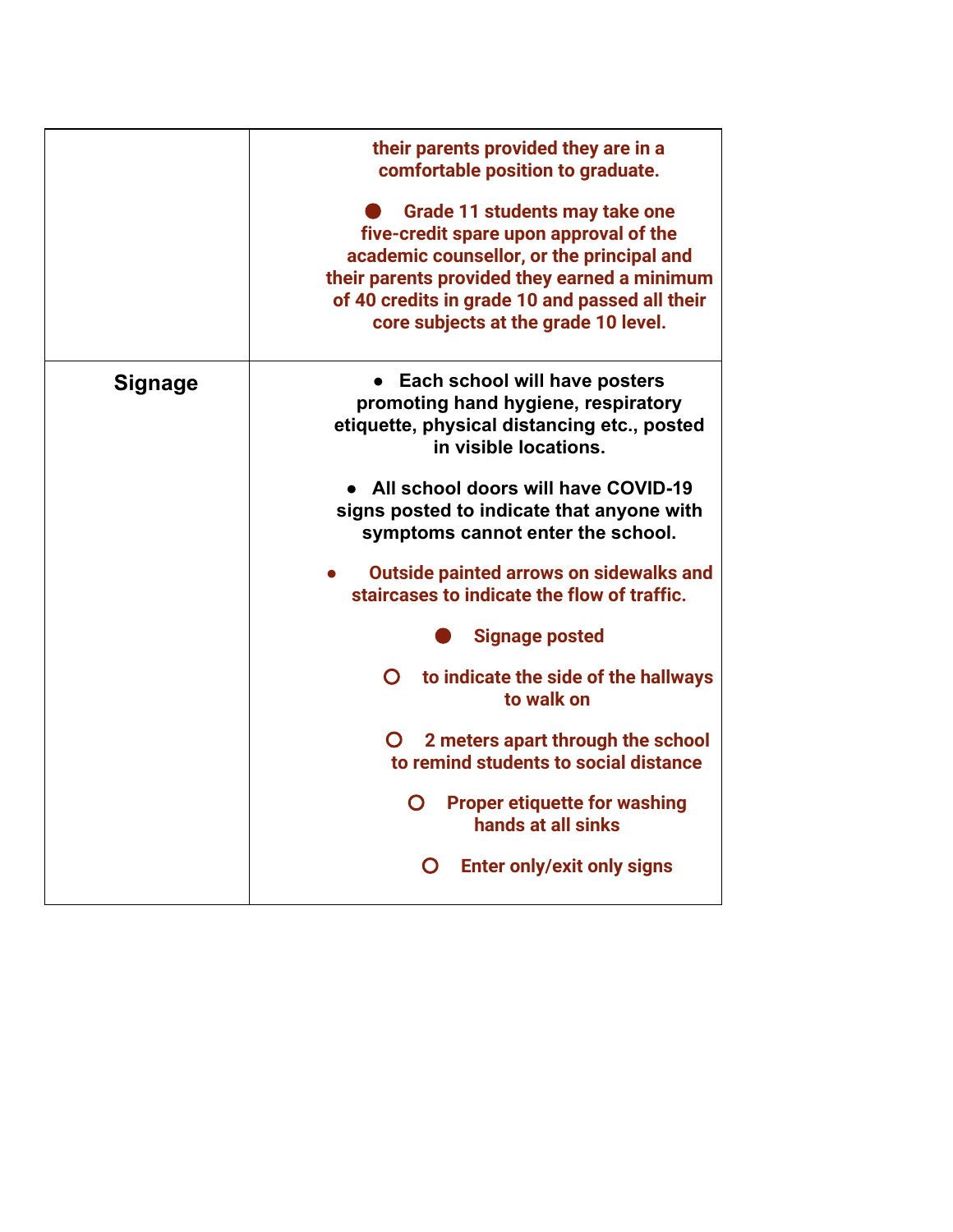| | |
|---|---|
| | their parents provided they are in a comfortable position to graduate.<br><br>● Grade 11 students may take one five-credit spare upon approval of the academic counsellor, or the principal and their parents provided they earned a minimum of 40 credits in grade 10 and passed all their core subjects at the grade 10 level. |
| **Signage** | ● Each school will have posters promoting hand hygiene, respiratory etiquette, physical distancing etc., posted in visible locations.<br><br>● All school doors will have COVID-19 signs posted to indicate that anyone with symptoms cannot enter the school.<br><br>● Outside painted arrows on sidewalks and staircases to indicate the flow of traffic.<br><br>● Signage posted<br><br>○ to indicate the side of the hallways to walk on<br><br>○ 2 meters apart through the school to remind students to social distance<br><br>○ Proper etiquette for washing hands at all sinks<br><br>○ Enter only/exit only signs |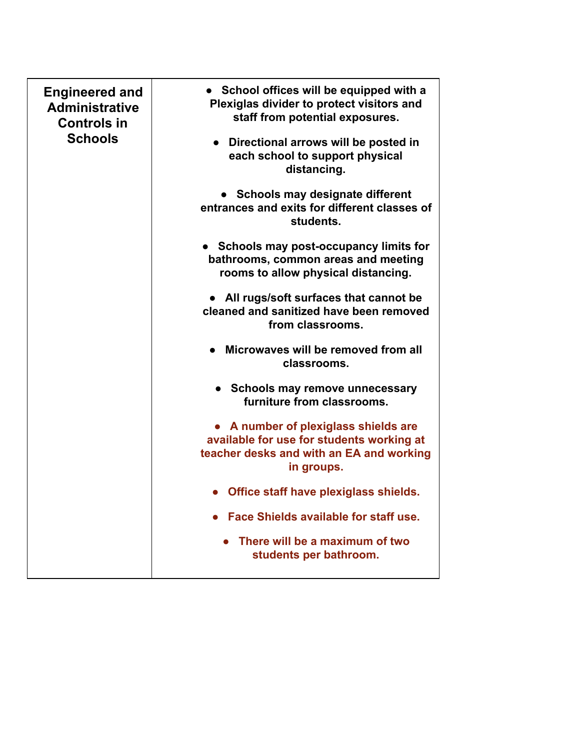| **Engineered and Administrative Controls in Schools** | <ul><li>**School offices will be equipped with a Plexiglas divider to protect visitors and staff from potential exposures.**</li><li>**Directional arrows will be posted in each school to support physical distancing.**</li><li>**Schools may designate different entrances and exits for different classes of students.**</li><li>**Schools may post-occupancy limits for bathrooms, common areas and meeting rooms to allow physical distancing.**</li><li>**All rugs/soft surfaces that cannot be cleaned and sanitized have been removed from classrooms.**</li><li>**Microwaves will be removed from all classrooms.**</li><li>**Schools may remove unnecessary furniture from classrooms.**</li><li>**A number of plexiglass shields are available for use for students working at teacher desks and with an EA and working in groups.**</li><li>**Office staff have plexiglass shields.**</li><li>**Face Shields available for staff use.**</li><li>**There will be a maximum of two students per bathroom.**</li></ul> |
|---|---|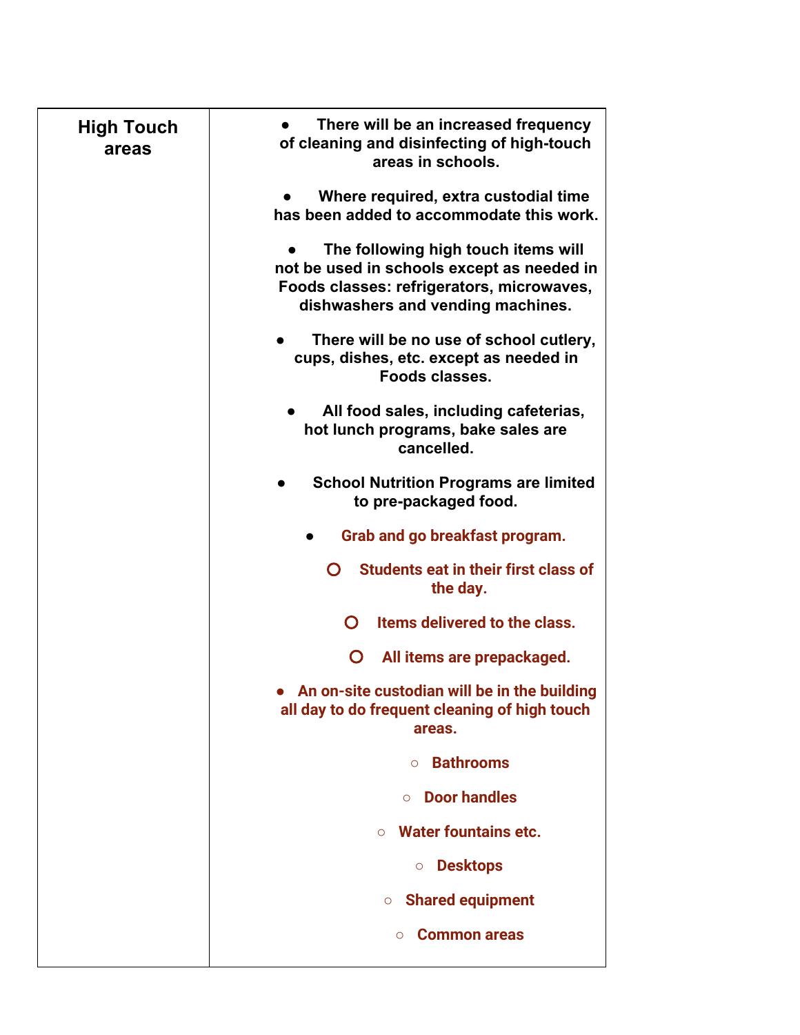| High Touch areas | <ul><li>**There will be an increased frequency of cleaning and disinfecting of high-touch areas in schools.**</li><li>**Where required, extra custodial time has been added to accommodate this work.**</li><li>**The following high touch items will not be used in schools except as needed in Foods classes: refrigerators, microwaves, dishwashers and vending machines.**</li><li>**There will be no use of school cutlery, cups, dishes, etc. except as needed in Foods classes.**</li><li>**All food sales, including cafeterias, hot lunch programs, bake sales are cancelled.**</li><li>**School Nutrition Programs are limited to pre-packaged food.**</li><li>**Grab and go breakfast program.**<ul><li>**Students eat in their first class of the day.**</li><li>**Items delivered to the class.**</li><li>**All items are prepackaged.**</li></ul></li><li>**An on-site custodian will be in the building all day to do frequent cleaning of high touch areas.**<ul><li>**Bathrooms**</li><li>**Door handles**</li><li>**Water fountains etc.**</li><li>**Desktops**</li><li>**Shared equipment**</li><li>**Common areas**</li></ul></li></ul> |
|---|---|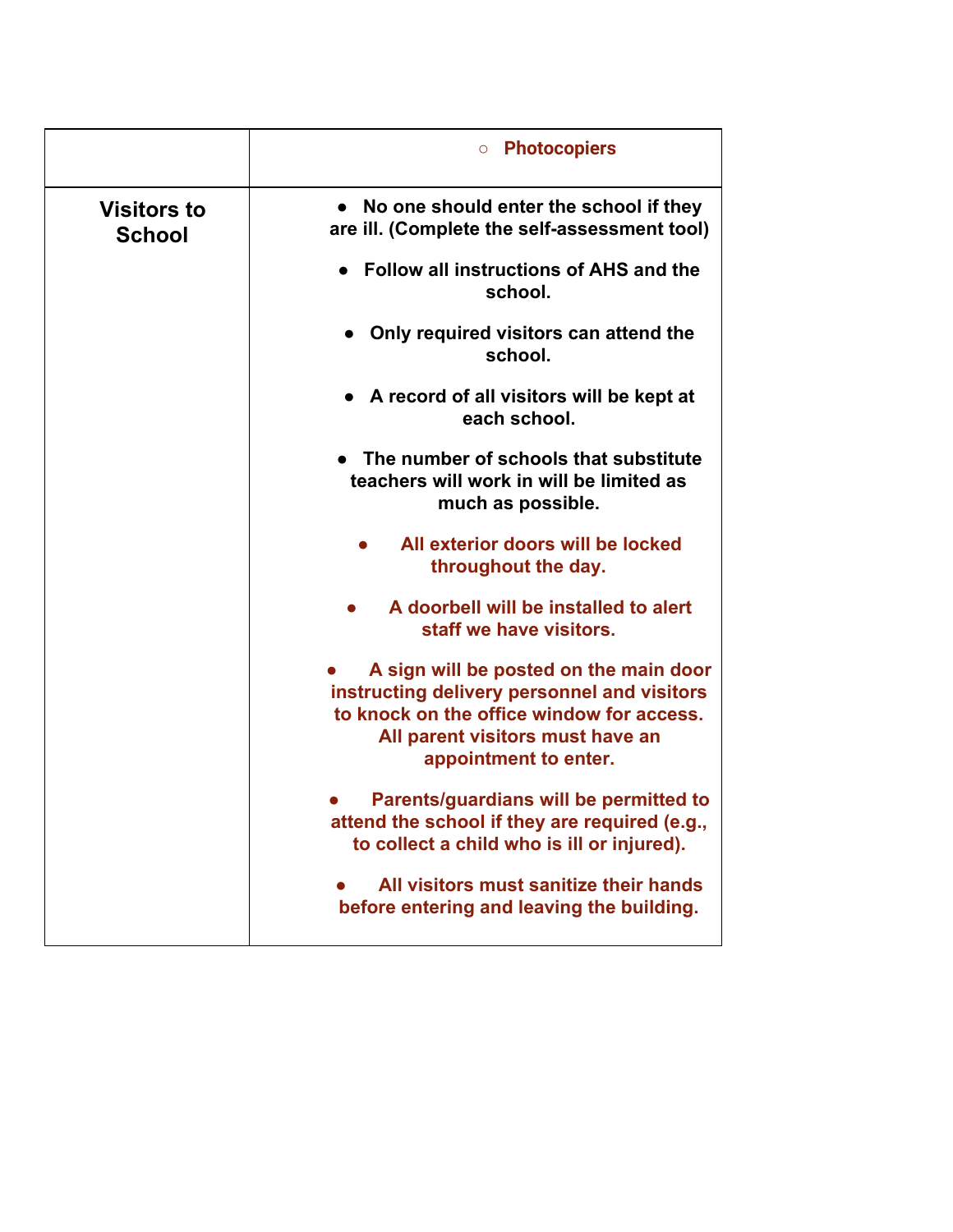| | |
|---|---|
| | ○ **Photocopiers** |
| **Visitors to School** | ● **No one should enter the school if they are ill. (Complete the self-assessment tool)**<br><br>● **Follow all instructions of AHS and the school.**<br><br>● **Only required visitors can attend the school.**<br><br>● **A record of all visitors will be kept at each school.**<br><br>● **The number of schools that substitute teachers will work in will be limited as much as possible.**<br><br>● **All exterior doors will be locked throughout the day.**<br><br>● **A doorbell will be installed to alert staff we have visitors.**<br><br>● **A sign will be posted on the main door instructing delivery personnel and visitors to knock on the office window for access. All parent visitors must have an appointment to enter.**<br><br>● **Parents/guardians will be permitted to attend the school if they are required (e.g., to collect a child who is ill or injured).**<br><br>● **All visitors must sanitize their hands before entering and leaving the building.** |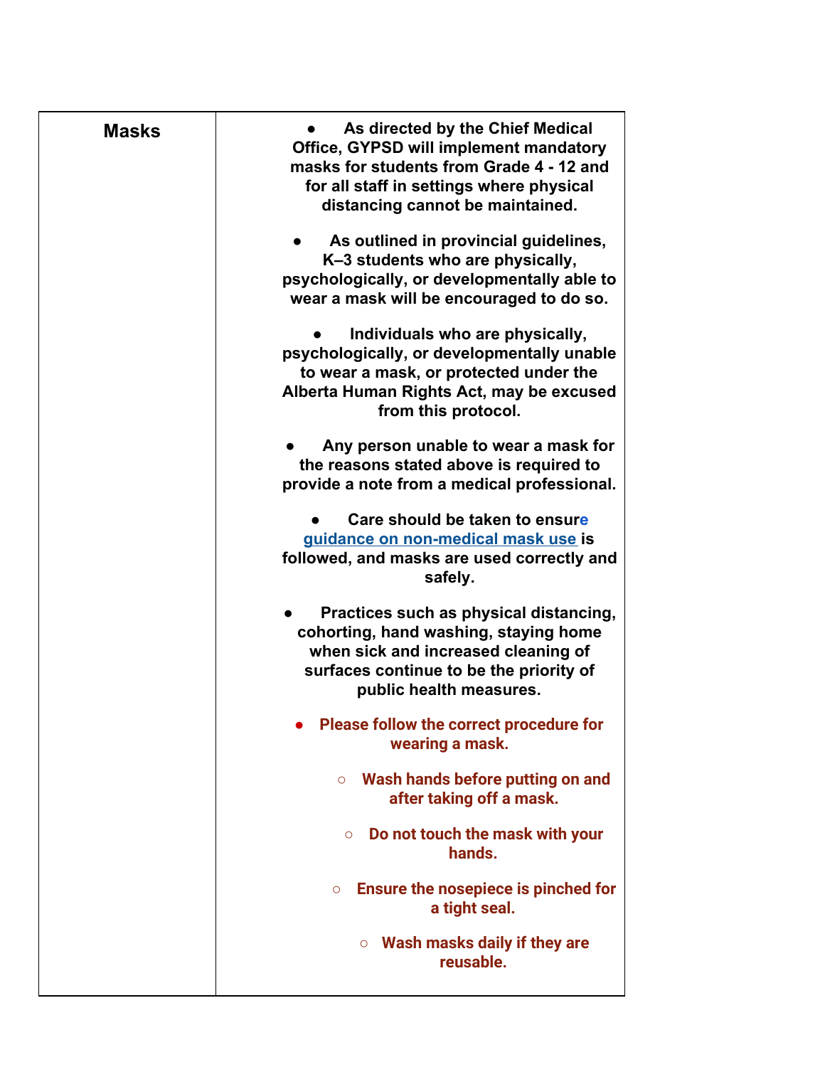| Masks | • **As directed by the Chief Medical Office, GYPSD will implement mandatory masks for students from Grade 4 - 12 and for all staff in settings where physical distancing cannot be maintained.**<br><br>• **As outlined in provincial guidelines, K–3 students who are physically, psychologically, or developmentally able to wear a mask will be encouraged to do so.**<br><br>• **Individuals who are physically, psychologically, or developmentally unable to wear a mask, or protected under the Alberta Human Rights Act, may be excused from this protocol.**<br><br>• **Any person unable to wear a mask for the reasons stated above is required to provide a note from a medical professional.**<br><br>• **Care should be taken to ensure guidance on non-medical mask use is followed, and masks are used correctly and safely.**<br><br>• **Practices such as physical distancing, cohorting, hand washing, staying home when sick and increased cleaning of surfaces continue to be the priority of public health measures.**<br><br>• **Please follow the correct procedure for wearing a mask.**<br>  ○ **Wash hands before putting on and after taking off a mask.**<br>  ○ **Do not touch the mask with your hands.**<br>  ○ **Ensure the nosepiece is pinched for a tight seal.**<br>  ○ **Wash masks daily if they are reusable.** |
|---|---|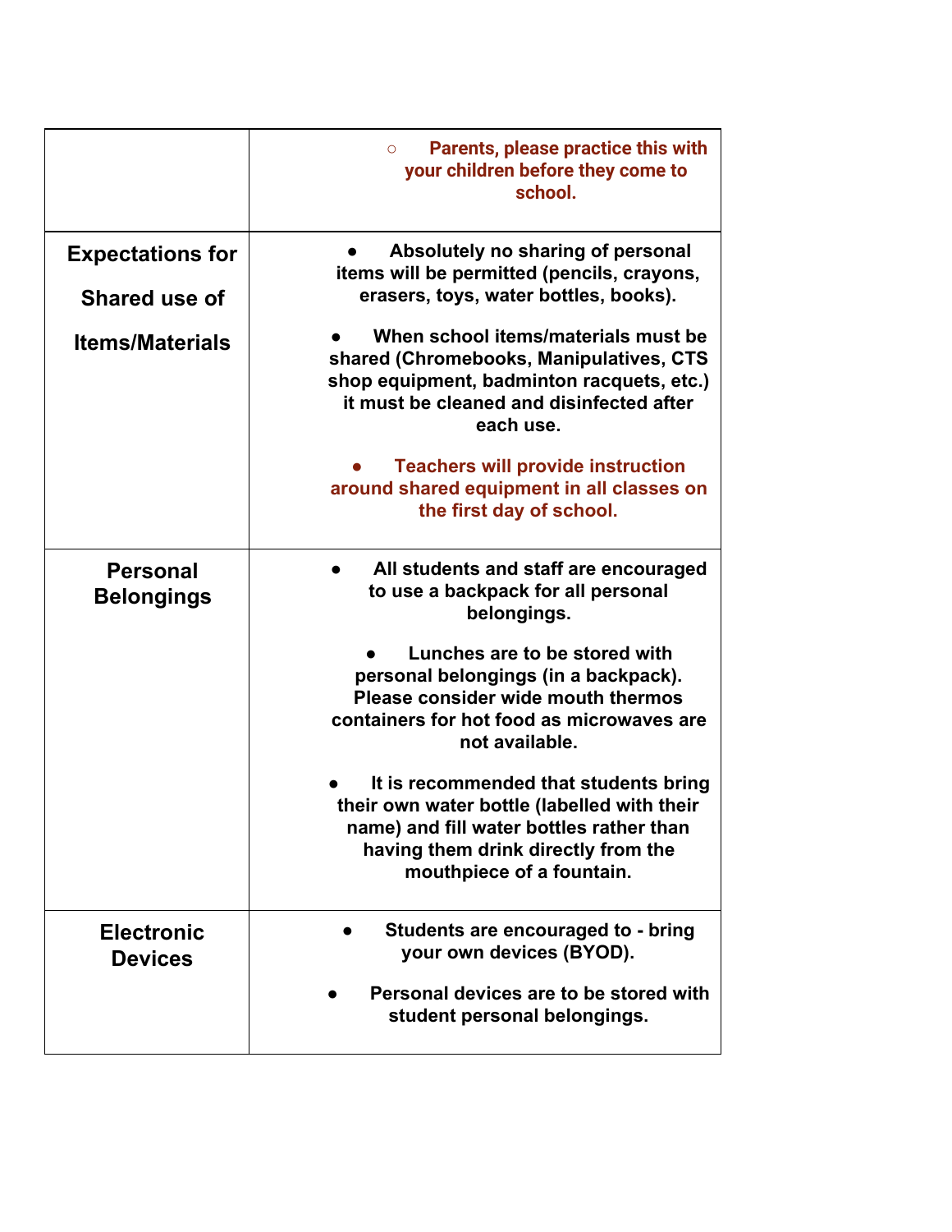| | |
|---|---|
| | ○ Parents, please practice this with your children before they come to school. |
| **Expectations for Shared use of Items/Materials** | • Absolutely no sharing of personal items will be permitted (pencils, crayons, erasers, toys, water bottles, books).<br><br>• When school items/materials must be shared (Chromebooks, Manipulatives, CTS shop equipment, badminton racquets, etc.) it must be cleaned and disinfected after each use.<br><br>• Teachers will provide instruction around shared equipment in all classes on the first day of school. |
| **Personal Belongings** | • All students and staff are encouraged to use a backpack for all personal belongings.<br><br>• Lunches are to be stored with personal belongings (in a backpack). Please consider wide mouth thermos containers for hot food as microwaves are not available.<br><br>• It is recommended that students bring their own water bottle (labelled with their name) and fill water bottles rather than having them drink directly from the mouthpiece of a fountain. |
| **Electronic Devices** | • Students are encouraged to - bring your own devices (BYOD).<br><br>• Personal devices are to be stored with student personal belongings. |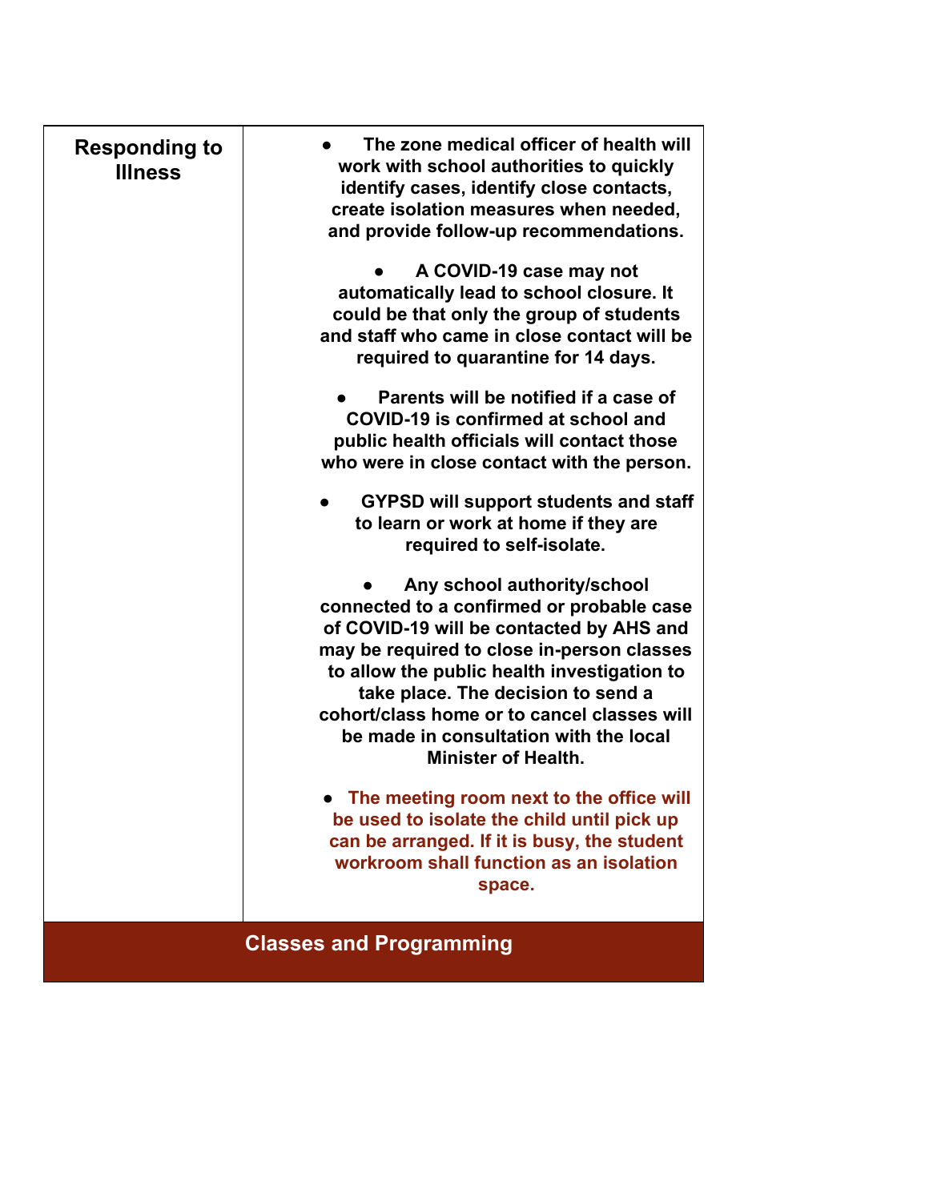| Responding to Illness | • The zone medical officer of health will work with school authorities to quickly identify cases, identify close contacts, create isolation measures when needed, and provide follow-up recommendations.<br><br>• A COVID-19 case may not automatically lead to school closure. It could be that only the group of students and staff who came in close contact will be required to quarantine for 14 days.<br><br>• Parents will be notified if a case of COVID-19 is confirmed at school and public health officials will contact those who were in close contact with the person.<br><br>• GYPSD will support students and staff to learn or work at home if they are required to self-isolate.<br><br>• Any school authority/school connected to a confirmed or probable case of COVID-19 will be contacted by AHS and may be required to close in-person classes to allow the public health investigation to take place. The decision to send a cohort/class home or to cancel classes will be made in consultation with the local Minister of Health.<br><br>• The meeting room next to the office will be used to isolate the child until pick up can be arranged. If it is busy, the student workroom shall function as an isolation space. |
|---|---|
| **Classes and Programming** | |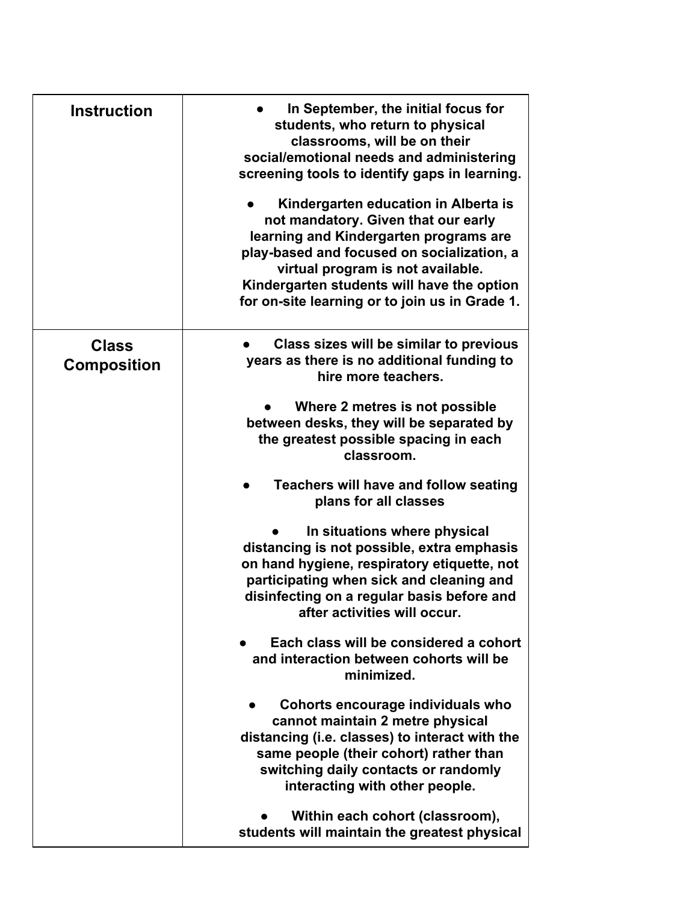| | |
|---|---|
| **Instruction** | <ul><li>**In September, the initial focus for students, who return to physical classrooms, will be on their social/emotional needs and administering screening tools to identify gaps in learning.**</li><li>**Kindergarten education in Alberta is not mandatory. Given that our early learning and Kindergarten programs are play-based and focused on socialization, a virtual program is not available. Kindergarten students will have the option for on-site learning or to join us in Grade 1.**</li></ul> |
| **Class Composition** | <ul><li>**Class sizes will be similar to previous years as there is no additional funding to hire more teachers.**</li><li>**Where 2 metres is not possible between desks, they will be separated by the greatest possible spacing in each classroom.**</li><li>**Teachers will have and follow seating plans for all classes**</li><li>**In situations where physical distancing is not possible, extra emphasis on hand hygiene, respiratory etiquette, not participating when sick and cleaning and disinfecting on a regular basis before and after activities will occur.**</li><li>**Each class will be considered a cohort and interaction between cohorts will be minimized.**</li><li>**Cohorts encourage individuals who cannot maintain 2 metre physical distancing (i.e. classes) to interact with the same people (their cohort) rather than switching daily contacts or randomly interacting with other people.**</li><li>**Within each cohort (classroom), students will maintain the greatest physical**</li></ul> |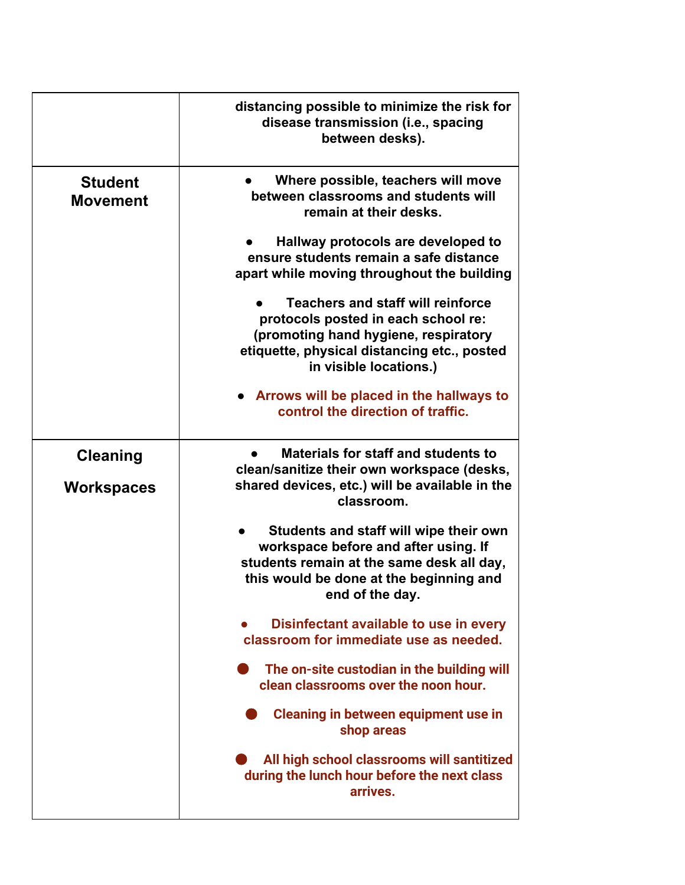| | |
|---|---|
| | **distancing possible to minimize the risk for disease transmission (i.e., spacing between desks).** |
| **Student Movement** | **● Where possible, teachers will move between classrooms and students will remain at their desks.**<br><br>**● Hallway protocols are developed to ensure students remain a safe distance apart while moving throughout the building**<br><br>**● Teachers and staff will reinforce protocols posted in each school re: (promoting hand hygiene, respiratory etiquette, physical distancing etc., posted in visible locations.)**<br><br>**● Arrows will be placed in the hallways to control the direction of traffic.** |
| **Cleaning Workspaces** | **● Materials for staff and students to clean/sanitize their own workspace (desks, shared devices, etc.) will be available in the classroom.**<br><br>**● Students and staff will wipe their own workspace before and after using. If students remain at the same desk all day, this would be done at the beginning and end of the day.**<br><br>**● Disinfectant available to use in every classroom for immediate use as needed.**<br><br>**● The on-site custodian in the building will clean classrooms over the noon hour.**<br><br>**● Cleaning in between equipment use in shop areas**<br><br>**● All high school classrooms will santitized during the lunch hour before the next class arrives.** |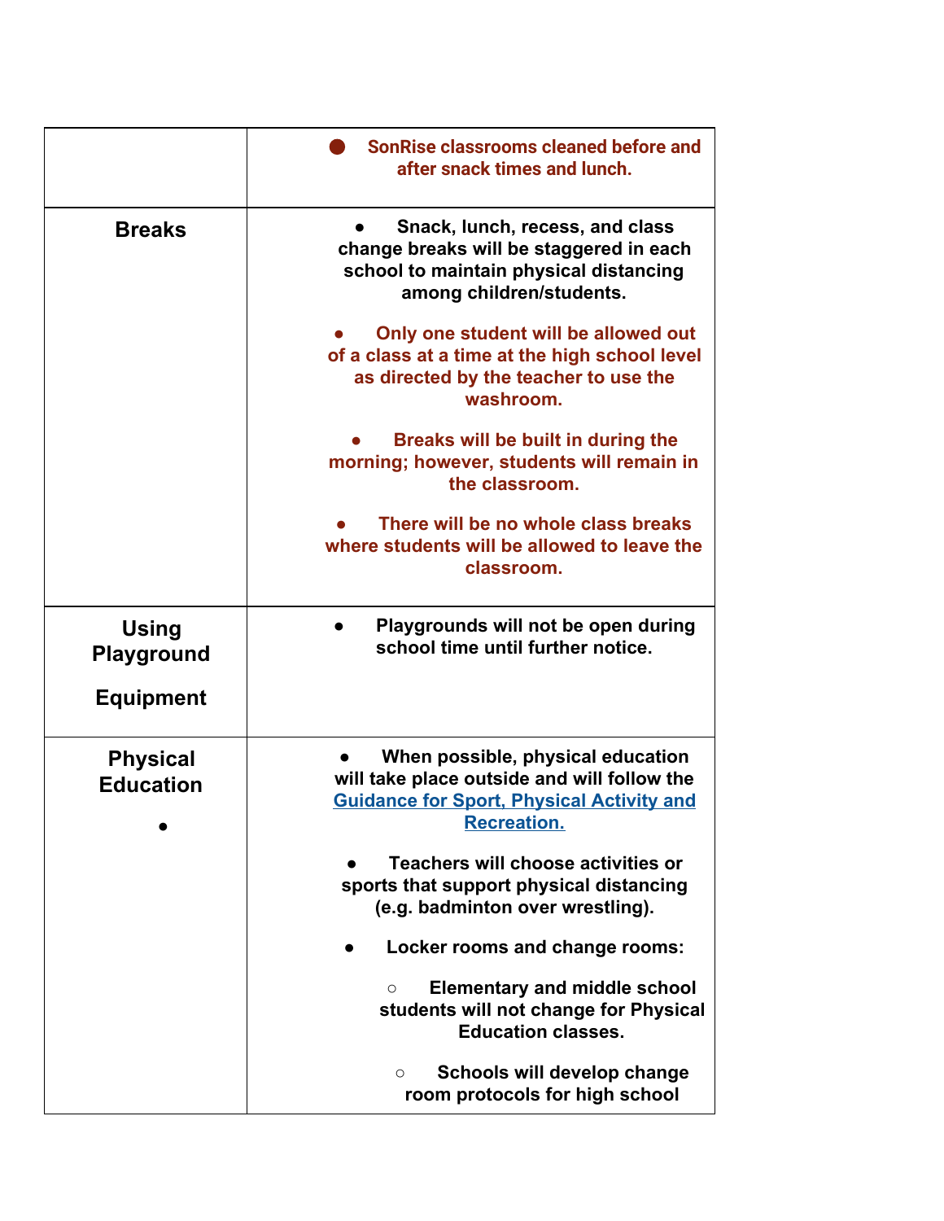| | |
|---|---|
| | ● SonRise classrooms cleaned before and after snack times and lunch. |
| **Breaks** | ● Snack, lunch, recess, and class change breaks will be staggered in each school to maintain physical distancing among children/students.<br><br>● Only one student will be allowed out of a class at a time at the high school level as directed by the teacher to use the washroom.<br><br>● Breaks will be built in during the morning; however, students will remain in the classroom.<br><br>● There will be no whole class breaks where students will be allowed to leave the classroom. |
| **Using Playground Equipment** | ● Playgrounds will not be open during school time until further notice. |
| **Physical Education**<br><br>● | ● When possible, physical education will take place outside and will follow the [Guidance for Sport, Physical Activity and Recreation.]()<br><br>● Teachers will choose activities or sports that support physical distancing (e.g. badminton over wrestling).<br><br>● Locker rooms and change rooms:<br><br>○ Elementary and middle school students will not change for Physical Education classes.<br><br>○ Schools will develop change room protocols for high school |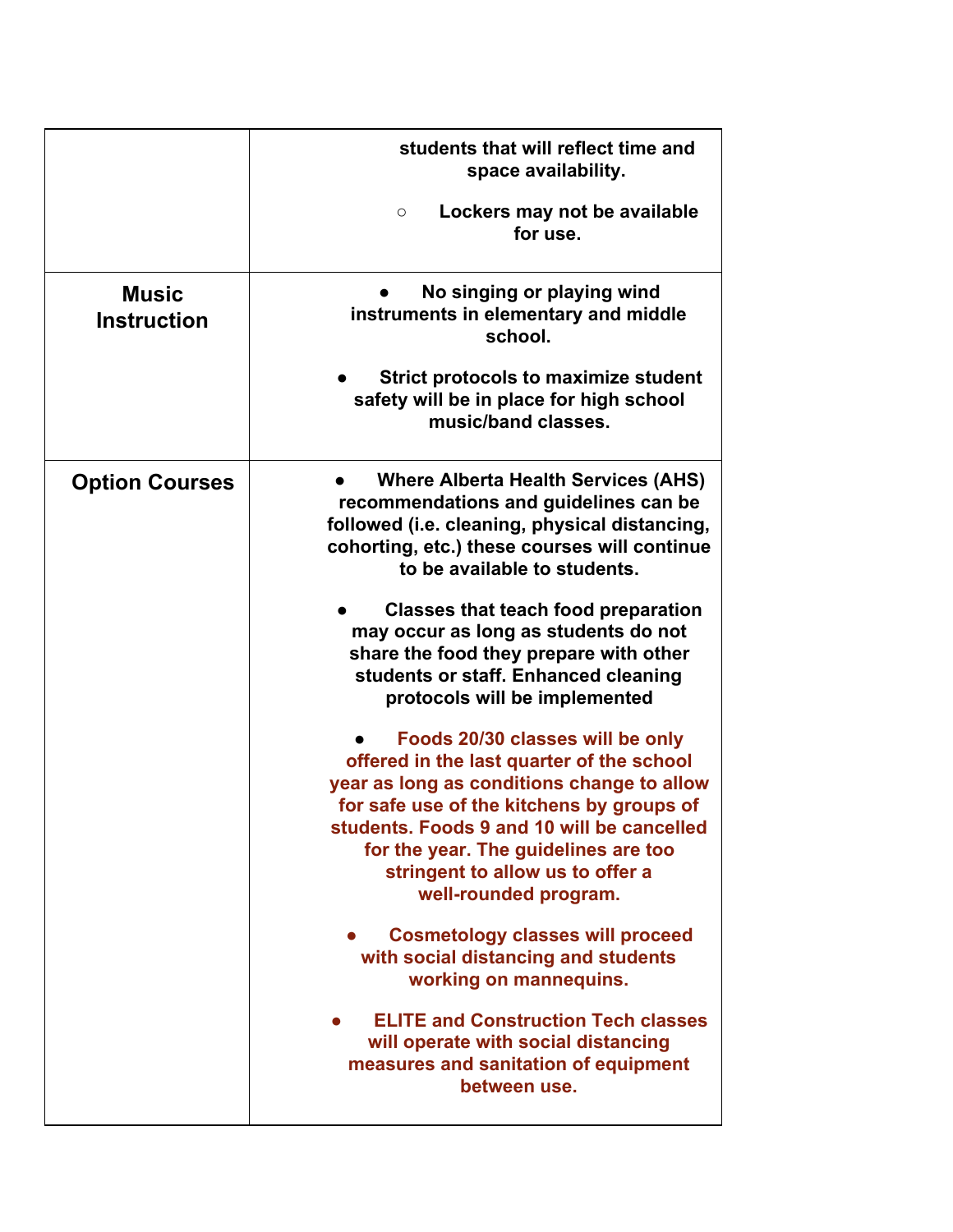| | |
|---|---|
| | students that will reflect time and space availability.<br><br>○ Lockers may not be available for use. |
| **Music Instruction** | ● No singing or playing wind instruments in elementary and middle school.<br><br>● Strict protocols to maximize student safety will be in place for high school music/band classes. |
| **Option Courses** | ● Where Alberta Health Services (AHS) recommendations and guidelines can be followed (i.e. cleaning, physical distancing, cohorting, etc.) these courses will continue to be available to students.<br><br>● Classes that teach food preparation may occur as long as students do not share the food they prepare with other students or staff. Enhanced cleaning protocols will be implemented<br><br>● Foods 20/30 classes will be only offered in the last quarter of the school year as long as conditions change to allow for safe use of the kitchens by groups of students. Foods 9 and 10 will be cancelled for the year. The guidelines are too stringent to allow us to offer a well-rounded program.<br><br>● Cosmetology classes will proceed with social distancing and students working on mannequins.<br><br>● ELITE and Construction Tech classes will operate with social distancing measures and sanitation of equipment between use. |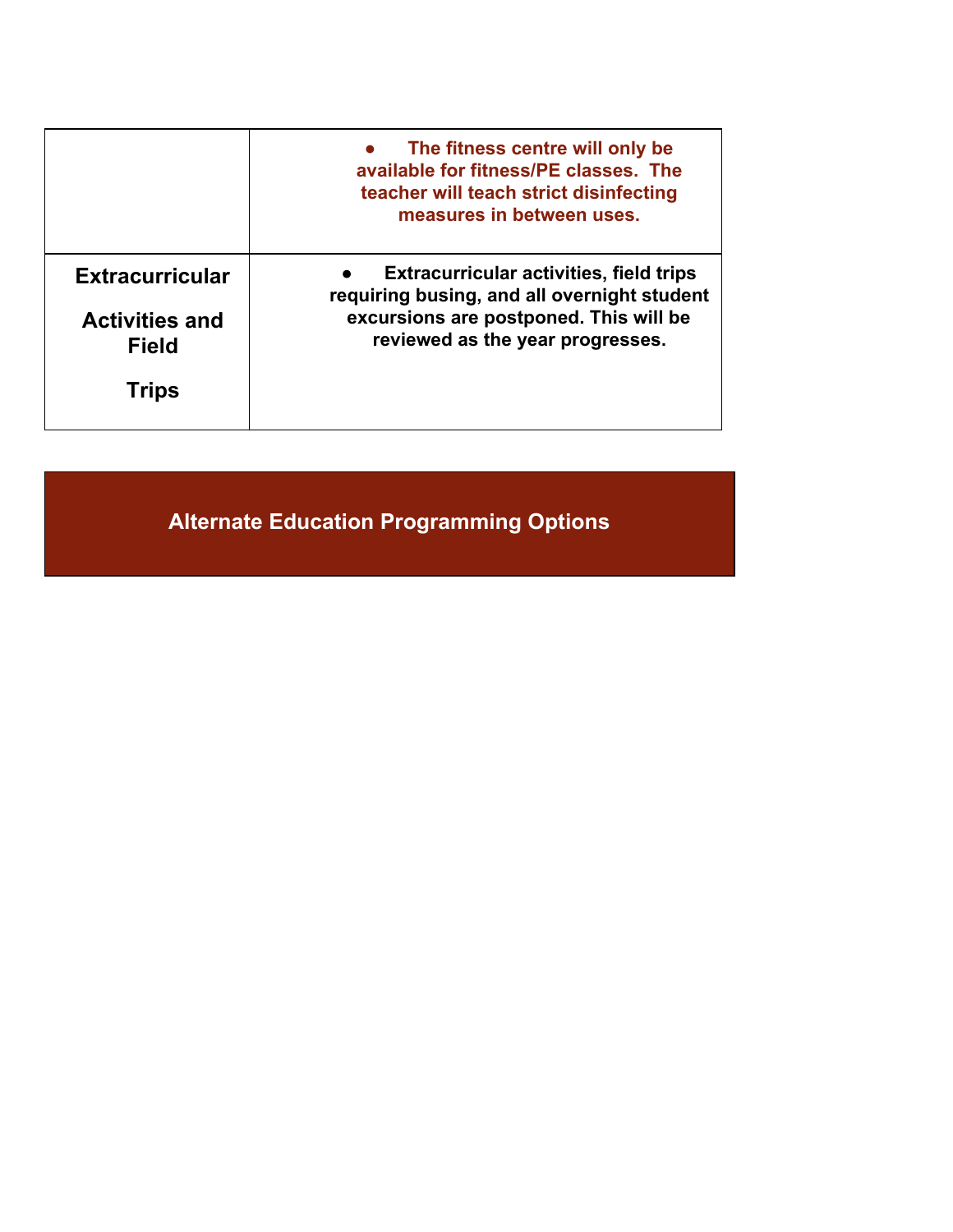| | |
|---|---|
| | ● **The fitness centre will only be available for fitness/PE classes. The teacher will teach strict disinfecting measures in between uses.** |
| **Extracurricular Activities and Field Trips** | ● **Extracurricular activities, field trips requiring busing, and all overnight student excursions are postponed. This will be reviewed as the year progresses.** |

## Alternate Education Programming Options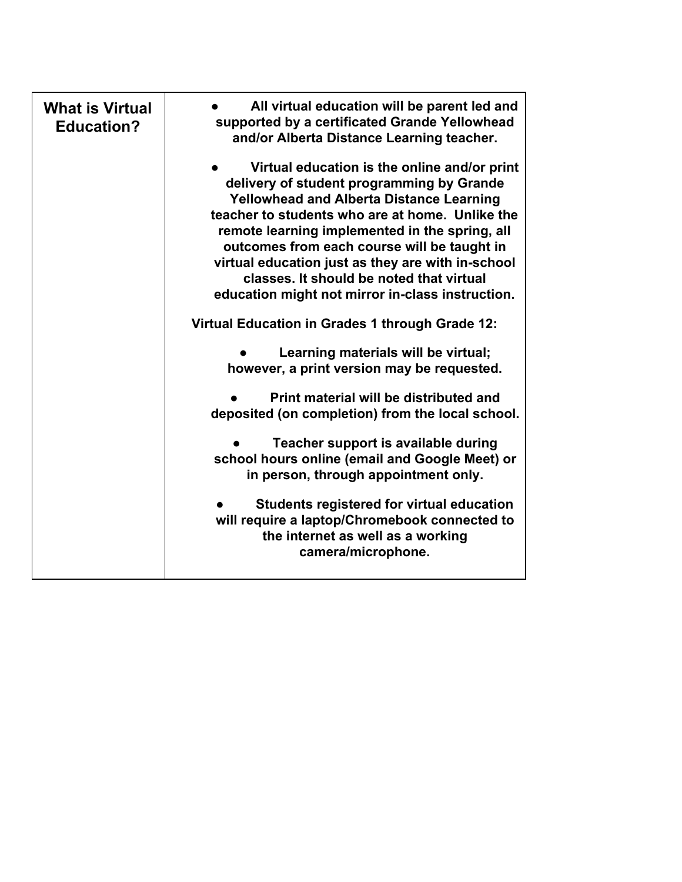| **What is Virtual Education?** | <ul><li>**All virtual education will be parent led and supported by a certificated Grande Yellowhead and/or Alberta Distance Learning teacher.**</li><li>**Virtual education is the online and/or print delivery of student programming by Grande Yellowhead and Alberta Distance Learning teacher to students who are at home. Unlike the remote learning implemented in the spring, all outcomes from each course will be taught in virtual education just as they are with in-school classes. It should be noted that virtual education might not mirror in-class instruction.**</li></ul>**Virtual Education in Grades 1 through Grade 12:**<ul><li>**Learning materials will be virtual; however, a print version may be requested.**</li><li>**Print material will be distributed and deposited (on completion) from the local school.**</li><li>**Teacher support is available during school hours online (email and Google Meet) or in person, through appointment only.**</li><li>**Students registered for virtual education will require a laptop/Chromebook connected to the internet as well as a working camera/microphone.**</li></ul> |
|---|---|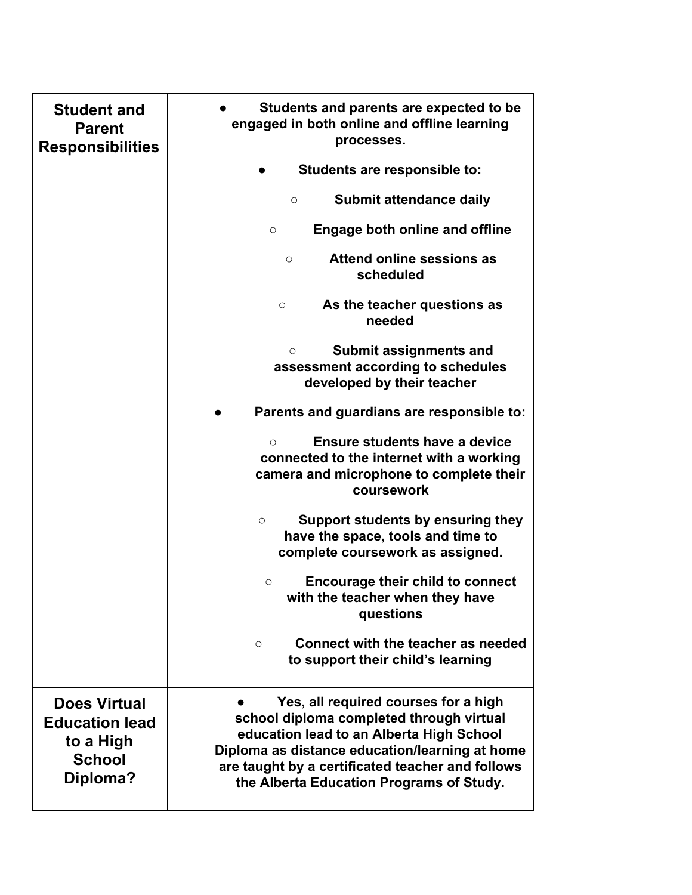| | |
|---|---|
| **Student and Parent Responsibilities** | <ul><li>**Students and parents are expected to be engaged in both online and offline learning processes.**</li><li>**Students are responsible to:**<ul><li>**Submit attendance daily**</li><li>**Engage both online and offline**</li><li>**Attend online sessions as scheduled**</li><li>**As the teacher questions as needed**</li><li>**Submit assignments and assessment according to schedules developed by their teacher**</li></ul></li><li>**Parents and guardians are responsible to:**<ul><li>**Ensure students have a device connected to the internet with a working camera and microphone to complete their coursework**</li><li>**Support students by ensuring they have the space, tools and time to complete coursework as assigned.**</li><li>**Encourage their child to connect with the teacher when they have questions**</li><li>**Connect with the teacher as needed to support their child's learning**</li></ul></li></ul> |
| **Does Virtual Education lead to a High School Diploma?** | <ul><li>**Yes, all required courses for a high school diploma completed through virtual education lead to an Alberta High School Diploma as distance education/learning at home are taught by a certificated teacher and follows the Alberta Education Programs of Study.**</li></ul> |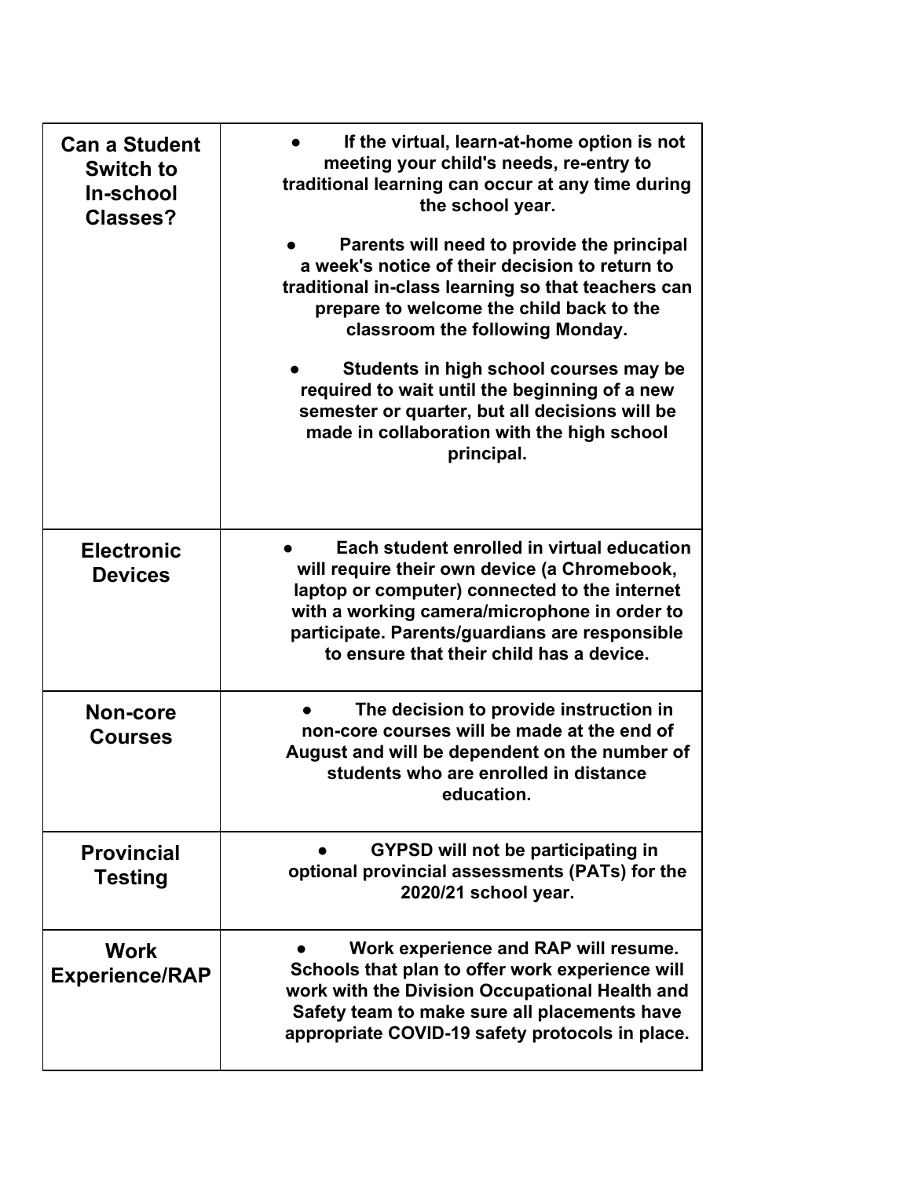| **Can a Student Switch to In-school Classes?** | **If the virtual, learn-at-home option is not meeting your child's needs, re-entry to traditional learning can occur at any time during the school year.** <br> **Parents will need to provide the principal a week's notice of their decision to return to traditional in-class learning so that teachers can prepare to welcome the child back to the classroom the following Monday.** <br> **Students in high school courses may be required to wait until the beginning of a new semester or quarter, but all decisions will be made in collaboration with the high school principal.** |
|---|---|
| **Electronic Devices** | **Each student enrolled in virtual education will require their own device (a Chromebook, laptop or computer) connected to the internet with a working camera/microphone in order to participate. Parents/guardians are responsible to ensure that their child has a device.** |
| **Non-core Courses** | **The decision to provide instruction in non-core courses will be made at the end of August and will be dependent on the number of students who are enrolled in distance education.** |
| **Provincial Testing** | **GYPSD will not be participating in optional provincial assessments (PATs) for the 2020/21 school year.** |
| **Work Experience/RAP** | **Work experience and RAP will resume. Schools that plan to offer work experience will work with the Division Occupational Health and Safety team to make sure all placements have appropriate COVID-19 safety protocols in place.** |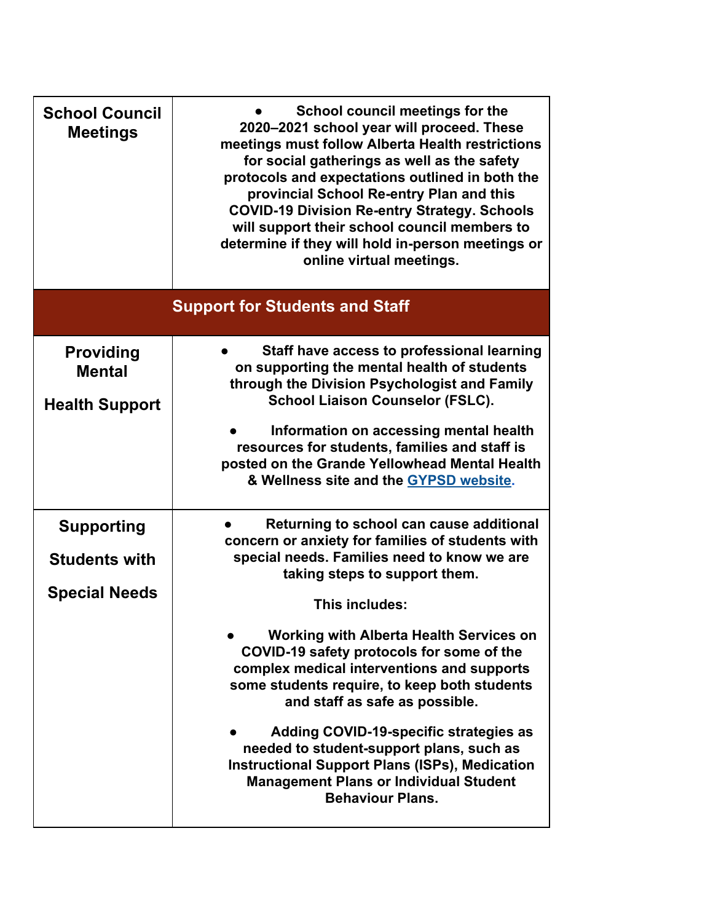| | |
|---|---|
| **School Council Meetings** | • **School council meetings for the 2020–2021 school year will proceed. These meetings must follow Alberta Health restrictions for social gatherings as well as the safety protocols and expectations outlined in both the provincial School Re-entry Plan and this COVID-19 Division Re-entry Strategy. Schools will support their school council members to determine if they will hold in-person meetings or online virtual meetings.** |
| **Support for Students and Staff** | |
| **Providing Mental Health Support** | • **Staff have access to professional learning on supporting the mental health of students through the Division Psychologist and Family School Liaison Counselor (FSLC).** <br><br> • **Information on accessing mental health resources for students, families and staff is posted on the Grande Yellowhead Mental Health & Wellness site and the GYPSD website.** |
| **Supporting Students with Special Needs** | • **Returning to school can cause additional concern or anxiety for families of students with special needs. Families need to know we are taking steps to support them.** <br><br> **This includes:** <br><br> • **Working with Alberta Health Services on COVID-19 safety protocols for some of the complex medical interventions and supports some students require, to keep both students and staff as safe as possible.** <br><br> • **Adding COVID-19-specific strategies as needed to student-support plans, such as Instructional Support Plans (ISPs), Medication Management Plans or Individual Student Behaviour Plans.** |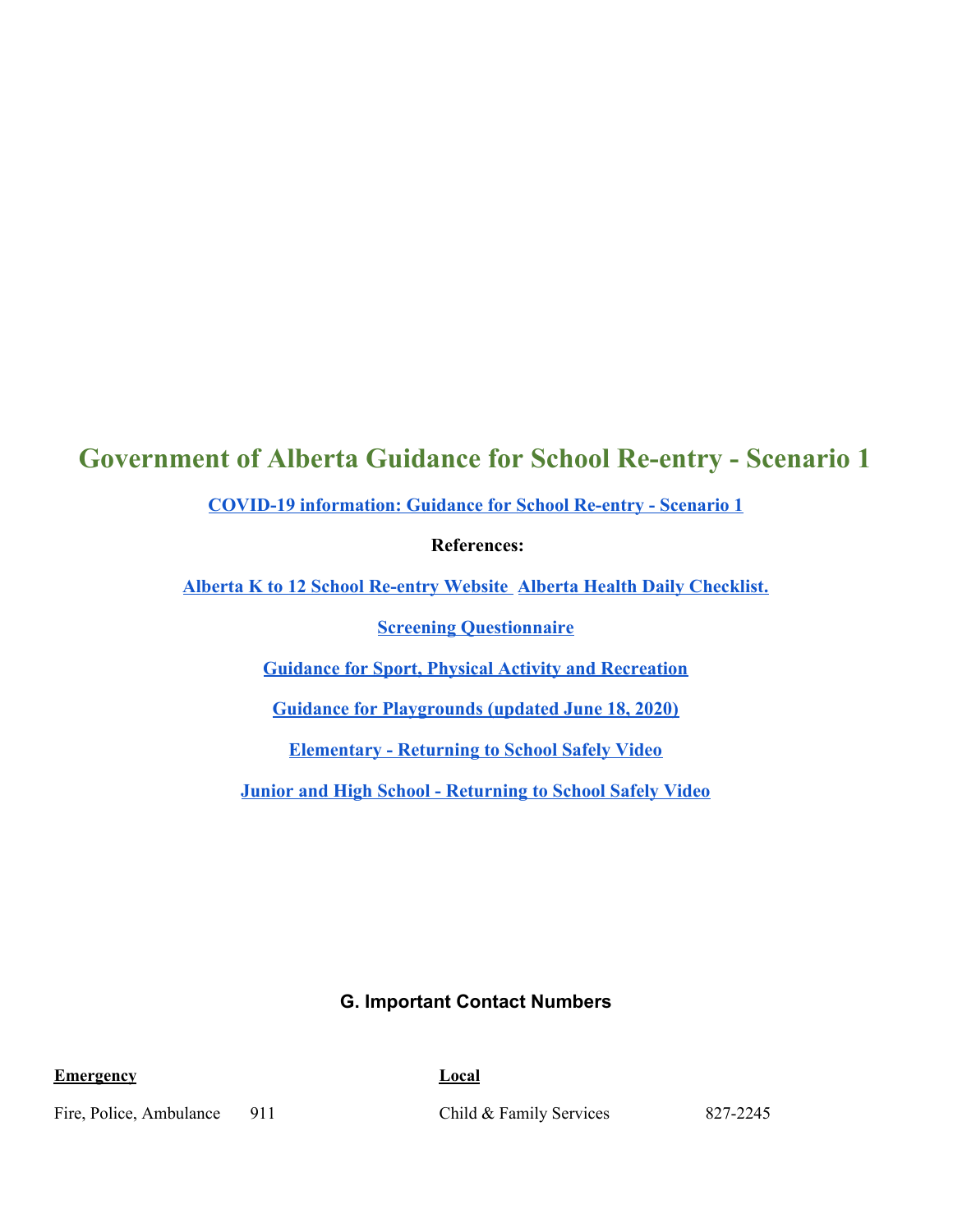# Government of Alberta Guidance for School Re-entry - Scenario 1

**[COVID-19 information: Guidance for School Re-entry - Scenario 1]**

**References:**

**[Alberta K to 12 School Re-entry Website]** **[Alberta Health Daily Checklist.]**

**[Screening Questionnaire]**

**[Guidance for Sport, Physical Activity and Recreation]**

**[Guidance for Playgrounds (updated June 18, 2020)]**

**[Elementary - Returning to School Safely Video]**

**[Junior and High School - Returning to School Safely Video]**

## G. Important Contact Numbers

| **Emergency** | | **Local** | |
|---|---|---|---|
| Fire, Police, Ambulance | 911 | Child & Family Services | 827-2245 |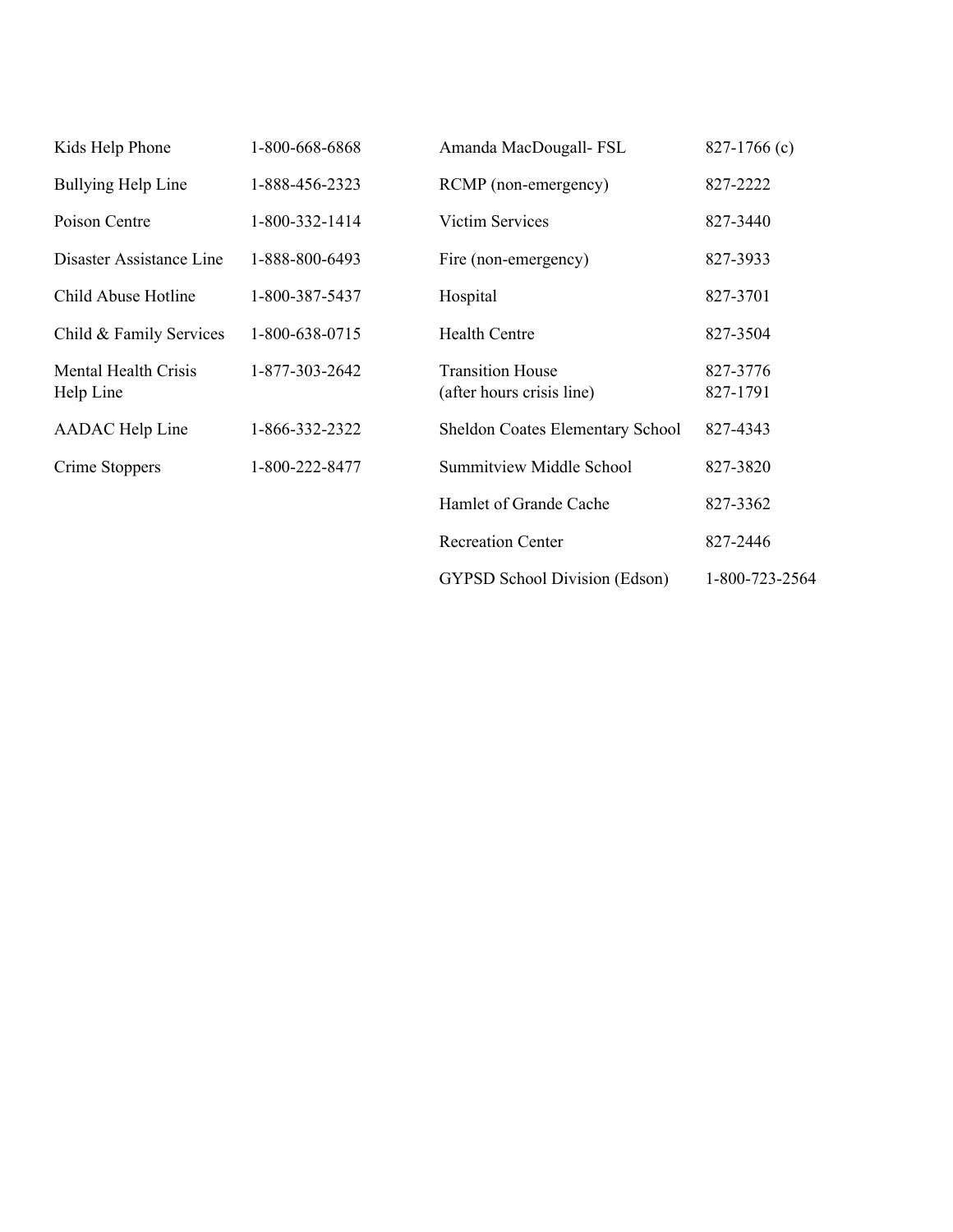| | | | |
|---|---|---|---|
| Kids Help Phone | 1-800-668-6868 | Amanda MacDougall- FSL | 827-1766 (c) |
| Bullying Help Line | 1-888-456-2323 | RCMP (non-emergency) | 827-2222 |
| Poison Centre | 1-800-332-1414 | Victim Services | 827-3440 |
| Disaster Assistance Line | 1-888-800-6493 | Fire (non-emergency) | 827-3933 |
| Child Abuse Hotline | 1-800-387-5437 | Hospital | 827-3701 |
| Child & Family Services | 1-800-638-0715 | Health Centre | 827-3504 |
| Mental Health Crisis Help Line | 1-877-303-2642 | Transition House (after hours crisis line) | 827-3776 827-1791 |
| AADAC Help Line | 1-866-332-2322 | Sheldon Coates Elementary School | 827-4343 |
| Crime Stoppers | 1-800-222-8477 | Summitview Middle School | 827-3820 |
| | | Hamlet of Grande Cache | 827-3362 |
| | | Recreation Center | 827-2446 |
| | | GYPSD School Division (Edson) | 1-800-723-2564 |